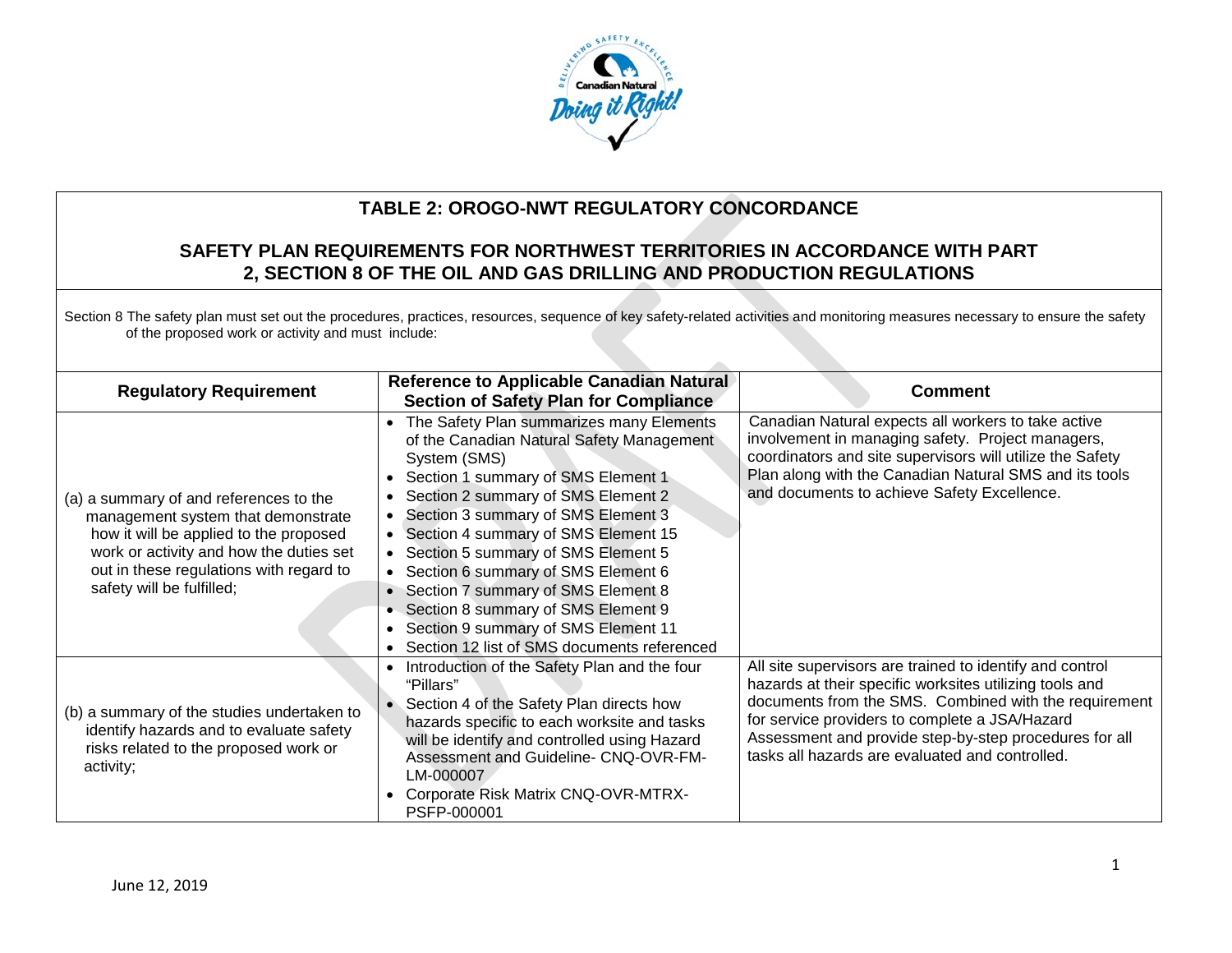## TABLE 2: OROGO-NWT REGULATORY CONCORDANCE

## SAFETY PLAN REQUIREMENTS FOR NORTHWEST TERRITORIES IN ACCORDANCE WITH PART 2, SECTION 8 OF THE OIL AND GAS DRILLING AND PRODUCTION REGULATIONS

Section 8 The safety plan must set out the procedures, practices, resources, sequence of key safety-related activities and monitoring measures necessary to ensure the safety of the proposed work or activity and must include:

| Regulatory Requirement | Reference to Applicable Canadian Natural Section of Safety Plan for Compliance | Comment |
|---|---|---|
| (a) a summary of and references to the management system that demonstrate how it will be applied to the proposed work or activity and how the duties set out in these regulations with regard to safety will be fulfilled; | • The Safety Plan summarizes many Elements of the Canadian Natural Safety Management System (SMS)<br>• Section 1 summary of SMS Element 1<br>• Section 2 summary of SMS Element 2<br>• Section 3 summary of SMS Element 3<br>• Section 4 summary of SMS Element 15<br>• Section 5 summary of SMS Element 5<br>• Section 6 summary of SMS Element 6<br>• Section 7 summary of SMS Element 8<br>• Section 8 summary of SMS Element 9<br>• Section 9 summary of SMS Element 11<br>• Section 12 list of SMS documents referenced | Canadian Natural expects all workers to take active involvement in managing safety. Project managers, coordinators and site supervisors will utilize the Safety Plan along with the Canadian Natural SMS and its tools and documents to achieve Safety Excellence. |
| (b) a summary of the studies undertaken to identify hazards and to evaluate safety risks related to the proposed work or activity; | • Introduction of the Safety Plan and the four "Pillars"<br>• Section 4 of the Safety Plan directs how hazards specific to each worksite and tasks will be identify and controlled using Hazard Assessment and Guideline- CNQ-OVR-FM-LM-000007<br>• Corporate Risk Matrix CNQ-OVR-MTRX-PSFP-000001 | All site supervisors are trained to identify and control hazards at their specific worksites utilizing tools and documents from the SMS. Combined with the requirement for service providers to complete a JSA/Hazard Assessment and provide step-by-step procedures for all tasks all hazards are evaluated and controlled. |

June 12, 2019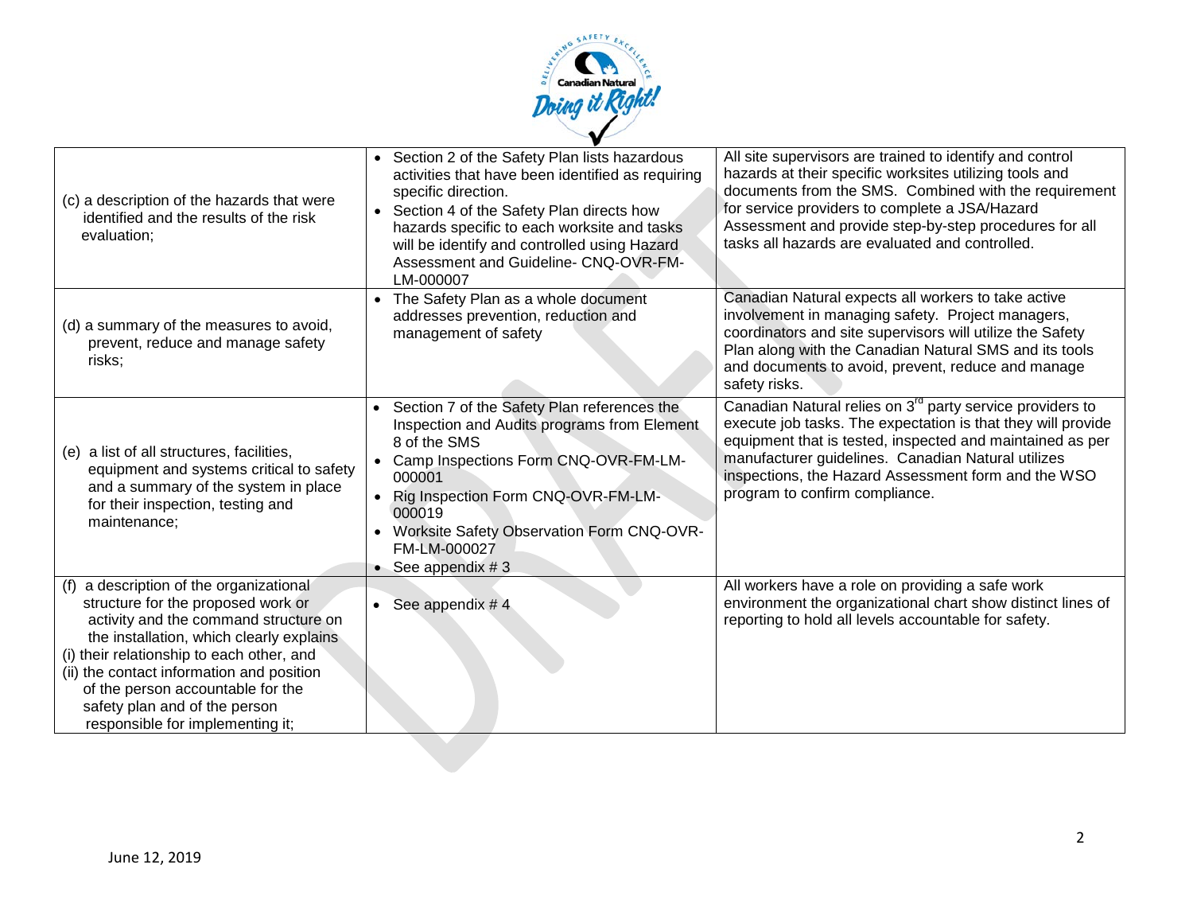| | | |
|---|---|---|
| (c) a description of the hazards that were identified and the results of the risk evaluation; | • Section 2 of the Safety Plan lists hazardous activities that have been identified as requiring specific direction.<br>• Section 4 of the Safety Plan directs how hazards specific to each worksite and tasks will be identify and controlled using Hazard Assessment and Guideline- CNQ-OVR-FM-LM-000007 | All site supervisors are trained to identify and control hazards at their specific worksites utilizing tools and documents from the SMS. Combined with the requirement for service providers to complete a JSA/Hazard Assessment and provide step-by-step procedures for all tasks all hazards are evaluated and controlled. |
| (d) a summary of the measures to avoid, prevent, reduce and manage safety risks; | • The Safety Plan as a whole document addresses prevention, reduction and management of safety | Canadian Natural expects all workers to take active involvement in managing safety. Project managers, coordinators and site supervisors will utilize the Safety Plan along with the Canadian Natural SMS and its tools and documents to avoid, prevent, reduce and manage safety risks. |
| (e) a list of all structures, facilities, equipment and systems critical to safety and a summary of the system in place for their inspection, testing and maintenance; | • Section 7 of the Safety Plan references the Inspection and Audits programs from Element 8 of the SMS<br>• Camp Inspections Form CNQ-OVR-FM-LM-000001<br>• Rig Inspection Form CNQ-OVR-FM-LM-000019<br>• Worksite Safety Observation Form CNQ-OVR-FM-LM-000027<br>• See appendix # 3 | Canadian Natural relies on 3rd party service providers to execute job tasks. The expectation is that they will provide equipment that is tested, inspected and maintained as per manufacturer guidelines. Canadian Natural utilizes inspections, the Hazard Assessment form and the WSO program to confirm compliance. |
| (f) a description of the organizational structure for the proposed work or activity and the command structure on the installation, which clearly explains<br>(i) their relationship to each other, and<br>(ii) the contact information and position of the person accountable for the safety plan and of the person responsible for implementing it; | • See appendix # 4 | All workers have a role on providing a safe work environment the organizational chart show distinct lines of reporting to hold all levels accountable for safety. |

June 12, 2019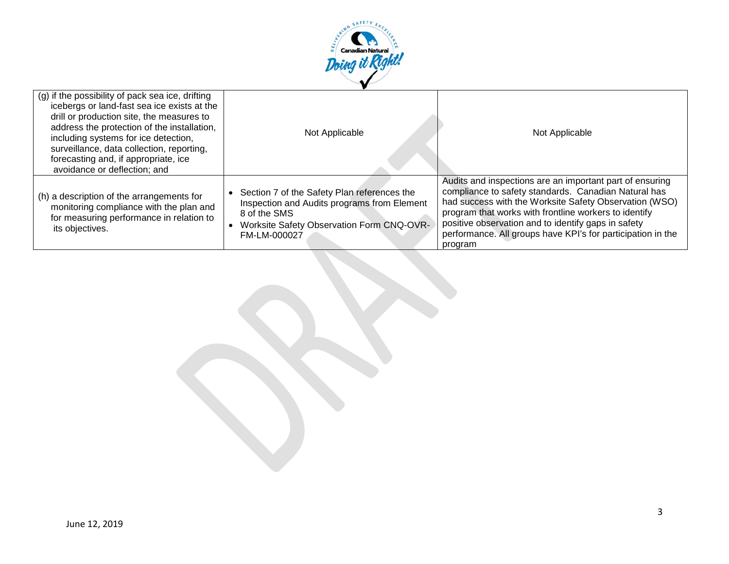| (g) if the possibility of pack sea ice, drifting icebergs or land-fast sea ice exists at the drill or production site, the measures to address the protection of the installation, including systems for ice detection, surveillance, data collection, reporting, forecasting and, if appropriate, ice avoidance or deflection; and | Not Applicable | Not Applicable |
|---|---|---|
| (h) a description of the arrangements for monitoring compliance with the plan and for measuring performance in relation to its objectives. | • Section 7 of the Safety Plan references the Inspection and Audits programs from Element 8 of the SMS<br>• Worksite Safety Observation Form CNQ-OVR-FM-LM-000027 | Audits and inspections are an important part of ensuring compliance to safety standards. Canadian Natural has had success with the Worksite Safety Observation (WSO) program that works with frontline workers to identify positive observation and to identify gaps in safety performance. All groups have KPI's for participation in the program |

June 12, 2019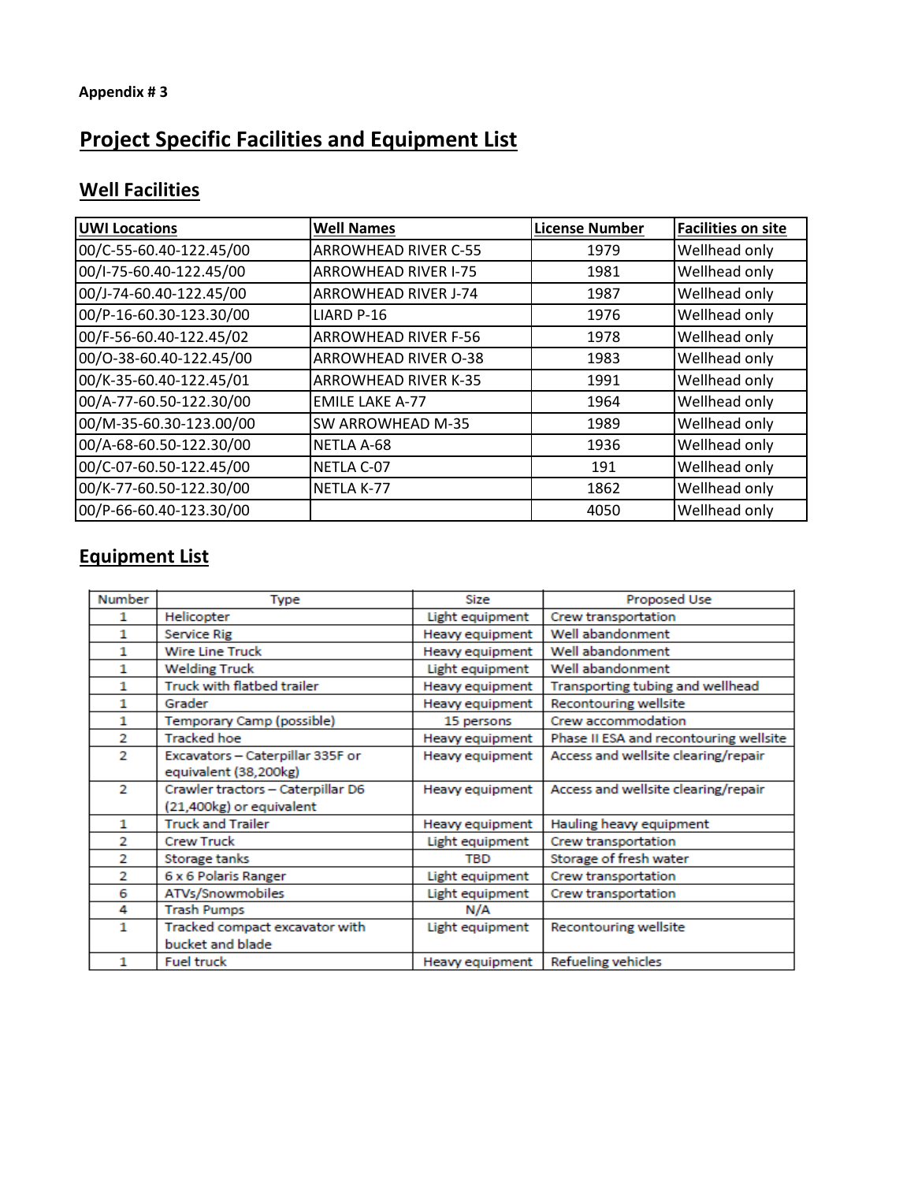**Appendix # 3**

# Project Specific Facilities and Equipment List

## Well Facilities

| UWI Locations | Well Names | License Number | Facilities on site |
|---|---|---|---|
| 00/C-55-60.40-122.45/00 | ARROWHEAD RIVER C-55 | 1979 | Wellhead only |
| 00/I-75-60.40-122.45/00 | ARROWHEAD RIVER I-75 | 1981 | Wellhead only |
| 00/J-74-60.40-122.45/00 | ARROWHEAD RIVER J-74 | 1987 | Wellhead only |
| 00/P-16-60.30-123.30/00 | LIARD P-16 | 1976 | Wellhead only |
| 00/F-56-60.40-122.45/02 | ARROWHEAD RIVER F-56 | 1978 | Wellhead only |
| 00/O-38-60.40-122.45/00 | ARROWHEAD RIVER O-38 | 1983 | Wellhead only |
| 00/K-35-60.40-122.45/01 | ARROWHEAD RIVER K-35 | 1991 | Wellhead only |
| 00/A-77-60.50-122.30/00 | EMILE LAKE A-77 | 1964 | Wellhead only |
| 00/M-35-60.30-123.00/00 | SW ARROWHEAD M-35 | 1989 | Wellhead only |
| 00/A-68-60.50-122.30/00 | NETLA A-68 | 1936 | Wellhead only |
| 00/C-07-60.50-122.45/00 | NETLA C-07 | 191 | Wellhead only |
| 00/K-77-60.50-122.30/00 | NETLA K-77 | 1862 | Wellhead only |
| 00/P-66-60.40-123.30/00 | | 4050 | Wellhead only |

## Equipment List

| Number | Type | Size | Proposed Use |
|---|---|---|---|
| 1 | Helicopter | Light equipment | Crew transportation |
| 1 | Service Rig | Heavy equipment | Well abandonment |
| 1 | Wire Line Truck | Heavy equipment | Well abandonment |
| 1 | Welding Truck | Light equipment | Well abandonment |
| 1 | Truck with flatbed trailer | Heavy equipment | Transporting tubing and wellhead |
| 1 | Grader | Heavy equipment | Recontouring wellsite |
| 1 | Temporary Camp (possible) | 15 persons | Crew accommodation |
| 2 | Tracked hoe | Heavy equipment | Phase II ESA and recontouring wellsite |
| 2 | Excavators – Caterpillar 335F or equivalent (38,200kg) | Heavy equipment | Access and wellsite clearing/repair |
| 2 | Crawler tractors – Caterpillar D6 (21,400kg) or equivalent | Heavy equipment | Access and wellsite clearing/repair |
| 1 | Truck and Trailer | Heavy equipment | Hauling heavy equipment |
| 2 | Crew Truck | Light equipment | Crew transportation |
| 2 | Storage tanks | TBD | Storage of fresh water |
| 2 | 6 x 6 Polaris Ranger | Light equipment | Crew transportation |
| 6 | ATVs/Snowmobiles | Light equipment | Crew transportation |
| 4 | Trash Pumps | N/A | |
| 1 | Tracked compact excavator with bucket and blade | Light equipment | Recontouring wellsite |
| 1 | Fuel truck | Heavy equipment | Refueling vehicles |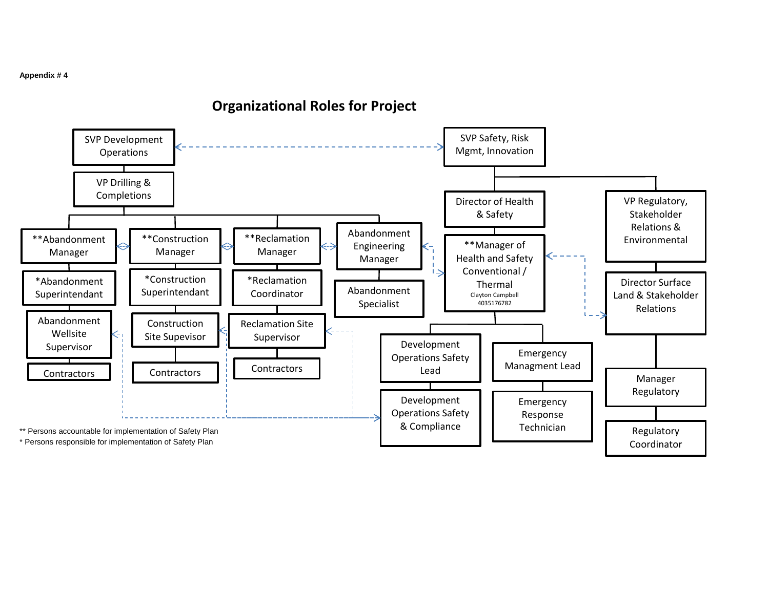Appendix # 4

## Organizational Roles for Project

- SVP Development Operations
  - VP Drilling & Completions
    - **Abandonment Manager
      - *Abandonment Superintendant
        - Abandonment Wellsite Supervisor
          - Contractors
    - **Construction Manager
      - *Construction Superintendant
        - Construction Site Supevisor
          - Contractors
    - **Reclamation Manager
      - *Reclamation Coordinator
        - Reclamation Site Supervisor
          - Contractors
    - Abandonment Engineering Manager
      - Abandonment Specialist
- SVP Safety, Risk Mgmt, Innovation
  - Director of Health & Safety
    - **Manager of Health and Safety Conventional / Thermal
      Clayton Campbell
      4035176782
      - Development Operations Safety Lead
        - Development Operations Safety & Compliance
      - Emergency Managment Lead
        - Emergency Response Technician
  - VP Regulatory, Stakeholder Relations & Environmental
    - Director Surface Land & Stakeholder Relations
      - Manager Regulatory
        - Regulatory Coordinator

** Persons accountable for implementation of Safety Plan
* Persons responsible for implementation of Safety Plan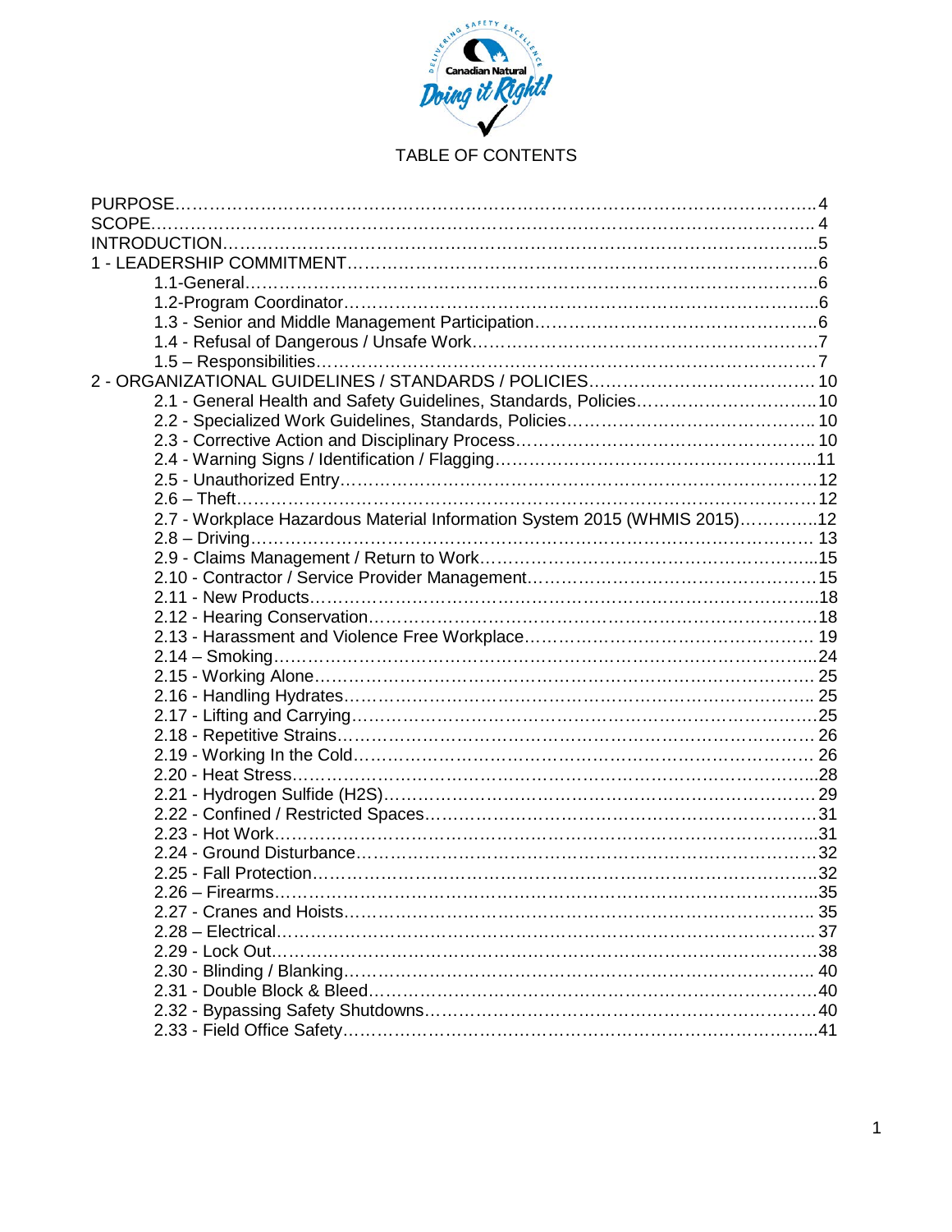# TABLE OF CONTENTS

| | |
|---|---|
| PURPOSE | 4 |
| SCOPE | 4 |
| INTRODUCTION | 5 |
| 1 - LEADERSHIP COMMITMENT | 6 |
| 1.1-General | 6 |
| 1.2-Program Coordinator | 6 |
| 1.3 - Senior and Middle Management Participation | 6 |
| 1.4 - Refusal of Dangerous / Unsafe Work | 7 |
| 1.5 – Responsibilities | 7 |
| 2 - ORGANIZATIONAL GUIDELINES / STANDARDS / POLICIES | 10 |
| 2.1 - General Health and Safety Guidelines, Standards, Policies | 10 |
| 2.2 - Specialized Work Guidelines, Standards, Policies | 10 |
| 2.3 - Corrective Action and Disciplinary Process | 10 |
| 2.4 - Warning Signs / Identification / Flagging | 11 |
| 2.5 - Unauthorized Entry | 12 |
| 2.6 – Theft | 12 |
| 2.7 - Workplace Hazardous Material Information System 2015 (WHMIS 2015) | 12 |
| 2.8 – Driving | 13 |
| 2.9 - Claims Management / Return to Work | 15 |
| 2.10 - Contractor / Service Provider Management | 15 |
| 2.11 - New Products | 18 |
| 2.12 - Hearing Conservation | 18 |
| 2.13 - Harassment and Violence Free Workplace | 19 |
| 2.14 – Smoking | 24 |
| 2.15 - Working Alone | 25 |
| 2.16 - Handling Hydrates | 25 |
| 2.17 - Lifting and Carrying | 25 |
| 2.18 - Repetitive Strains | 26 |
| 2.19 - Working In the Cold | 26 |
| 2.20 - Heat Stress | 28 |
| 2.21 - Hydrogen Sulfide (H2S) | 29 |
| 2.22 - Confined / Restricted Spaces | 31 |
| 2.23 - Hot Work | 31 |
| 2.24 - Ground Disturbance | 32 |
| 2.25 - Fall Protection | 32 |
| 2.26 – Firearms | 35 |
| 2.27 - Cranes and Hoists | 35 |
| 2.28 – Electrical | 37 |
| 2.29 - Lock Out | 38 |
| 2.30 - Blinding / Blanking | 40 |
| 2.31 - Double Block & Bleed | 40 |
| 2.32 - Bypassing Safety Shutdowns | 40 |
| 2.33 - Field Office Safety | 41 |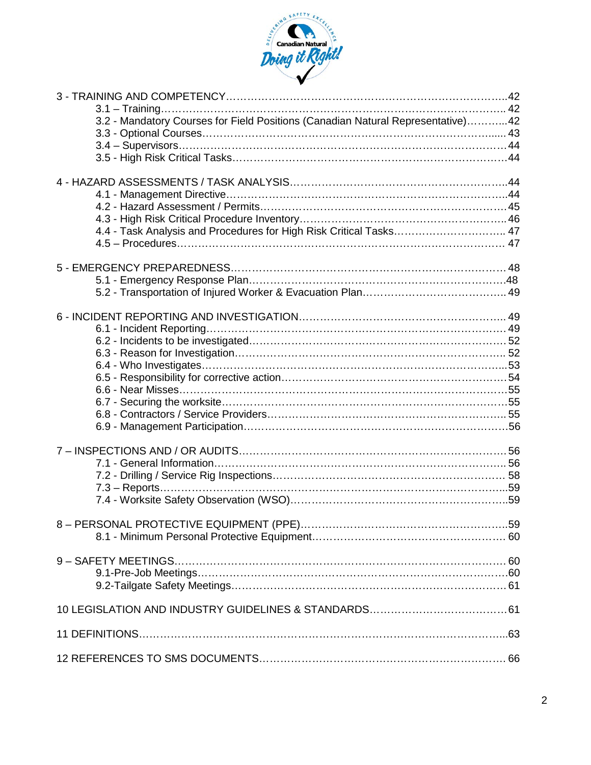3 - TRAINING AND COMPETENCY ..... 42
- 3.1 – Training ..... 42
- 3.2 - Mandatory Courses for Field Positions (Canadian Natural Representative) ..... 42
- 3.3 - Optional Courses ..... 43
- 3.4 – Supervisors ..... 44
- 3.5 - High Risk Critical Tasks ..... 44

4 - HAZARD ASSESSMENTS / TASK ANALYSIS ..... 44
- 4.1 - Management Directive ..... 44
- 4.2 - Hazard Assessment / Permits ..... 45
- 4.3 - High Risk Critical Procedure Inventory ..... 46
- 4.4 - Task Analysis and Procedures for High Risk Critical Tasks ..... 47
- 4.5 – Procedures ..... 47

5 - EMERGENCY PREPAREDNESS ..... 48
- 5.1 - Emergency Response Plan ..... 48
- 5.2 - Transportation of Injured Worker & Evacuation Plan ..... 49

6 - INCIDENT REPORTING AND INVESTIGATION ..... 49
- 6.1 - Incident Reporting ..... 49
- 6.2 - Incidents to be investigated ..... 52
- 6.3 - Reason for Investigation ..... 52
- 6.4 - Who Investigates ..... 53
- 6.5 - Responsibility for corrective action ..... 54
- 6.6 - Near Misses ..... 55
- 6.7 - Securing the worksite ..... 55
- 6.8 - Contractors / Service Providers ..... 55
- 6.9 - Management Participation ..... 56

7 – INSPECTIONS AND / OR AUDITS ..... 56
- 7.1 - General Information ..... 56
- 7.2 - Drilling / Service Rig Inspections ..... 58
- 7.3 – Reports ..... 59
- 7.4 - Worksite Safety Observation (WSO) ..... 59

8 – PERSONAL PROTECTIVE EQUIPMENT (PPE) ..... 59
- 8.1 - Minimum Personal Protective Equipment ..... 60

9 – SAFETY MEETINGS ..... 60
- 9.1-Pre-Job Meetings ..... 60
- 9.2-Tailgate Safety Meetings ..... 61

10 LEGISLATION AND INDUSTRY GUIDELINES & STANDARDS ..... 61

11 DEFINITIONS ..... 63

12 REFERENCES TO SMS DOCUMENTS ..... 66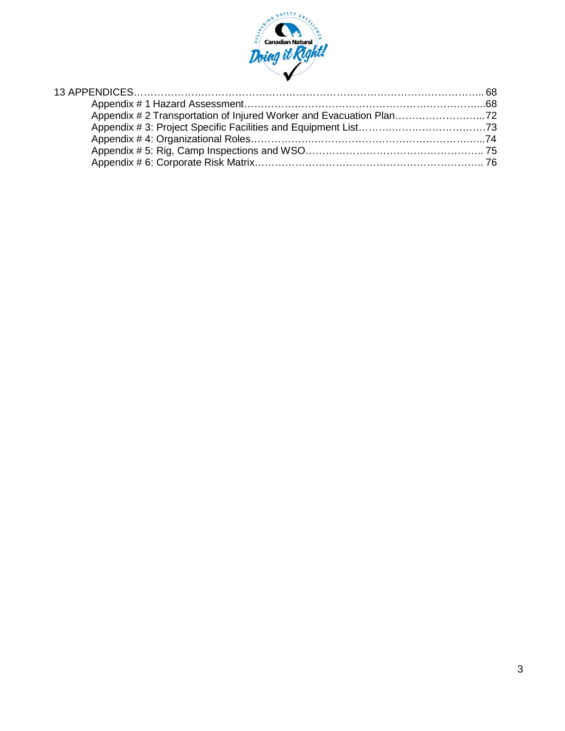13 APPENDICES………………………………………………………………………………………. 68

- Appendix # 1 Hazard Assessment……………………………………………………………...68
- Appendix # 2 Transportation of Injured Worker and Evacuation Plan……………………...72
- Appendix # 3: Project Specific Facilities and Equipment List…………………………………73
- Appendix # 4: Organizational Roles……………………………………………………………...74
- Appendix # 5: Rig, Camp Inspections and WSO……………………………………………... 75
- Appendix # 6: Corporate Risk Matrix…………………………………………………………... 76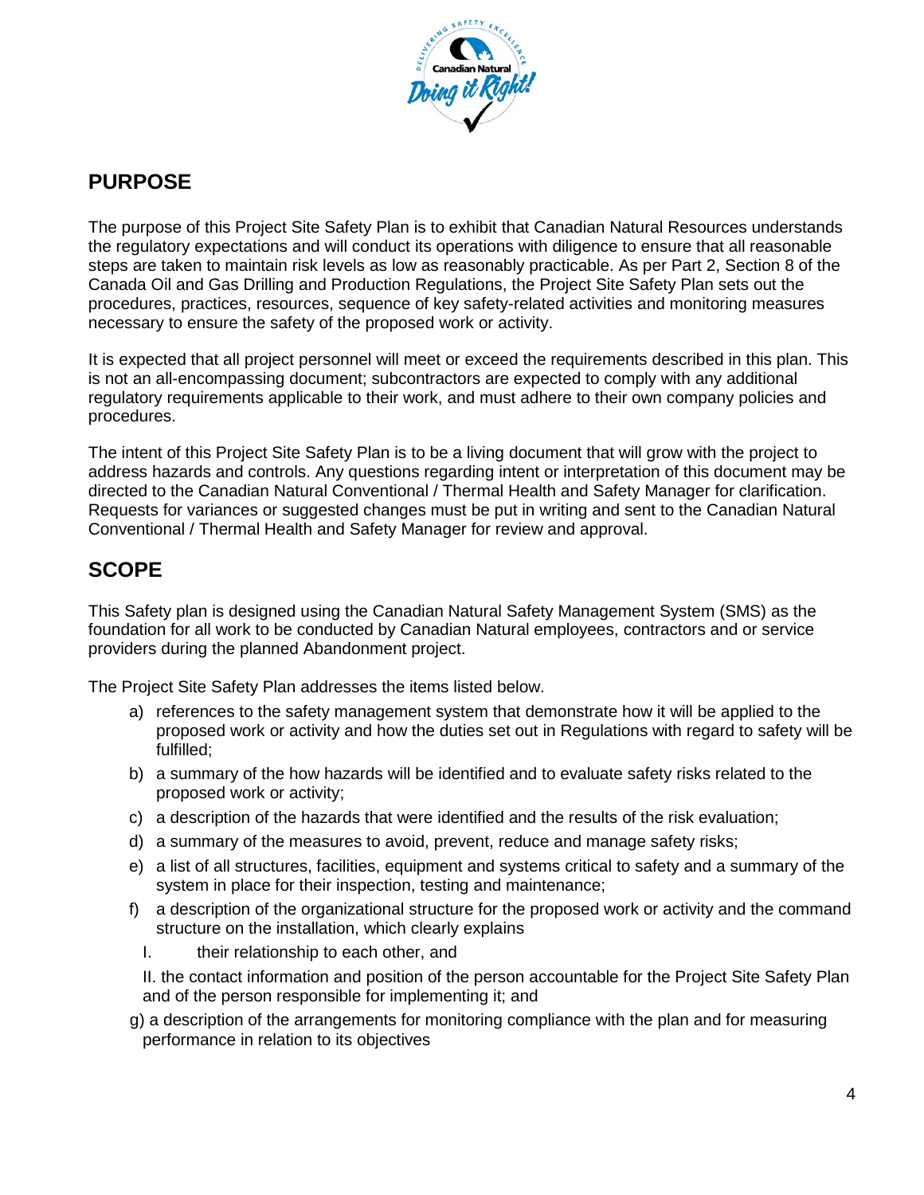## PURPOSE

The purpose of this Project Site Safety Plan is to exhibit that Canadian Natural Resources understands the regulatory expectations and will conduct its operations with diligence to ensure that all reasonable steps are taken to maintain risk levels as low as reasonably practicable. As per Part 2, Section 8 of the Canada Oil and Gas Drilling and Production Regulations, the Project Site Safety Plan sets out the procedures, practices, resources, sequence of key safety-related activities and monitoring measures necessary to ensure the safety of the proposed work or activity.

It is expected that all project personnel will meet or exceed the requirements described in this plan. This is not an all-encompassing document; subcontractors are expected to comply with any additional regulatory requirements applicable to their work, and must adhere to their own company policies and procedures.

The intent of this Project Site Safety Plan is to be a living document that will grow with the project to address hazards and controls. Any questions regarding intent or interpretation of this document may be directed to the Canadian Natural Conventional / Thermal Health and Safety Manager for clarification. Requests for variances or suggested changes must be put in writing and sent to the Canadian Natural Conventional / Thermal Health and Safety Manager for review and approval.

## SCOPE

This Safety plan is designed using the Canadian Natural Safety Management System (SMS) as the foundation for all work to be conducted by Canadian Natural employees, contractors and or service providers during the planned Abandonment project.

The Project Site Safety Plan addresses the items listed below.

a) references to the safety management system that demonstrate how it will be applied to the proposed work or activity and how the duties set out in Regulations with regard to safety will be fulfilled;
b) a summary of the how hazards will be identified and to evaluate safety risks related to the proposed work or activity;
c) a description of the hazards that were identified and the results of the risk evaluation;
d) a summary of the measures to avoid, prevent, reduce and manage safety risks;
e) a list of all structures, facilities, equipment and systems critical to safety and a summary of the system in place for their inspection, testing and maintenance;
f) a description of the organizational structure for the proposed work or activity and the command structure on the installation, which clearly explains
   I. their relationship to each other, and
   II. the contact information and position of the person accountable for the Project Site Safety Plan and of the person responsible for implementing it; and
g) a description of the arrangements for monitoring compliance with the plan and for measuring performance in relation to its objectives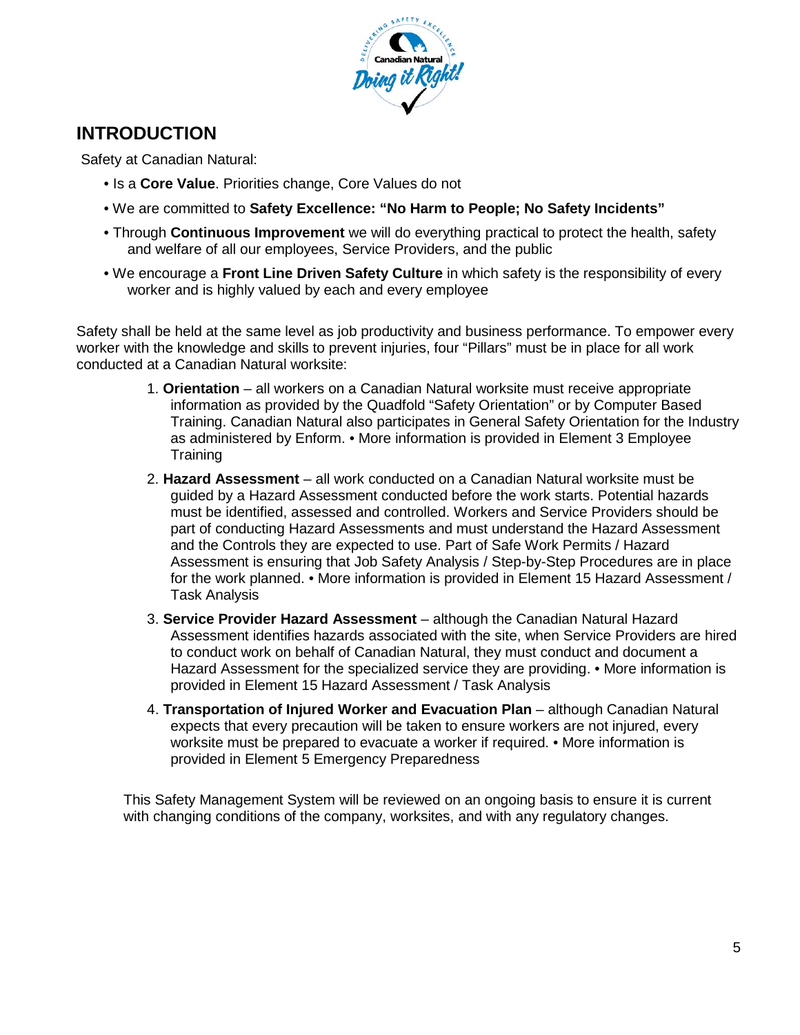# INTRODUCTION

Safety at Canadian Natural:

- Is a **Core Value**. Priorities change, Core Values do not
- We are committed to **Safety Excellence: "No Harm to People; No Safety Incidents"**
- Through **Continuous Improvement** we will do everything practical to protect the health, safety and welfare of all our employees, Service Providers, and the public
- We encourage a **Front Line Driven Safety Culture** in which safety is the responsibility of every worker and is highly valued by each and every employee

Safety shall be held at the same level as job productivity and business performance. To empower every worker with the knowledge and skills to prevent injuries, four "Pillars" must be in place for all work conducted at a Canadian Natural worksite:

1. **Orientation** – all workers on a Canadian Natural worksite must receive appropriate information as provided by the Quadfold "Safety Orientation" or by Computer Based Training. Canadian Natural also participates in General Safety Orientation for the Industry as administered by Enform. • More information is provided in Element 3 Employee Training
2. **Hazard Assessment** – all work conducted on a Canadian Natural worksite must be guided by a Hazard Assessment conducted before the work starts. Potential hazards must be identified, assessed and controlled. Workers and Service Providers should be part of conducting Hazard Assessments and must understand the Hazard Assessment and the Controls they are expected to use. Part of Safe Work Permits / Hazard Assessment is ensuring that Job Safety Analysis / Step-by-Step Procedures are in place for the work planned. • More information is provided in Element 15 Hazard Assessment / Task Analysis
3. **Service Provider Hazard Assessment** – although the Canadian Natural Hazard Assessment identifies hazards associated with the site, when Service Providers are hired to conduct work on behalf of Canadian Natural, they must conduct and document a Hazard Assessment for the specialized service they are providing. • More information is provided in Element 15 Hazard Assessment / Task Analysis
4. **Transportation of Injured Worker and Evacuation Plan** – although Canadian Natural expects that every precaution will be taken to ensure workers are not injured, every worksite must be prepared to evacuate a worker if required. • More information is provided in Element 5 Emergency Preparedness

This Safety Management System will be reviewed on an ongoing basis to ensure it is current with changing conditions of the company, worksites, and with any regulatory changes.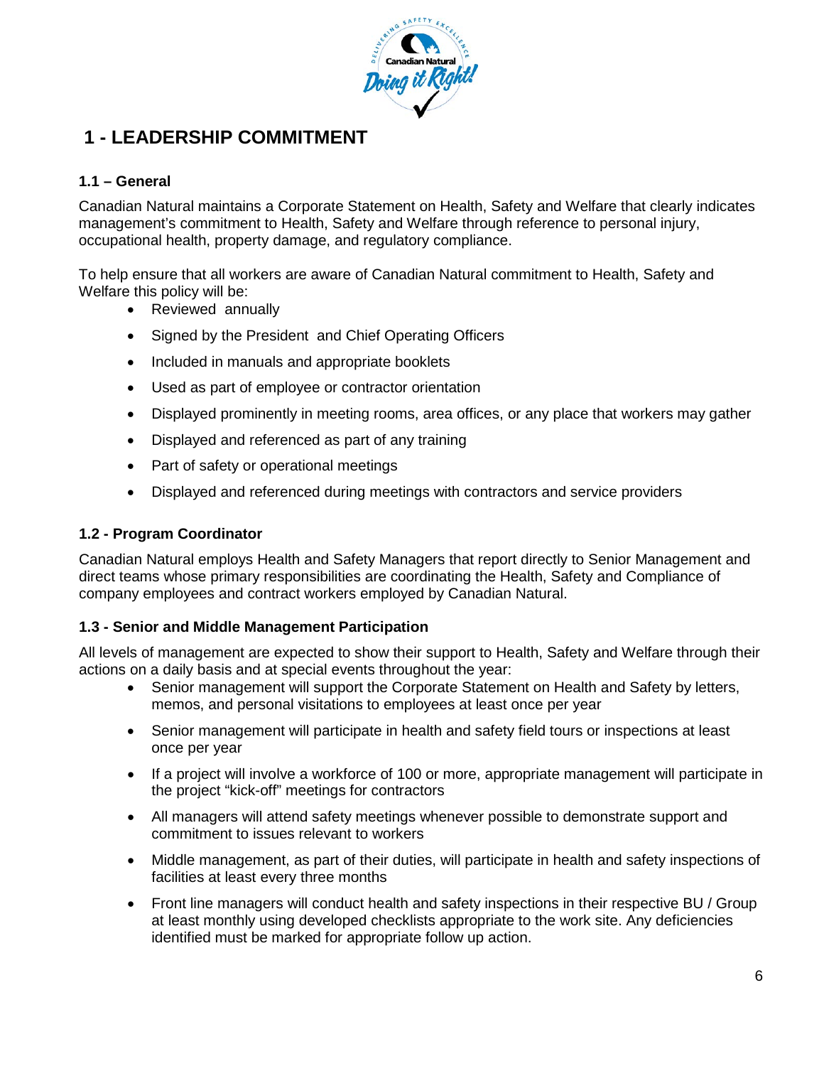# 1 - LEADERSHIP COMMITMENT

### 1.1 – General

Canadian Natural maintains a Corporate Statement on Health, Safety and Welfare that clearly indicates management's commitment to Health, Safety and Welfare through reference to personal injury, occupational health, property damage, and regulatory compliance.

To help ensure that all workers are aware of Canadian Natural commitment to Health, Safety and Welfare this policy will be:

- Reviewed annually
- Signed by the President and Chief Operating Officers
- Included in manuals and appropriate booklets
- Used as part of employee or contractor orientation
- Displayed prominently in meeting rooms, area offices, or any place that workers may gather
- Displayed and referenced as part of any training
- Part of safety or operational meetings
- Displayed and referenced during meetings with contractors and service providers

### 1.2 - Program Coordinator

Canadian Natural employs Health and Safety Managers that report directly to Senior Management and direct teams whose primary responsibilities are coordinating the Health, Safety and Compliance of company employees and contract workers employed by Canadian Natural.

### 1.3 - Senior and Middle Management Participation

All levels of management are expected to show their support to Health, Safety and Welfare through their actions on a daily basis and at special events throughout the year:

- Senior management will support the Corporate Statement on Health and Safety by letters, memos, and personal visitations to employees at least once per year
- Senior management will participate in health and safety field tours or inspections at least once per year
- If a project will involve a workforce of 100 or more, appropriate management will participate in the project "kick-off" meetings for contractors
- All managers will attend safety meetings whenever possible to demonstrate support and commitment to issues relevant to workers
- Middle management, as part of their duties, will participate in health and safety inspections of facilities at least every three months
- Front line managers will conduct health and safety inspections in their respective BU / Group at least monthly using developed checklists appropriate to the work site. Any deficiencies identified must be marked for appropriate follow up action.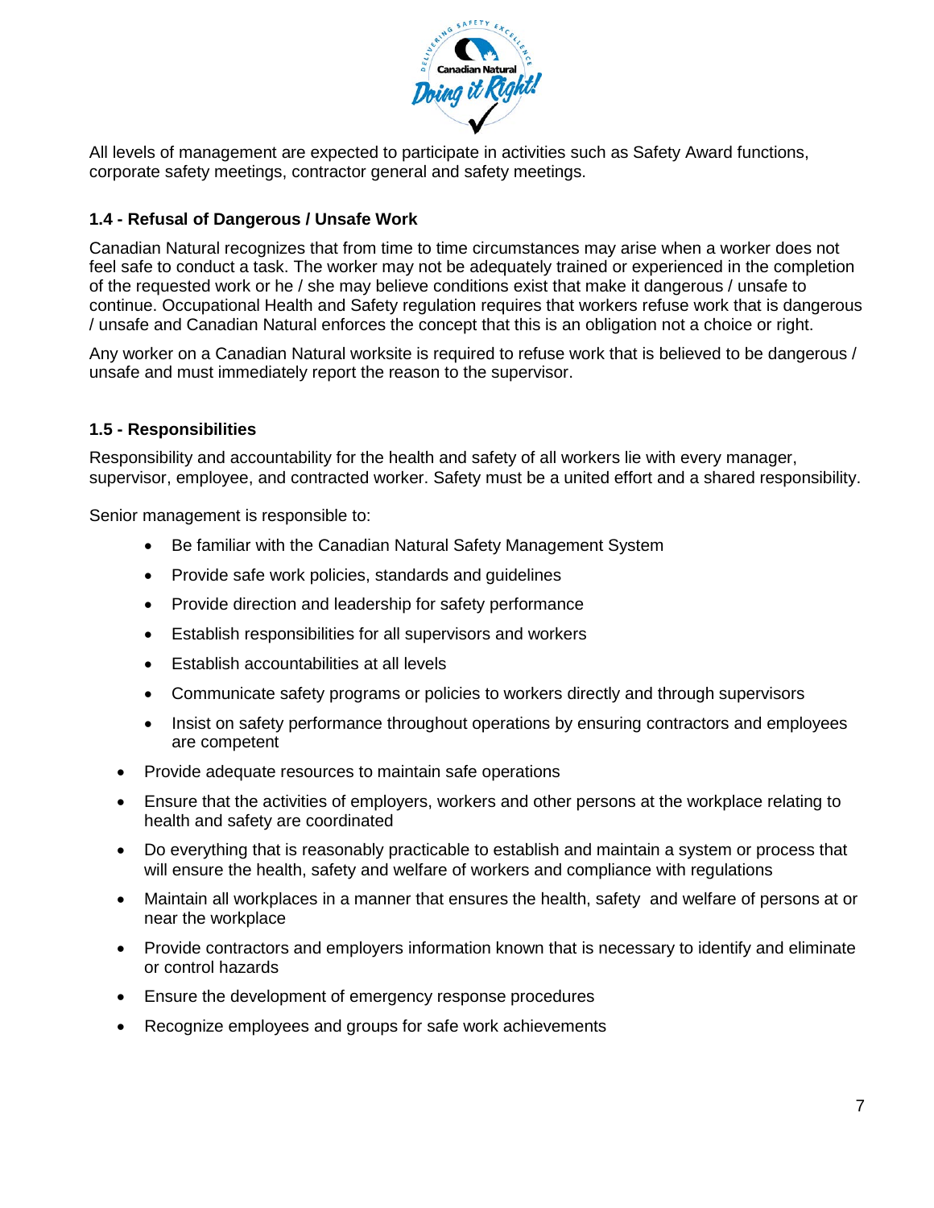All levels of management are expected to participate in activities such as Safety Award functions, corporate safety meetings, contractor general and safety meetings.

### 1.4 - Refusal of Dangerous / Unsafe Work

Canadian Natural recognizes that from time to time circumstances may arise when a worker does not feel safe to conduct a task. The worker may not be adequately trained or experienced in the completion of the requested work or he / she may believe conditions exist that make it dangerous / unsafe to continue. Occupational Health and Safety regulation requires that workers refuse work that is dangerous / unsafe and Canadian Natural enforces the concept that this is an obligation not a choice or right.

Any worker on a Canadian Natural worksite is required to refuse work that is believed to be dangerous / unsafe and must immediately report the reason to the supervisor.

### 1.5 - Responsibilities

Responsibility and accountability for the health and safety of all workers lie with every manager, supervisor, employee, and contracted worker. Safety must be a united effort and a shared responsibility.

Senior management is responsible to:

- Be familiar with the Canadian Natural Safety Management System
- Provide safe work policies, standards and guidelines
- Provide direction and leadership for safety performance
- Establish responsibilities for all supervisors and workers
- Establish accountabilities at all levels
- Communicate safety programs or policies to workers directly and through supervisors
- Insist on safety performance throughout operations by ensuring contractors and employees are competent
- Provide adequate resources to maintain safe operations
- Ensure that the activities of employers, workers and other persons at the workplace relating to health and safety are coordinated
- Do everything that is reasonably practicable to establish and maintain a system or process that will ensure the health, safety and welfare of workers and compliance with regulations
- Maintain all workplaces in a manner that ensures the health, safety and welfare of persons at or near the workplace
- Provide contractors and employers information known that is necessary to identify and eliminate or control hazards
- Ensure the development of emergency response procedures
- Recognize employees and groups for safe work achievements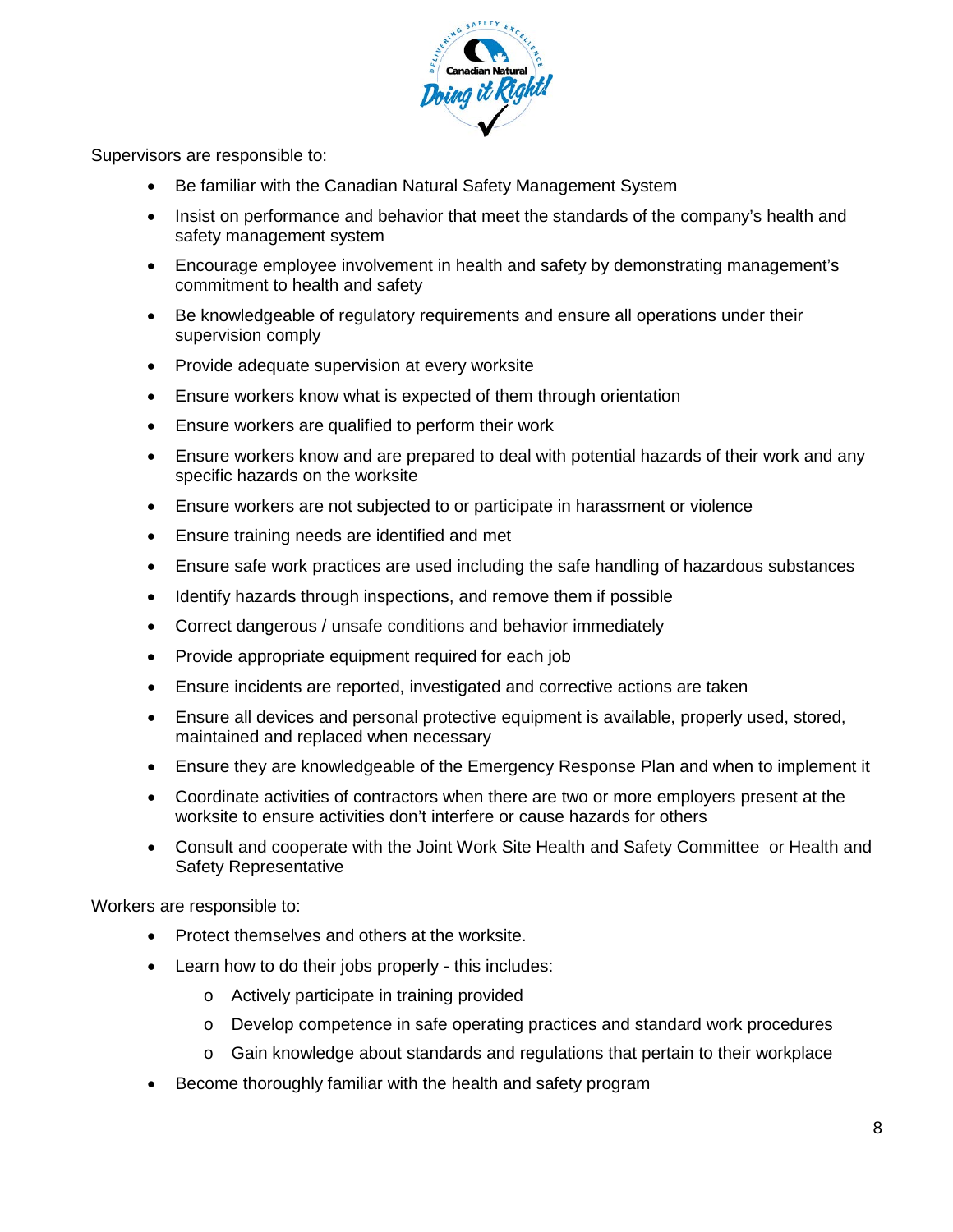Supervisors are responsible to:

- Be familiar with the Canadian Natural Safety Management System
- Insist on performance and behavior that meet the standards of the company's health and safety management system
- Encourage employee involvement in health and safety by demonstrating management's commitment to health and safety
- Be knowledgeable of regulatory requirements and ensure all operations under their supervision comply
- Provide adequate supervision at every worksite
- Ensure workers know what is expected of them through orientation
- Ensure workers are qualified to perform their work
- Ensure workers know and are prepared to deal with potential hazards of their work and any specific hazards on the worksite
- Ensure workers are not subjected to or participate in harassment or violence
- Ensure training needs are identified and met
- Ensure safe work practices are used including the safe handling of hazardous substances
- Identify hazards through inspections, and remove them if possible
- Correct dangerous / unsafe conditions and behavior immediately
- Provide appropriate equipment required for each job
- Ensure incidents are reported, investigated and corrective actions are taken
- Ensure all devices and personal protective equipment is available, properly used, stored, maintained and replaced when necessary
- Ensure they are knowledgeable of the Emergency Response Plan and when to implement it
- Coordinate activities of contractors when there are two or more employers present at the worksite to ensure activities don't interfere or cause hazards for others
- Consult and cooperate with the Joint Work Site Health and Safety Committee or Health and Safety Representative

Workers are responsible to:

- Protect themselves and others at the worksite.
- Learn how to do their jobs properly - this includes:
  - Actively participate in training provided
  - Develop competence in safe operating practices and standard work procedures
  - Gain knowledge about standards and regulations that pertain to their workplace
- Become thoroughly familiar with the health and safety program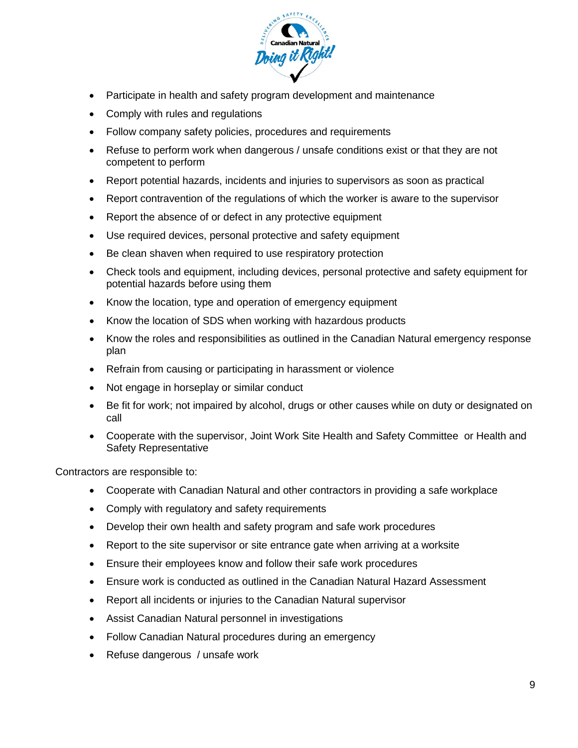- Participate in health and safety program development and maintenance
- Comply with rules and regulations
- Follow company safety policies, procedures and requirements
- Refuse to perform work when dangerous / unsafe conditions exist or that they are not competent to perform
- Report potential hazards, incidents and injuries to supervisors as soon as practical
- Report contravention of the regulations of which the worker is aware to the supervisor
- Report the absence of or defect in any protective equipment
- Use required devices, personal protective and safety equipment
- Be clean shaven when required to use respiratory protection
- Check tools and equipment, including devices, personal protective and safety equipment for potential hazards before using them
- Know the location, type and operation of emergency equipment
- Know the location of SDS when working with hazardous products
- Know the roles and responsibilities as outlined in the Canadian Natural emergency response plan
- Refrain from causing or participating in harassment or violence
- Not engage in horseplay or similar conduct
- Be fit for work; not impaired by alcohol, drugs or other causes while on duty or designated on call
- Cooperate with the supervisor, Joint Work Site Health and Safety Committee or Health and Safety Representative

Contractors are responsible to:

- Cooperate with Canadian Natural and other contractors in providing a safe workplace
- Comply with regulatory and safety requirements
- Develop their own health and safety program and safe work procedures
- Report to the site supervisor or site entrance gate when arriving at a worksite
- Ensure their employees know and follow their safe work procedures
- Ensure work is conducted as outlined in the Canadian Natural Hazard Assessment
- Report all incidents or injuries to the Canadian Natural supervisor
- Assist Canadian Natural personnel in investigations
- Follow Canadian Natural procedures during an emergency
- Refuse dangerous / unsafe work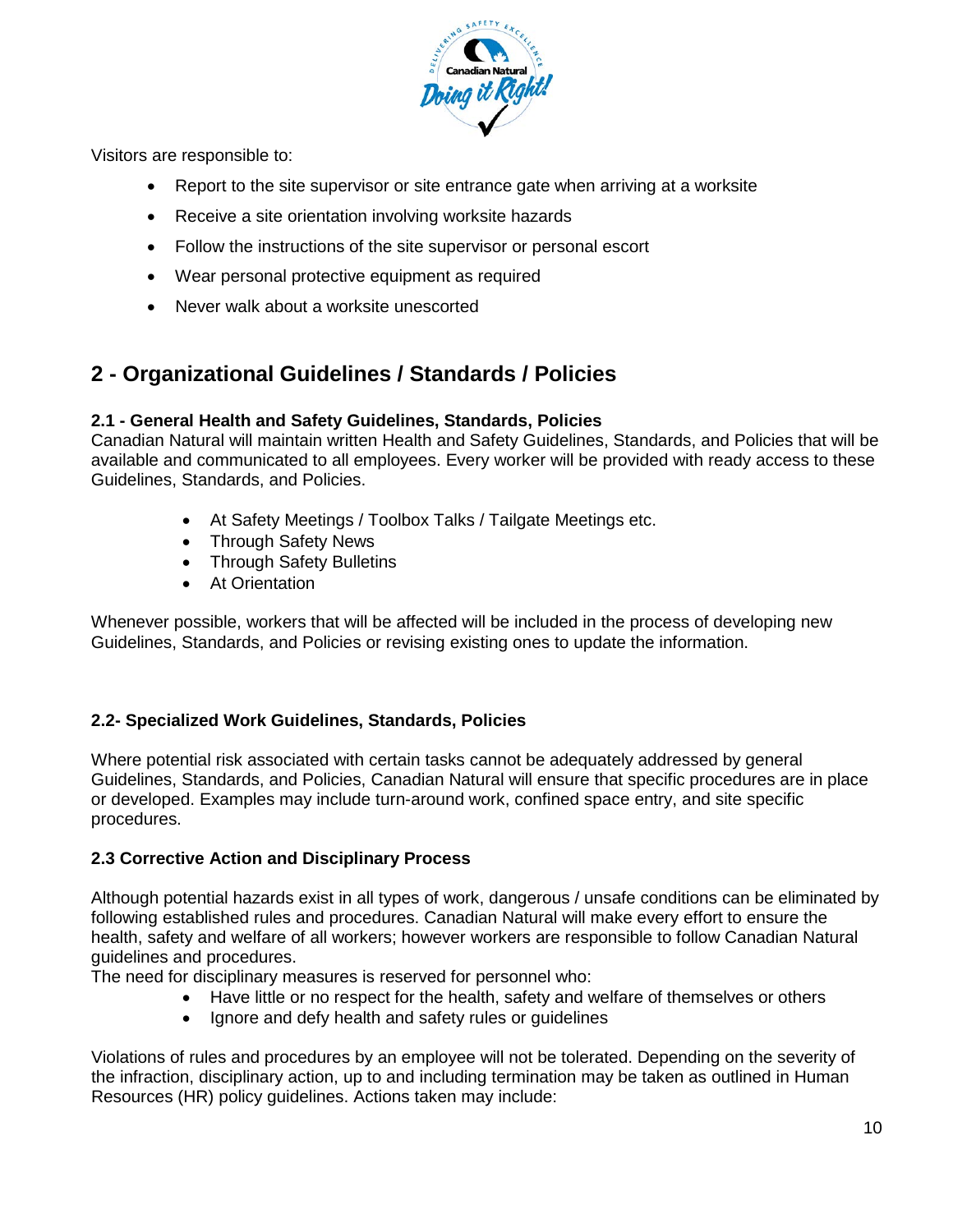Visitors are responsible to:

- Report to the site supervisor or site entrance gate when arriving at a worksite
- Receive a site orientation involving worksite hazards
- Follow the instructions of the site supervisor or personal escort
- Wear personal protective equipment as required
- Never walk about a worksite unescorted

## 2 - Organizational Guidelines / Standards / Policies

### 2.1 - General Health and Safety Guidelines, Standards, Policies

Canadian Natural will maintain written Health and Safety Guidelines, Standards, and Policies that will be available and communicated to all employees. Every worker will be provided with ready access to these Guidelines, Standards, and Policies.

- At Safety Meetings / Toolbox Talks / Tailgate Meetings etc.
- Through Safety News
- Through Safety Bulletins
- At Orientation

Whenever possible, workers that will be affected will be included in the process of developing new Guidelines, Standards, and Policies or revising existing ones to update the information.

### 2.2- Specialized Work Guidelines, Standards, Policies

Where potential risk associated with certain tasks cannot be adequately addressed by general Guidelines, Standards, and Policies, Canadian Natural will ensure that specific procedures are in place or developed. Examples may include turn-around work, confined space entry, and site specific procedures.

### 2.3 Corrective Action and Disciplinary Process

Although potential hazards exist in all types of work, dangerous / unsafe conditions can be eliminated by following established rules and procedures. Canadian Natural will make every effort to ensure the health, safety and welfare of all workers; however workers are responsible to follow Canadian Natural guidelines and procedures.

The need for disciplinary measures is reserved for personnel who:

- Have little or no respect for the health, safety and welfare of themselves or others
- Ignore and defy health and safety rules or guidelines

Violations of rules and procedures by an employee will not be tolerated. Depending on the severity of the infraction, disciplinary action, up to and including termination may be taken as outlined in Human Resources (HR) policy guidelines. Actions taken may include: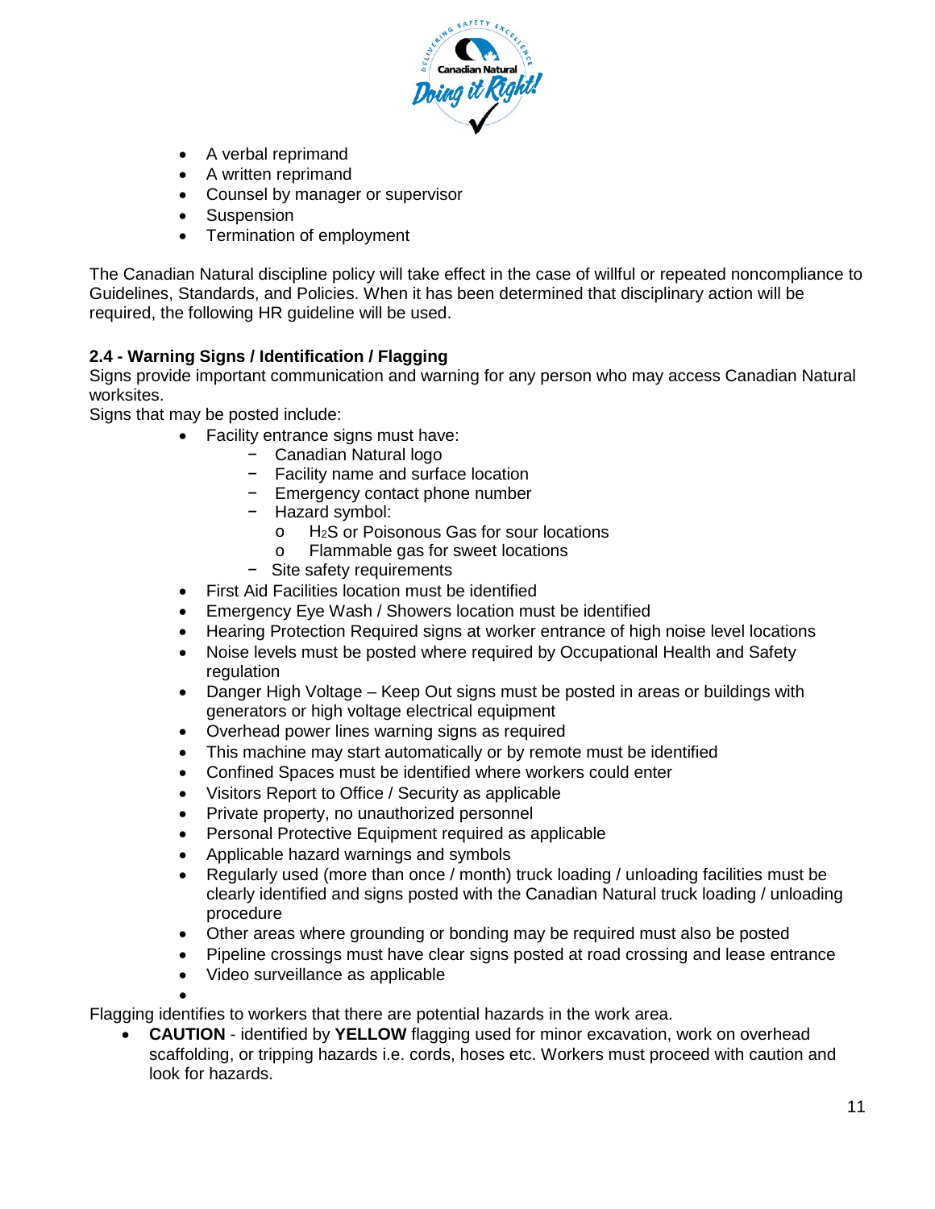- A verbal reprimand
- A written reprimand
- Counsel by manager or supervisor
- Suspension
- Termination of employment

The Canadian Natural discipline policy will take effect in the case of willful or repeated noncompliance to Guidelines, Standards, and Policies. When it has been determined that disciplinary action will be required, the following HR guideline will be used.

**2.4 - Warning Signs / Identification / Flagging**

Signs provide important communication and warning for any person who may access Canadian Natural worksites.

Signs that may be posted include:

- Facility entrance signs must have:
    - Canadian Natural logo
    - Facility name and surface location
    - Emergency contact phone number
    - Hazard symbol:
        - $H_2S$ or Poisonous Gas for sour locations
        - Flammable gas for sweet locations
    - Site safety requirements
- First Aid Facilities location must be identified
- Emergency Eye Wash / Showers location must be identified
- Hearing Protection Required signs at worker entrance of high noise level locations
- Noise levels must be posted where required by Occupational Health and Safety regulation
- Danger High Voltage – Keep Out signs must be posted in areas or buildings with generators or high voltage electrical equipment
- Overhead power lines warning signs as required
- This machine may start automatically or by remote must be identified
- Confined Spaces must be identified where workers could enter
- Visitors Report to Office / Security as applicable
- Private property, no unauthorized personnel
- Personal Protective Equipment required as applicable
- Applicable hazard warnings and symbols
- Regularly used (more than once / month) truck loading / unloading facilities must be clearly identified and signs posted with the Canadian Natural truck loading / unloading procedure
- Other areas where grounding or bonding may be required must also be posted
- Pipeline crossings must have clear signs posted at road crossing and lease entrance
- Video surveillance as applicable

Flagging identifies to workers that there are potential hazards in the work area.

- **CAUTION** - identified by **YELLOW** flagging used for minor excavation, work on overhead scaffolding, or tripping hazards i.e. cords, hoses etc. Workers must proceed with caution and look for hazards.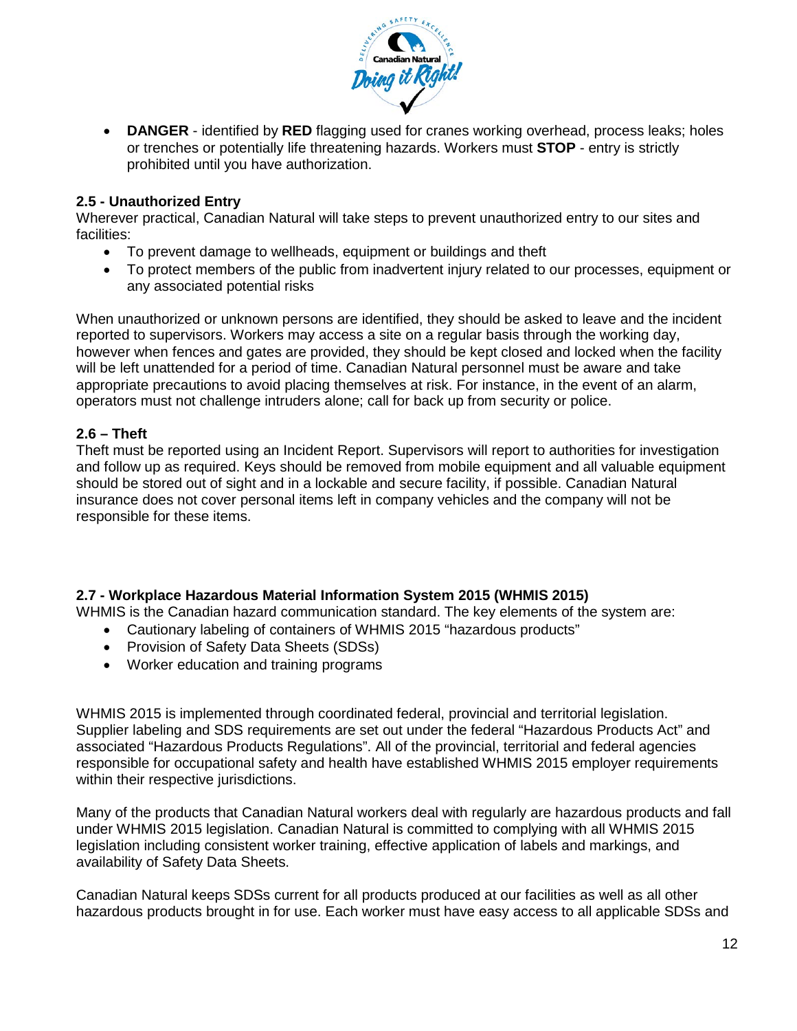- **DANGER** - identified by **RED** flagging used for cranes working overhead, process leaks; holes or trenches or potentially life threatening hazards. Workers must **STOP** - entry is strictly prohibited until you have authorization.

### 2.5 - Unauthorized Entry

Wherever practical, Canadian Natural will take steps to prevent unauthorized entry to our sites and facilities:

- To prevent damage to wellheads, equipment or buildings and theft
- To protect members of the public from inadvertent injury related to our processes, equipment or any associated potential risks

When unauthorized or unknown persons are identified, they should be asked to leave and the incident reported to supervisors. Workers may access a site on a regular basis through the working day, however when fences and gates are provided, they should be kept closed and locked when the facility will be left unattended for a period of time. Canadian Natural personnel must be aware and take appropriate precautions to avoid placing themselves at risk. For instance, in the event of an alarm, operators must not challenge intruders alone; call for back up from security or police.

### 2.6 – Theft

Theft must be reported using an Incident Report. Supervisors will report to authorities for investigation and follow up as required. Keys should be removed from mobile equipment and all valuable equipment should be stored out of sight and in a lockable and secure facility, if possible. Canadian Natural insurance does not cover personal items left in company vehicles and the company will not be responsible for these items.

### 2.7 - Workplace Hazardous Material Information System 2015 (WHMIS 2015)

WHMIS is the Canadian hazard communication standard. The key elements of the system are:

- Cautionary labeling of containers of WHMIS 2015 "hazardous products"
- Provision of Safety Data Sheets (SDSs)
- Worker education and training programs

WHMIS 2015 is implemented through coordinated federal, provincial and territorial legislation. Supplier labeling and SDS requirements are set out under the federal "Hazardous Products Act" and associated "Hazardous Products Regulations". All of the provincial, territorial and federal agencies responsible for occupational safety and health have established WHMIS 2015 employer requirements within their respective jurisdictions.

Many of the products that Canadian Natural workers deal with regularly are hazardous products and fall under WHMIS 2015 legislation. Canadian Natural is committed to complying with all WHMIS 2015 legislation including consistent worker training, effective application of labels and markings, and availability of Safety Data Sheets.

Canadian Natural keeps SDSs current for all products produced at our facilities as well as all other hazardous products brought in for use. Each worker must have easy access to all applicable SDSs and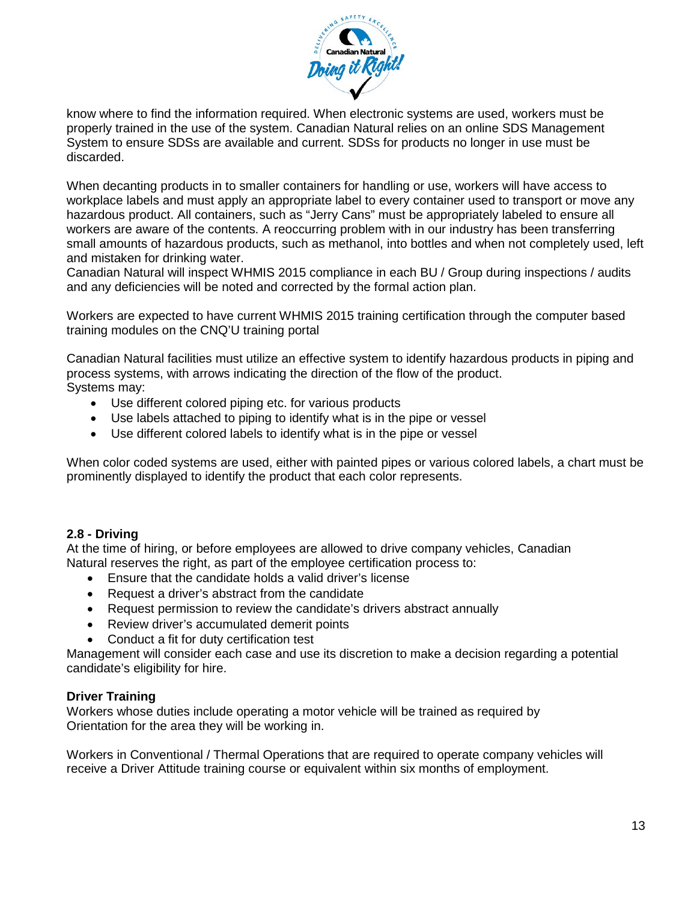know where to find the information required. When electronic systems are used, workers must be properly trained in the use of the system. Canadian Natural relies on an online SDS Management System to ensure SDSs are available and current. SDSs for products no longer in use must be discarded.

When decanting products in to smaller containers for handling or use, workers will have access to workplace labels and must apply an appropriate label to every container used to transport or move any hazardous product. All containers, such as "Jerry Cans" must be appropriately labeled to ensure all workers are aware of the contents. A reoccurring problem with in our industry has been transferring small amounts of hazardous products, such as methanol, into bottles and when not completely used, left and mistaken for drinking water.
Canadian Natural will inspect WHMIS 2015 compliance in each BU / Group during inspections / audits and any deficiencies will be noted and corrected by the formal action plan.

Workers are expected to have current WHMIS 2015 training certification through the computer based training modules on the CNQ'U training portal

Canadian Natural facilities must utilize an effective system to identify hazardous products in piping and process systems, with arrows indicating the direction of the flow of the product.
Systems may:

- Use different colored piping etc. for various products
- Use labels attached to piping to identify what is in the pipe or vessel
- Use different colored labels to identify what is in the pipe or vessel

When color coded systems are used, either with painted pipes or various colored labels, a chart must be prominently displayed to identify the product that each color represents.

## 2.8 - Driving

At the time of hiring, or before employees are allowed to drive company vehicles, Canadian Natural reserves the right, as part of the employee certification process to:

- Ensure that the candidate holds a valid driver's license
- Request a driver's abstract from the candidate
- Request permission to review the candidate's drivers abstract annually
- Review driver's accumulated demerit points
- Conduct a fit for duty certification test

Management will consider each case and use its discretion to make a decision regarding a potential candidate's eligibility for hire.

### Driver Training

Workers whose duties include operating a motor vehicle will be trained as required by Orientation for the area they will be working in.

Workers in Conventional / Thermal Operations that are required to operate company vehicles will receive a Driver Attitude training course or equivalent within six months of employment.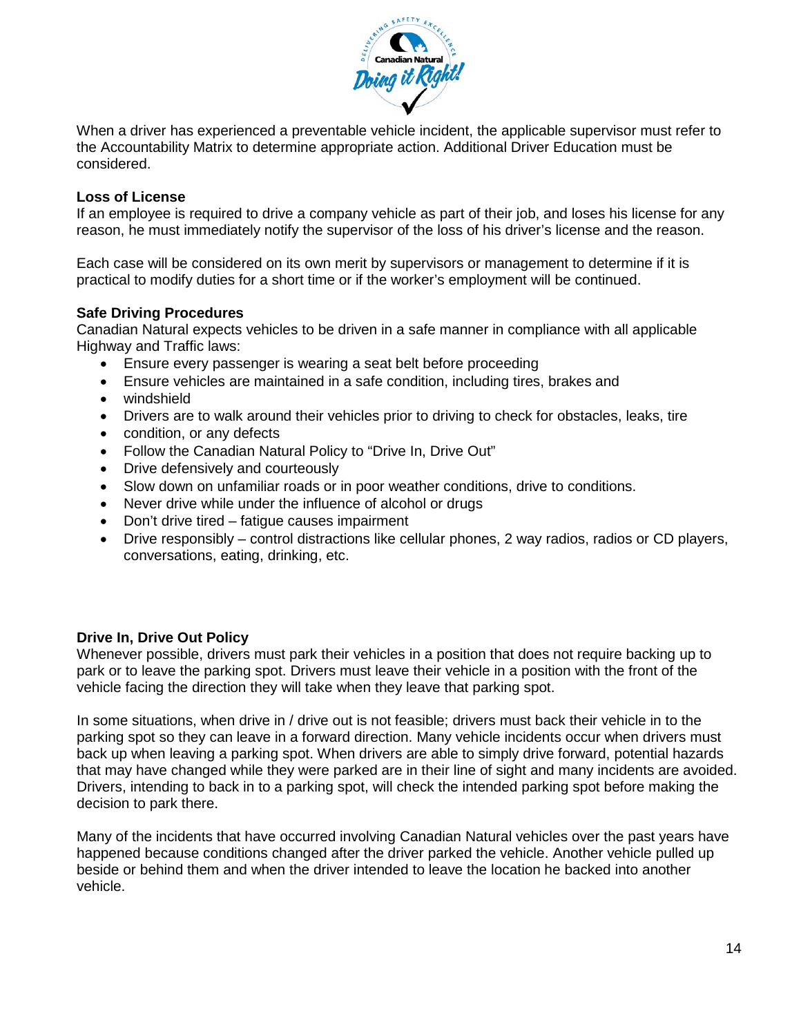When a driver has experienced a preventable vehicle incident, the applicable supervisor must refer to the Accountability Matrix to determine appropriate action. Additional Driver Education must be considered.

**Loss of License**
If an employee is required to drive a company vehicle as part of their job, and loses his license for any reason, he must immediately notify the supervisor of the loss of his driver's license and the reason.

Each case will be considered on its own merit by supervisors or management to determine if it is practical to modify duties for a short time or if the worker's employment will be continued.

**Safe Driving Procedures**
Canadian Natural expects vehicles to be driven in a safe manner in compliance with all applicable Highway and Traffic laws:

- Ensure every passenger is wearing a seat belt before proceeding
- Ensure vehicles are maintained in a safe condition, including tires, brakes and
- windshield
- Drivers are to walk around their vehicles prior to driving to check for obstacles, leaks, tire
- condition, or any defects
- Follow the Canadian Natural Policy to "Drive In, Drive Out"
- Drive defensively and courteously
- Slow down on unfamiliar roads or in poor weather conditions, drive to conditions.
- Never drive while under the influence of alcohol or drugs
- Don't drive tired – fatigue causes impairment
- Drive responsibly – control distractions like cellular phones, 2 way radios, radios or CD players, conversations, eating, drinking, etc.

**Drive In, Drive Out Policy**
Whenever possible, drivers must park their vehicles in a position that does not require backing up to park or to leave the parking spot. Drivers must leave their vehicle in a position with the front of the vehicle facing the direction they will take when they leave that parking spot.

In some situations, when drive in / drive out is not feasible; drivers must back their vehicle in to the parking spot so they can leave in a forward direction. Many vehicle incidents occur when drivers must back up when leaving a parking spot. When drivers are able to simply drive forward, potential hazards that may have changed while they were parked are in their line of sight and many incidents are avoided. Drivers, intending to back in to a parking spot, will check the intended parking spot before making the decision to park there.

Many of the incidents that have occurred involving Canadian Natural vehicles over the past years have happened because conditions changed after the driver parked the vehicle. Another vehicle pulled up beside or behind them and when the driver intended to leave the location he backed into another vehicle.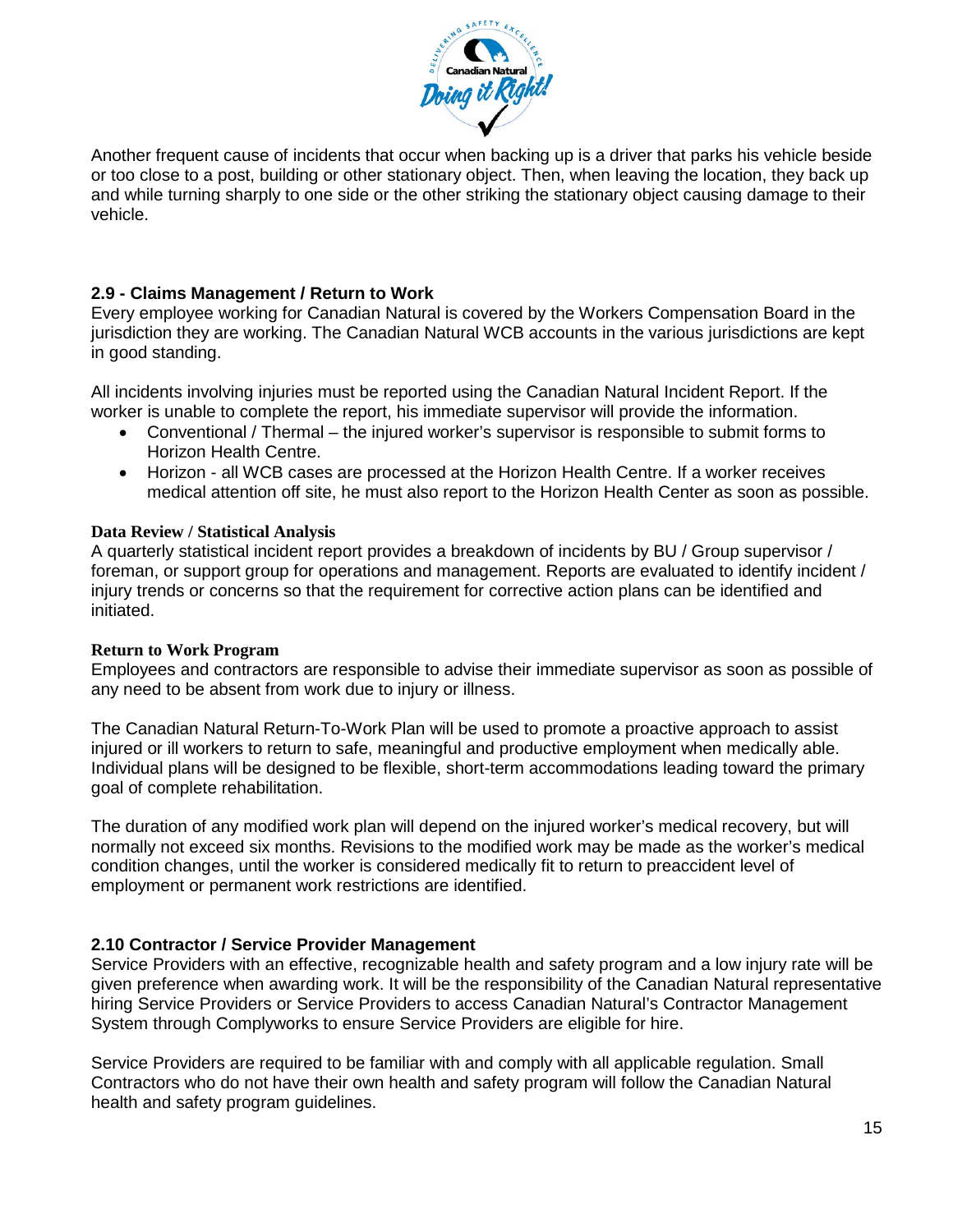Another frequent cause of incidents that occur when backing up is a driver that parks his vehicle beside or too close to a post, building or other stationary object. Then, when leaving the location, they back up and while turning sharply to one side or the other striking the stationary object causing damage to their vehicle.

## 2.9 - Claims Management / Return to Work

Every employee working for Canadian Natural is covered by the Workers Compensation Board in the jurisdiction they are working. The Canadian Natural WCB accounts in the various jurisdictions are kept in good standing.

All incidents involving injuries must be reported using the Canadian Natural Incident Report. If the worker is unable to complete the report, his immediate supervisor will provide the information.

- Conventional / Thermal – the injured worker's supervisor is responsible to submit forms to Horizon Health Centre.
- Horizon - all WCB cases are processed at the Horizon Health Centre. If a worker receives medical attention off site, he must also report to the Horizon Health Center as soon as possible.

### Data Review / Statistical Analysis

A quarterly statistical incident report provides a breakdown of incidents by BU / Group supervisor / foreman, or support group for operations and management. Reports are evaluated to identify incident / injury trends or concerns so that the requirement for corrective action plans can be identified and initiated.

### Return to Work Program

Employees and contractors are responsible to advise their immediate supervisor as soon as possible of any need to be absent from work due to injury or illness.

The Canadian Natural Return-To-Work Plan will be used to promote a proactive approach to assist injured or ill workers to return to safe, meaningful and productive employment when medically able. Individual plans will be designed to be flexible, short-term accommodations leading toward the primary goal of complete rehabilitation.

The duration of any modified work plan will depend on the injured worker's medical recovery, but will normally not exceed six months. Revisions to the modified work may be made as the worker's medical condition changes, until the worker is considered medically fit to return to preaccident level of employment or permanent work restrictions are identified.

## 2.10 Contractor / Service Provider Management

Service Providers with an effective, recognizable health and safety program and a low injury rate will be given preference when awarding work. It will be the responsibility of the Canadian Natural representative hiring Service Providers or Service Providers to access Canadian Natural's Contractor Management System through Complyworks to ensure Service Providers are eligible for hire.

Service Providers are required to be familiar with and comply with all applicable regulation. Small Contractors who do not have their own health and safety program will follow the Canadian Natural health and safety program guidelines.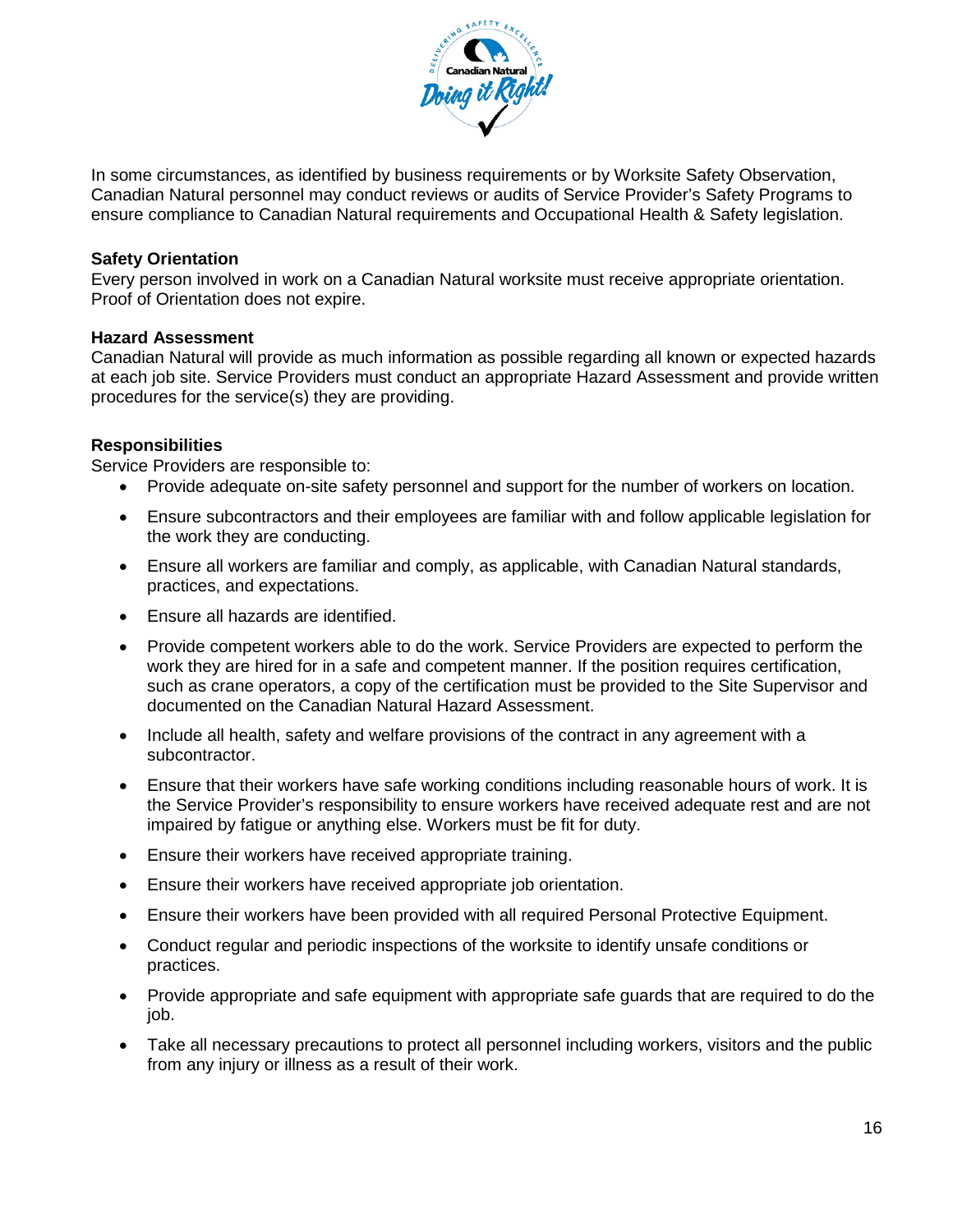In some circumstances, as identified by business requirements or by Worksite Safety Observation, Canadian Natural personnel may conduct reviews or audits of Service Provider's Safety Programs to ensure compliance to Canadian Natural requirements and Occupational Health & Safety legislation.

**Safety Orientation**
Every person involved in work on a Canadian Natural worksite must receive appropriate orientation. Proof of Orientation does not expire.

**Hazard Assessment**
Canadian Natural will provide as much information as possible regarding all known or expected hazards at each job site. Service Providers must conduct an appropriate Hazard Assessment and provide written procedures for the service(s) they are providing.

**Responsibilities**
Service Providers are responsible to:

- Provide adequate on-site safety personnel and support for the number of workers on location.
- Ensure subcontractors and their employees are familiar with and follow applicable legislation for the work they are conducting.
- Ensure all workers are familiar and comply, as applicable, with Canadian Natural standards, practices, and expectations.
- Ensure all hazards are identified.
- Provide competent workers able to do the work. Service Providers are expected to perform the work they are hired for in a safe and competent manner. If the position requires certification, such as crane operators, a copy of the certification must be provided to the Site Supervisor and documented on the Canadian Natural Hazard Assessment.
- Include all health, safety and welfare provisions of the contract in any agreement with a subcontractor.
- Ensure that their workers have safe working conditions including reasonable hours of work. It is the Service Provider's responsibility to ensure workers have received adequate rest and are not impaired by fatigue or anything else. Workers must be fit for duty.
- Ensure their workers have received appropriate training.
- Ensure their workers have received appropriate job orientation.
- Ensure their workers have been provided with all required Personal Protective Equipment.
- Conduct regular and periodic inspections of the worksite to identify unsafe conditions or practices.
- Provide appropriate and safe equipment with appropriate safe guards that are required to do the job.
- Take all necessary precautions to protect all personnel including workers, visitors and the public from any injury or illness as a result of their work.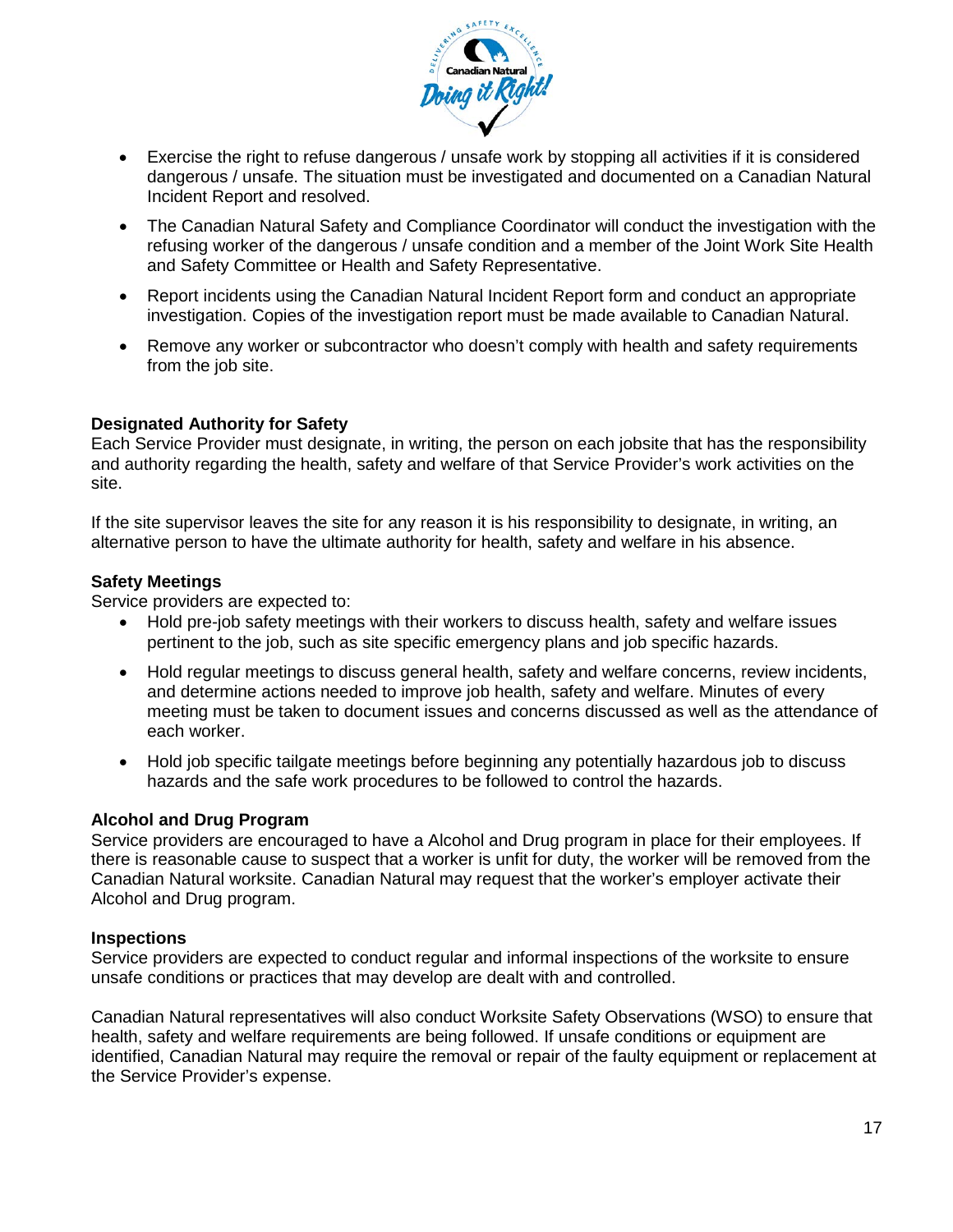- Exercise the right to refuse dangerous / unsafe work by stopping all activities if it is considered dangerous / unsafe. The situation must be investigated and documented on a Canadian Natural Incident Report and resolved.
- The Canadian Natural Safety and Compliance Coordinator will conduct the investigation with the refusing worker of the dangerous / unsafe condition and a member of the Joint Work Site Health and Safety Committee or Health and Safety Representative.
- Report incidents using the Canadian Natural Incident Report form and conduct an appropriate investigation. Copies of the investigation report must be made available to Canadian Natural.
- Remove any worker or subcontractor who doesn't comply with health and safety requirements from the job site.

**Designated Authority for Safety**

Each Service Provider must designate, in writing, the person on each jobsite that has the responsibility and authority regarding the health, safety and welfare of that Service Provider's work activities on the site.

If the site supervisor leaves the site for any reason it is his responsibility to designate, in writing, an alternative person to have the ultimate authority for health, safety and welfare in his absence.

**Safety Meetings**

Service providers are expected to:

- Hold pre-job safety meetings with their workers to discuss health, safety and welfare issues pertinent to the job, such as site specific emergency plans and job specific hazards.
- Hold regular meetings to discuss general health, safety and welfare concerns, review incidents, and determine actions needed to improve job health, safety and welfare. Minutes of every meeting must be taken to document issues and concerns discussed as well as the attendance of each worker.
- Hold job specific tailgate meetings before beginning any potentially hazardous job to discuss hazards and the safe work procedures to be followed to control the hazards.

**Alcohol and Drug Program**

Service providers are encouraged to have a Alcohol and Drug program in place for their employees. If there is reasonable cause to suspect that a worker is unfit for duty, the worker will be removed from the Canadian Natural worksite. Canadian Natural may request that the worker's employer activate their Alcohol and Drug program.

**Inspections**

Service providers are expected to conduct regular and informal inspections of the worksite to ensure unsafe conditions or practices that may develop are dealt with and controlled.

Canadian Natural representatives will also conduct Worksite Safety Observations (WSO) to ensure that health, safety and welfare requirements are being followed. If unsafe conditions or equipment are identified, Canadian Natural may require the removal or repair of the faulty equipment or replacement at the Service Provider's expense.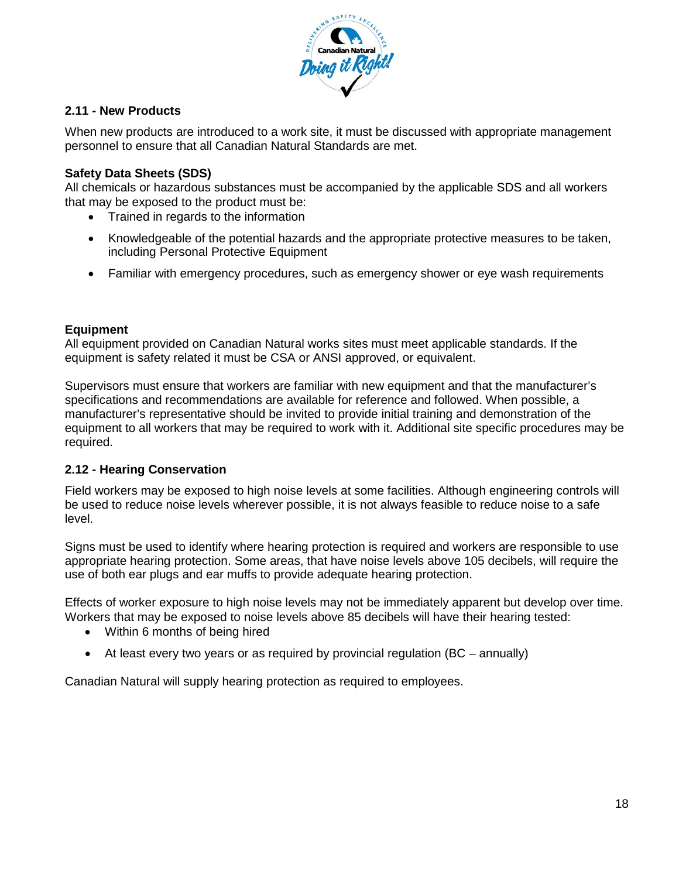## 2.11 - New Products

When new products are introduced to a work site, it must be discussed with appropriate management personnel to ensure that all Canadian Natural Standards are met.

### Safety Data Sheets (SDS)

All chemicals or hazardous substances must be accompanied by the applicable SDS and all workers that may be exposed to the product must be:

- Trained in regards to the information
- Knowledgeable of the potential hazards and the appropriate protective measures to be taken, including Personal Protective Equipment
- Familiar with emergency procedures, such as emergency shower or eye wash requirements

### Equipment

All equipment provided on Canadian Natural works sites must meet applicable standards. If the equipment is safety related it must be CSA or ANSI approved, or equivalent.

Supervisors must ensure that workers are familiar with new equipment and that the manufacturer's specifications and recommendations are available for reference and followed. When possible, a manufacturer's representative should be invited to provide initial training and demonstration of the equipment to all workers that may be required to work with it. Additional site specific procedures may be required.

## 2.12 - Hearing Conservation

Field workers may be exposed to high noise levels at some facilities. Although engineering controls will be used to reduce noise levels wherever possible, it is not always feasible to reduce noise to a safe level.

Signs must be used to identify where hearing protection is required and workers are responsible to use appropriate hearing protection. Some areas, that have noise levels above 105 decibels, will require the use of both ear plugs and ear muffs to provide adequate hearing protection.

Effects of worker exposure to high noise levels may not be immediately apparent but develop over time. Workers that may be exposed to noise levels above 85 decibels will have their hearing tested:

- Within 6 months of being hired
- At least every two years or as required by provincial regulation (BC – annually)

Canadian Natural will supply hearing protection as required to employees.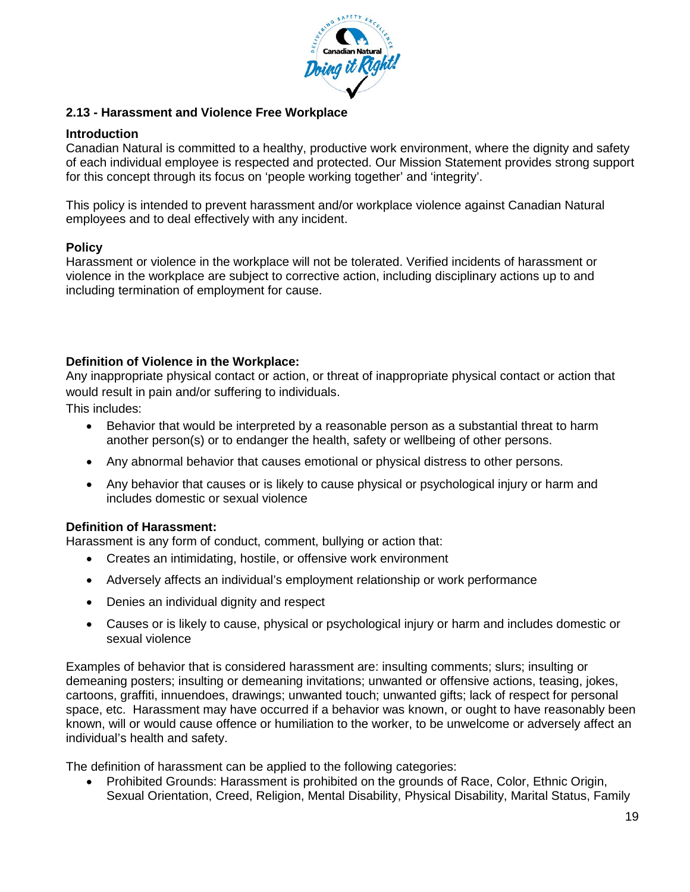## 2.13 - Harassment and Violence Free Workplace

### Introduction

Canadian Natural is committed to a healthy, productive work environment, where the dignity and safety of each individual employee is respected and protected. Our Mission Statement provides strong support for this concept through its focus on 'people working together' and 'integrity'.

This policy is intended to prevent harassment and/or workplace violence against Canadian Natural employees and to deal effectively with any incident.

### Policy

Harassment or violence in the workplace will not be tolerated. Verified incidents of harassment or violence in the workplace are subject to corrective action, including disciplinary actions up to and including termination of employment for cause.

### Definition of Violence in the Workplace:

Any inappropriate physical contact or action, or threat of inappropriate physical contact or action that would result in pain and/or suffering to individuals.

This includes:

- Behavior that would be interpreted by a reasonable person as a substantial threat to harm another person(s) or to endanger the health, safety or wellbeing of other persons.
- Any abnormal behavior that causes emotional or physical distress to other persons.
- Any behavior that causes or is likely to cause physical or psychological injury or harm and includes domestic or sexual violence

### Definition of Harassment:

Harassment is any form of conduct, comment, bullying or action that:

- Creates an intimidating, hostile, or offensive work environment
- Adversely affects an individual's employment relationship or work performance
- Denies an individual dignity and respect
- Causes or is likely to cause, physical or psychological injury or harm and includes domestic or sexual violence

Examples of behavior that is considered harassment are: insulting comments; slurs; insulting or demeaning posters; insulting or demeaning invitations; unwanted or offensive actions, teasing, jokes, cartoons, graffiti, innuendoes, drawings; unwanted touch; unwanted gifts; lack of respect for personal space, etc. Harassment may have occurred if a behavior was known, or ought to have reasonably been known, will or would cause offence or humiliation to the worker, to be unwelcome or adversely affect an individual's health and safety.

The definition of harassment can be applied to the following categories:

- Prohibited Grounds: Harassment is prohibited on the grounds of Race, Color, Ethnic Origin, Sexual Orientation, Creed, Religion, Mental Disability, Physical Disability, Marital Status, Family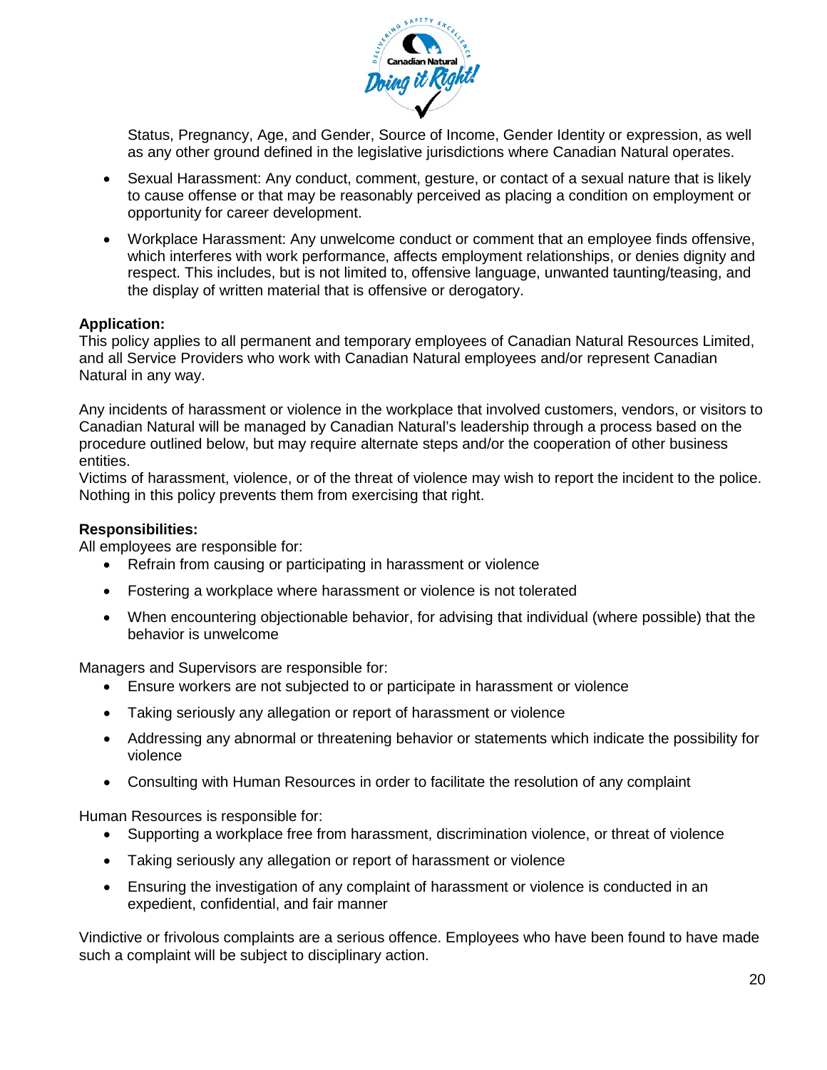Status, Pregnancy, Age, and Gender, Source of Income, Gender Identity or expression, as well as any other ground defined in the legislative jurisdictions where Canadian Natural operates.

- Sexual Harassment: Any conduct, comment, gesture, or contact of a sexual nature that is likely to cause offense or that may be reasonably perceived as placing a condition on employment or opportunity for career development.
- Workplace Harassment: Any unwelcome conduct or comment that an employee finds offensive, which interferes with work performance, affects employment relationships, or denies dignity and respect. This includes, but is not limited to, offensive language, unwanted taunting/teasing, and the display of written material that is offensive or derogatory.

**Application:**
This policy applies to all permanent and temporary employees of Canadian Natural Resources Limited, and all Service Providers who work with Canadian Natural employees and/or represent Canadian Natural in any way.

Any incidents of harassment or violence in the workplace that involved customers, vendors, or visitors to Canadian Natural will be managed by Canadian Natural's leadership through a process based on the procedure outlined below, but may require alternate steps and/or the cooperation of other business entities.
Victims of harassment, violence, or of the threat of violence may wish to report the incident to the police. Nothing in this policy prevents them from exercising that right.

**Responsibilities:**
All employees are responsible for:

- Refrain from causing or participating in harassment or violence
- Fostering a workplace where harassment or violence is not tolerated
- When encountering objectionable behavior, for advising that individual (where possible) that the behavior is unwelcome

Managers and Supervisors are responsible for:

- Ensure workers are not subjected to or participate in harassment or violence
- Taking seriously any allegation or report of harassment or violence
- Addressing any abnormal or threatening behavior or statements which indicate the possibility for violence
- Consulting with Human Resources in order to facilitate the resolution of any complaint

Human Resources is responsible for:

- Supporting a workplace free from harassment, discrimination violence, or threat of violence
- Taking seriously any allegation or report of harassment or violence
- Ensuring the investigation of any complaint of harassment or violence is conducted in an expedient, confidential, and fair manner

Vindictive or frivolous complaints are a serious offence. Employees who have been found to have made such a complaint will be subject to disciplinary action.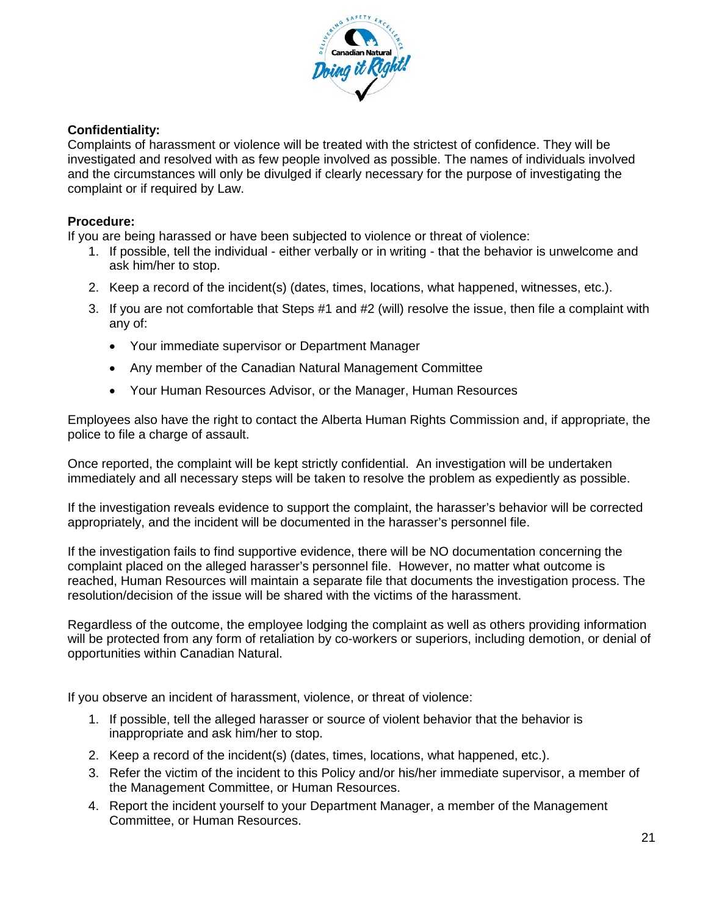**Confidentiality:**
Complaints of harassment or violence will be treated with the strictest of confidence. They will be investigated and resolved with as few people involved as possible. The names of individuals involved and the circumstances will only be divulged if clearly necessary for the purpose of investigating the complaint or if required by Law.

**Procedure:**
If you are being harassed or have been subjected to violence or threat of violence:

1. If possible, tell the individual - either verbally or in writing - that the behavior is unwelcome and ask him/her to stop.
2. Keep a record of the incident(s) (dates, times, locations, what happened, witnesses, etc.).
3. If you are not comfortable that Steps #1 and #2 (will) resolve the issue, then file a complaint with any of:
   - Your immediate supervisor or Department Manager
   - Any member of the Canadian Natural Management Committee
   - Your Human Resources Advisor, or the Manager, Human Resources

Employees also have the right to contact the Alberta Human Rights Commission and, if appropriate, the police to file a charge of assault.

Once reported, the complaint will be kept strictly confidential. An investigation will be undertaken immediately and all necessary steps will be taken to resolve the problem as expediently as possible.

If the investigation reveals evidence to support the complaint, the harasser's behavior will be corrected appropriately, and the incident will be documented in the harasser's personnel file.

If the investigation fails to find supportive evidence, there will be NO documentation concerning the complaint placed on the alleged harasser's personnel file. However, no matter what outcome is reached, Human Resources will maintain a separate file that documents the investigation process. The resolution/decision of the issue will be shared with the victims of the harassment.

Regardless of the outcome, the employee lodging the complaint as well as others providing information will be protected from any form of retaliation by co-workers or superiors, including demotion, or denial of opportunities within Canadian Natural.

If you observe an incident of harassment, violence, or threat of violence:

1. If possible, tell the alleged harasser or source of violent behavior that the behavior is inappropriate and ask him/her to stop.
2. Keep a record of the incident(s) (dates, times, locations, what happened, etc.).
3. Refer the victim of the incident to this Policy and/or his/her immediate supervisor, a member of the Management Committee, or Human Resources.
4. Report the incident yourself to your Department Manager, a member of the Management Committee, or Human Resources.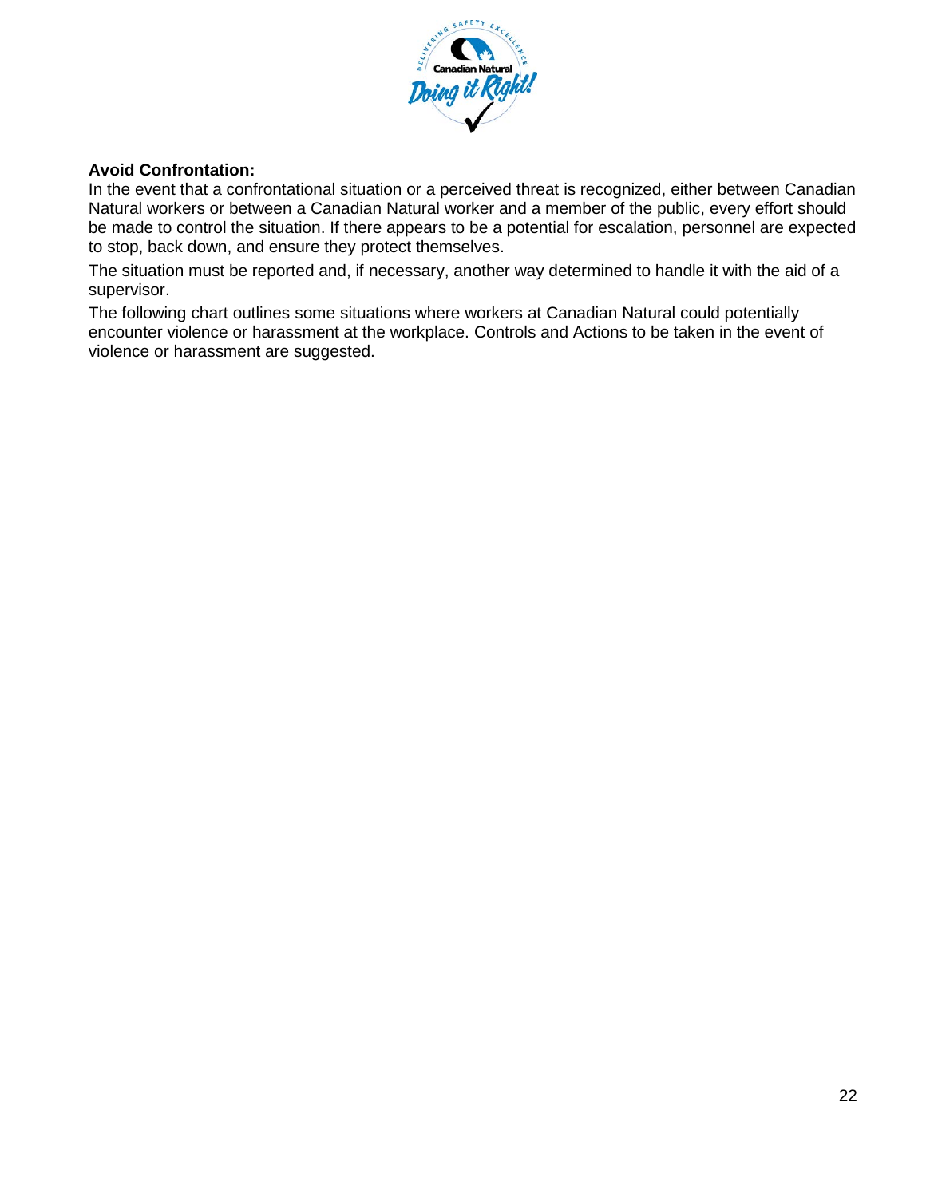**Avoid Confrontation:**

In the event that a confrontational situation or a perceived threat is recognized, either between Canadian Natural workers or between a Canadian Natural worker and a member of the public, every effort should be made to control the situation. If there appears to be a potential for escalation, personnel are expected to stop, back down, and ensure they protect themselves.

The situation must be reported and, if necessary, another way determined to handle it with the aid of a supervisor.

The following chart outlines some situations where workers at Canadian Natural could potentially encounter violence or harassment at the workplace. Controls and Actions to be taken in the event of violence or harassment are suggested.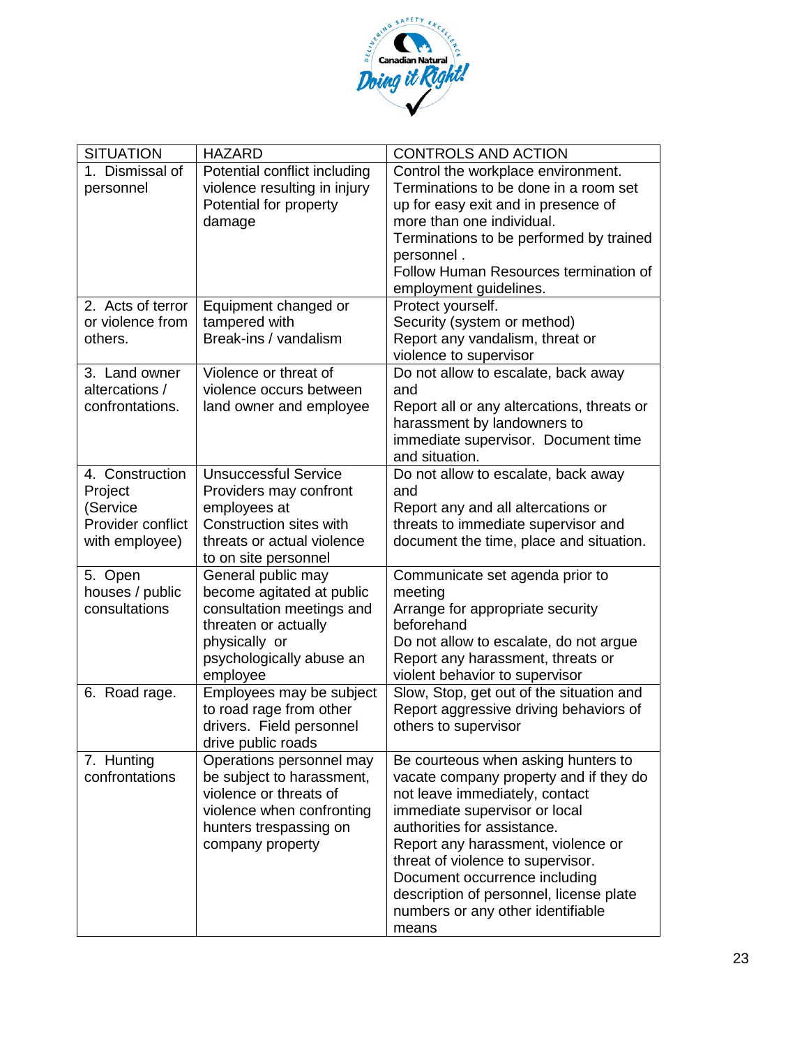| SITUATION | HAZARD | CONTROLS AND ACTION |
|---|---|---|
| 1. Dismissal of personnel | Potential conflict including violence resulting in injury<br>Potential for property damage | Control the workplace environment.<br>Terminations to be done in a room set up for easy exit and in presence of more than one individual.<br>Terminations to be performed by trained personnel .<br>Follow Human Resources termination of employment guidelines. |
| 2. Acts of terror or violence from others. | Equipment changed or tampered with<br>Break-ins / vandalism | Protect yourself.<br>Security (system or method)<br>Report any vandalism, threat or violence to supervisor |
| 3. Land owner altercations / confrontations. | Violence or threat of violence occurs between land owner and employee | Do not allow to escalate, back away and<br>Report all or any altercations, threats or harassment by landowners to immediate supervisor. Document time and situation. |
| 4. Construction Project (Service Provider conflict with employee) | Unsuccessful Service Providers may confront employees at Construction sites with threats or actual violence to on site personnel | Do not allow to escalate, back away and<br>Report any and all altercations or threats to immediate supervisor and document the time, place and situation. |
| 5. Open houses / public consultations | General public may become agitated at public consultation meetings and threaten or actually physically or psychologically abuse an employee | Communicate set agenda prior to meeting<br>Arrange for appropriate security beforehand<br>Do not allow to escalate, do not argue<br>Report any harassment, threats or violent behavior to supervisor |
| 6. Road rage. | Employees may be subject to road rage from other drivers. Field personnel drive public roads | Slow, Stop, get out of the situation and Report aggressive driving behaviors of others to supervisor |
| 7. Hunting confrontations | Operations personnel may be subject to harassment, violence or threats of violence when confronting hunters trespassing on company property | Be courteous when asking hunters to vacate company property and if they do not leave immediately, contact immediate supervisor or local authorities for assistance.<br>Report any harassment, violence or threat of violence to supervisor.<br>Document occurrence including description of personnel, license plate numbers or any other identifiable means |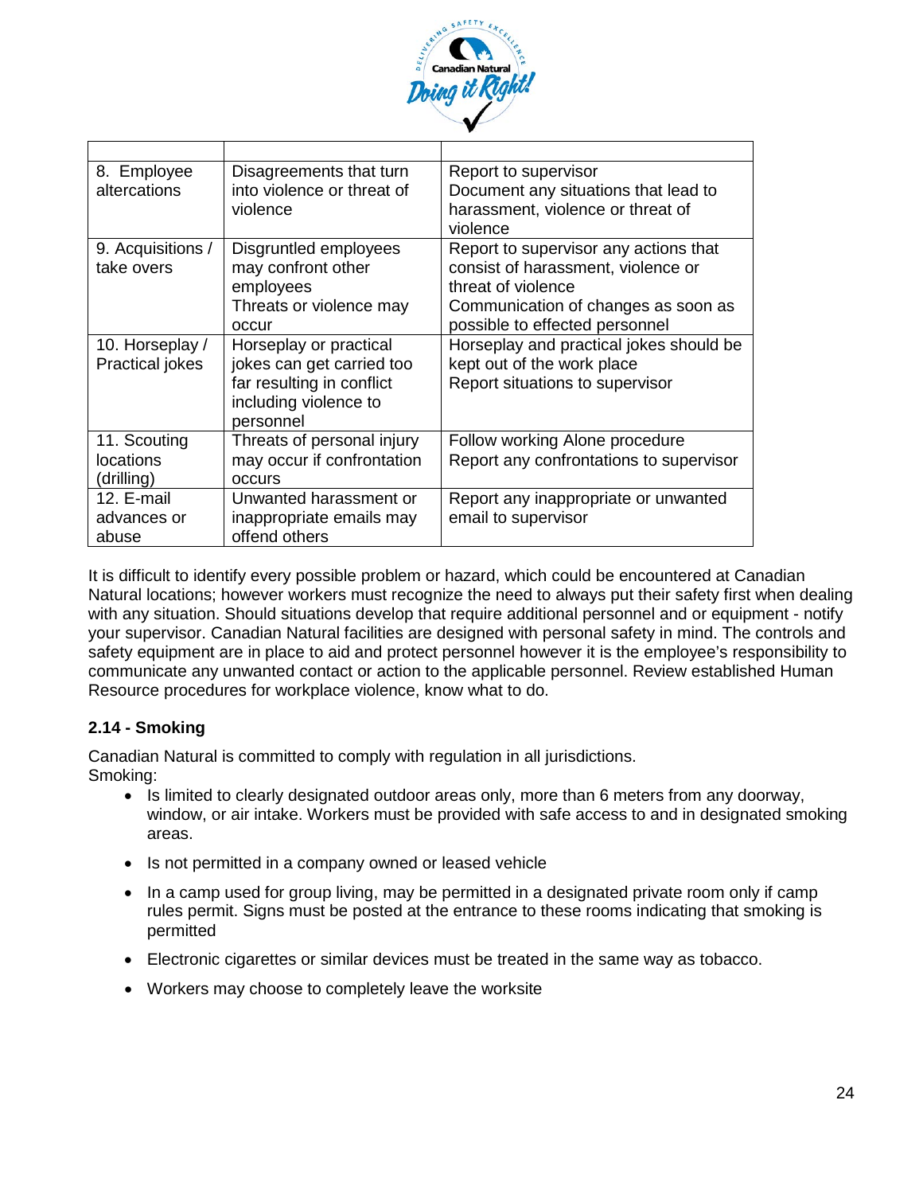| | | |
|---|---|---|
| 8. Employee altercations | Disagreements that turn into violence or threat of violence | Report to supervisor<br>Document any situations that lead to harassment, violence or threat of violence |
| 9. Acquisitions / take overs | Disgruntled employees may confront other employees<br>Threats or violence may occur | Report to supervisor any actions that consist of harassment, violence or threat of violence<br>Communication of changes as soon as possible to effected personnel |
| 10. Horseplay / Practical jokes | Horseplay or practical jokes can get carried too far resulting in conflict including violence to personnel | Horseplay and practical jokes should be kept out of the work place<br>Report situations to supervisor |
| 11. Scouting locations (drilling) | Threats of personal injury may occur if confrontation occurs | Follow working Alone procedure<br>Report any confrontations to supervisor |
| 12. E-mail advances or abuse | Unwanted harassment or inappropriate emails may offend others | Report any inappropriate or unwanted email to supervisor |

It is difficult to identify every possible problem or hazard, which could be encountered at Canadian Natural locations; however workers must recognize the need to always put their safety first when dealing with any situation. Should situations develop that require additional personnel and or equipment - notify your supervisor. Canadian Natural facilities are designed with personal safety in mind. The controls and safety equipment are in place to aid and protect personnel however it is the employee's responsibility to communicate any unwanted contact or action to the applicable personnel. Review established Human Resource procedures for workplace violence, know what to do.

### 2.14 - Smoking

Canadian Natural is committed to comply with regulation in all jurisdictions.
Smoking:

- Is limited to clearly designated outdoor areas only, more than 6 meters from any doorway, window, or air intake. Workers must be provided with safe access to and in designated smoking areas.
- Is not permitted in a company owned or leased vehicle
- In a camp used for group living, may be permitted in a designated private room only if camp rules permit. Signs must be posted at the entrance to these rooms indicating that smoking is permitted
- Electronic cigarettes or similar devices must be treated in the same way as tobacco.
- Workers may choose to completely leave the worksite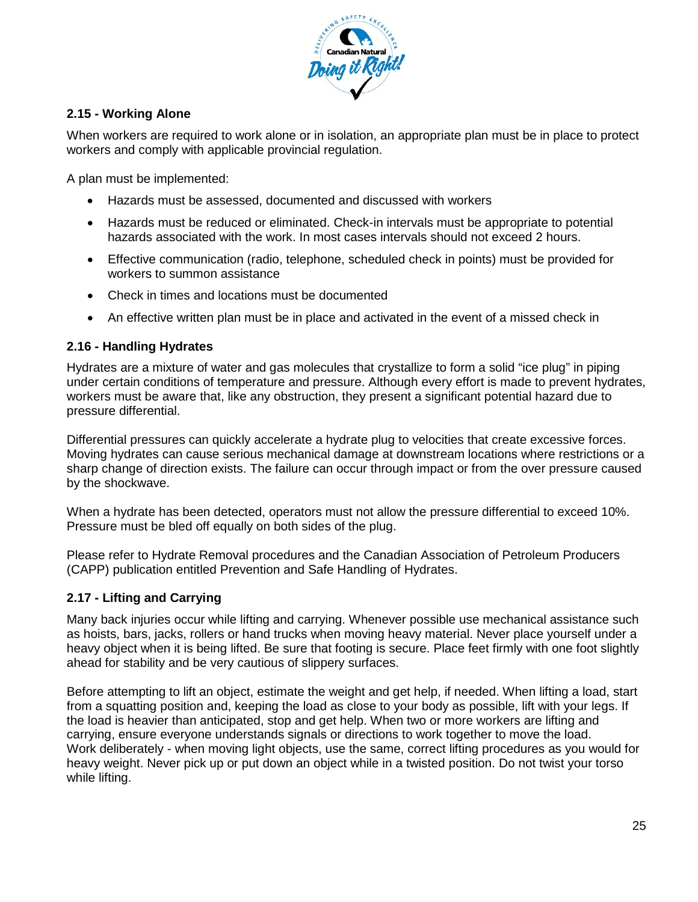### 2.15 - Working Alone

When workers are required to work alone or in isolation, an appropriate plan must be in place to protect workers and comply with applicable provincial regulation.

A plan must be implemented:

- Hazards must be assessed, documented and discussed with workers
- Hazards must be reduced or eliminated. Check-in intervals must be appropriate to potential hazards associated with the work. In most cases intervals should not exceed 2 hours.
- Effective communication (radio, telephone, scheduled check in points) must be provided for workers to summon assistance
- Check in times and locations must be documented
- An effective written plan must be in place and activated in the event of a missed check in

### 2.16 - Handling Hydrates

Hydrates are a mixture of water and gas molecules that crystallize to form a solid "ice plug" in piping under certain conditions of temperature and pressure. Although every effort is made to prevent hydrates, workers must be aware that, like any obstruction, they present a significant potential hazard due to pressure differential.

Differential pressures can quickly accelerate a hydrate plug to velocities that create excessive forces. Moving hydrates can cause serious mechanical damage at downstream locations where restrictions or a sharp change of direction exists. The failure can occur through impact or from the over pressure caused by the shockwave.

When a hydrate has been detected, operators must not allow the pressure differential to exceed 10%. Pressure must be bled off equally on both sides of the plug.

Please refer to Hydrate Removal procedures and the Canadian Association of Petroleum Producers (CAPP) publication entitled Prevention and Safe Handling of Hydrates.

### 2.17 - Lifting and Carrying

Many back injuries occur while lifting and carrying. Whenever possible use mechanical assistance such as hoists, bars, jacks, rollers or hand trucks when moving heavy material. Never place yourself under a heavy object when it is being lifted. Be sure that footing is secure. Place feet firmly with one foot slightly ahead for stability and be very cautious of slippery surfaces.

Before attempting to lift an object, estimate the weight and get help, if needed. When lifting a load, start from a squatting position and, keeping the load as close to your body as possible, lift with your legs. If the load is heavier than anticipated, stop and get help. When two or more workers are lifting and carrying, ensure everyone understands signals or directions to work together to move the load. Work deliberately - when moving light objects, use the same, correct lifting procedures as you would for heavy weight. Never pick up or put down an object while in a twisted position. Do not twist your torso while lifting.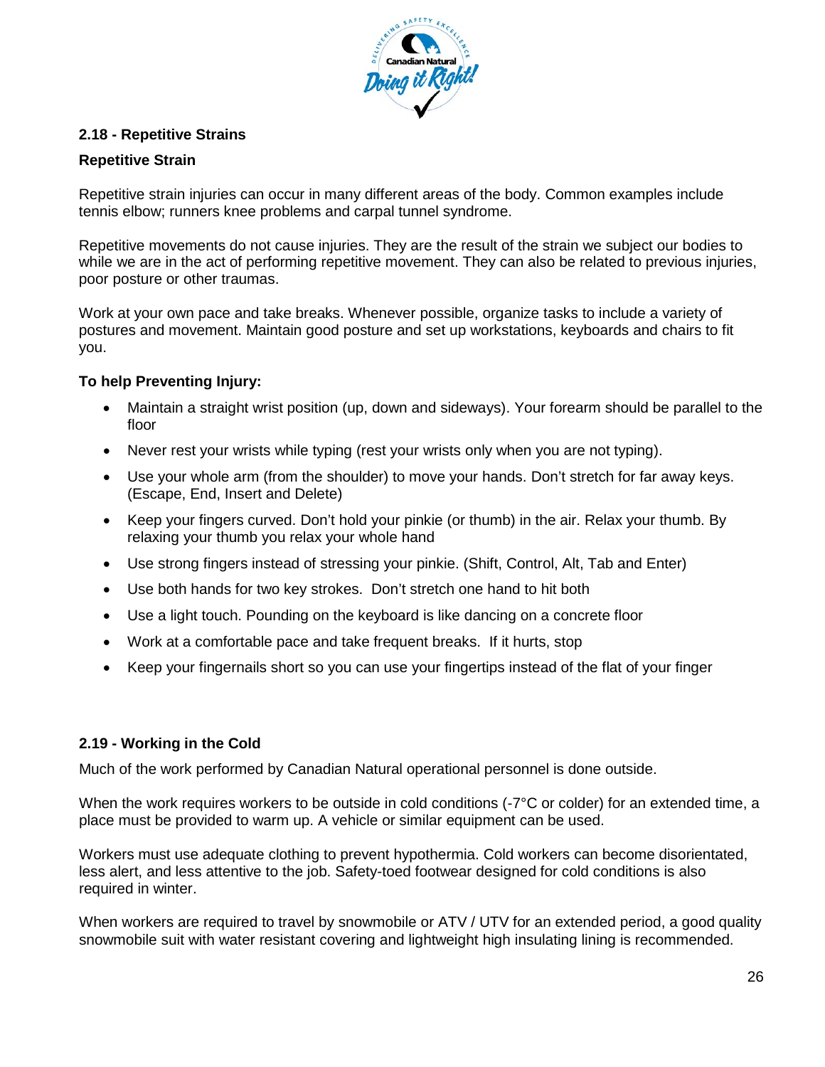## 2.18 - Repetitive Strains

### Repetitive Strain

Repetitive strain injuries can occur in many different areas of the body. Common examples include tennis elbow; runners knee problems and carpal tunnel syndrome.

Repetitive movements do not cause injuries. They are the result of the strain we subject our bodies to while we are in the act of performing repetitive movement. They can also be related to previous injuries, poor posture or other traumas.

Work at your own pace and take breaks. Whenever possible, organize tasks to include a variety of postures and movement. Maintain good posture and set up workstations, keyboards and chairs to fit you.

### To help Preventing Injury:

- Maintain a straight wrist position (up, down and sideways). Your forearm should be parallel to the floor
- Never rest your wrists while typing (rest your wrists only when you are not typing).
- Use your whole arm (from the shoulder) to move your hands. Don't stretch for far away keys. (Escape, End, Insert and Delete)
- Keep your fingers curved. Don't hold your pinkie (or thumb) in the air. Relax your thumb. By relaxing your thumb you relax your whole hand
- Use strong fingers instead of stressing your pinkie. (Shift, Control, Alt, Tab and Enter)
- Use both hands for two key strokes. Don't stretch one hand to hit both
- Use a light touch. Pounding on the keyboard is like dancing on a concrete floor
- Work at a comfortable pace and take frequent breaks. If it hurts, stop
- Keep your fingernails short so you can use your fingertips instead of the flat of your finger

## 2.19 - Working in the Cold

Much of the work performed by Canadian Natural operational personnel is done outside.

When the work requires workers to be outside in cold conditions (-7°C or colder) for an extended time, a place must be provided to warm up. A vehicle or similar equipment can be used.

Workers must use adequate clothing to prevent hypothermia. Cold workers can become disorientated, less alert, and less attentive to the job. Safety-toed footwear designed for cold conditions is also required in winter.

When workers are required to travel by snowmobile or ATV / UTV for an extended period, a good quality snowmobile suit with water resistant covering and lightweight high insulating lining is recommended.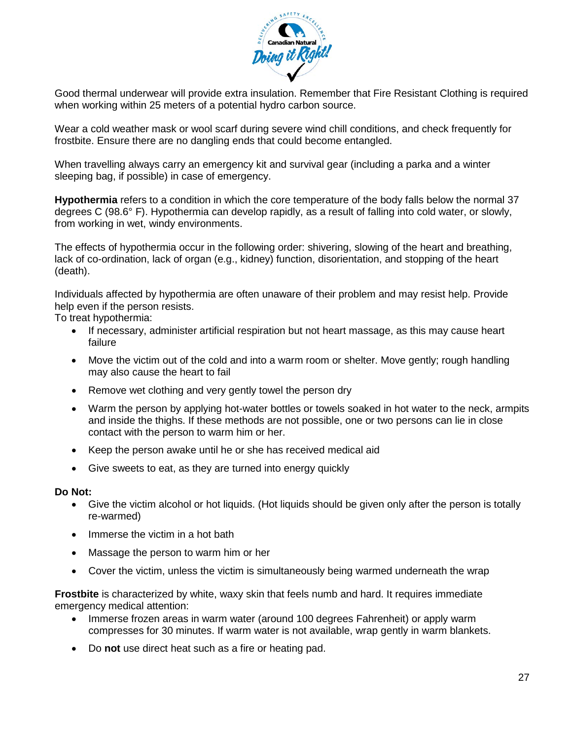Good thermal underwear will provide extra insulation. Remember that Fire Resistant Clothing is required when working within 25 meters of a potential hydro carbon source.

Wear a cold weather mask or wool scarf during severe wind chill conditions, and check frequently for frostbite. Ensure there are no dangling ends that could become entangled.

When travelling always carry an emergency kit and survival gear (including a parka and a winter sleeping bag, if possible) in case of emergency.

**Hypothermia** refers to a condition in which the core temperature of the body falls below the normal 37 degrees C (98.6° F). Hypothermia can develop rapidly, as a result of falling into cold water, or slowly, from working in wet, windy environments.

The effects of hypothermia occur in the following order: shivering, slowing of the heart and breathing, lack of co-ordination, lack of organ (e.g., kidney) function, disorientation, and stopping of the heart (death).

Individuals affected by hypothermia are often unaware of their problem and may resist help. Provide help even if the person resists.
To treat hypothermia:

- If necessary, administer artificial respiration but not heart massage, as this may cause heart failure
- Move the victim out of the cold and into a warm room or shelter. Move gently; rough handling may also cause the heart to fail
- Remove wet clothing and very gently towel the person dry
- Warm the person by applying hot-water bottles or towels soaked in hot water to the neck, armpits and inside the thighs. If these methods are not possible, one or two persons can lie in close contact with the person to warm him or her.
- Keep the person awake until he or she has received medical aid
- Give sweets to eat, as they are turned into energy quickly

**Do Not:**

- Give the victim alcohol or hot liquids. (Hot liquids should be given only after the person is totally re-warmed)
- Immerse the victim in a hot bath
- Massage the person to warm him or her
- Cover the victim, unless the victim is simultaneously being warmed underneath the wrap

**Frostbite** is characterized by white, waxy skin that feels numb and hard. It requires immediate emergency medical attention:

- Immerse frozen areas in warm water (around 100 degrees Fahrenheit) or apply warm compresses for 30 minutes. If warm water is not available, wrap gently in warm blankets.
- Do **not** use direct heat such as a fire or heating pad.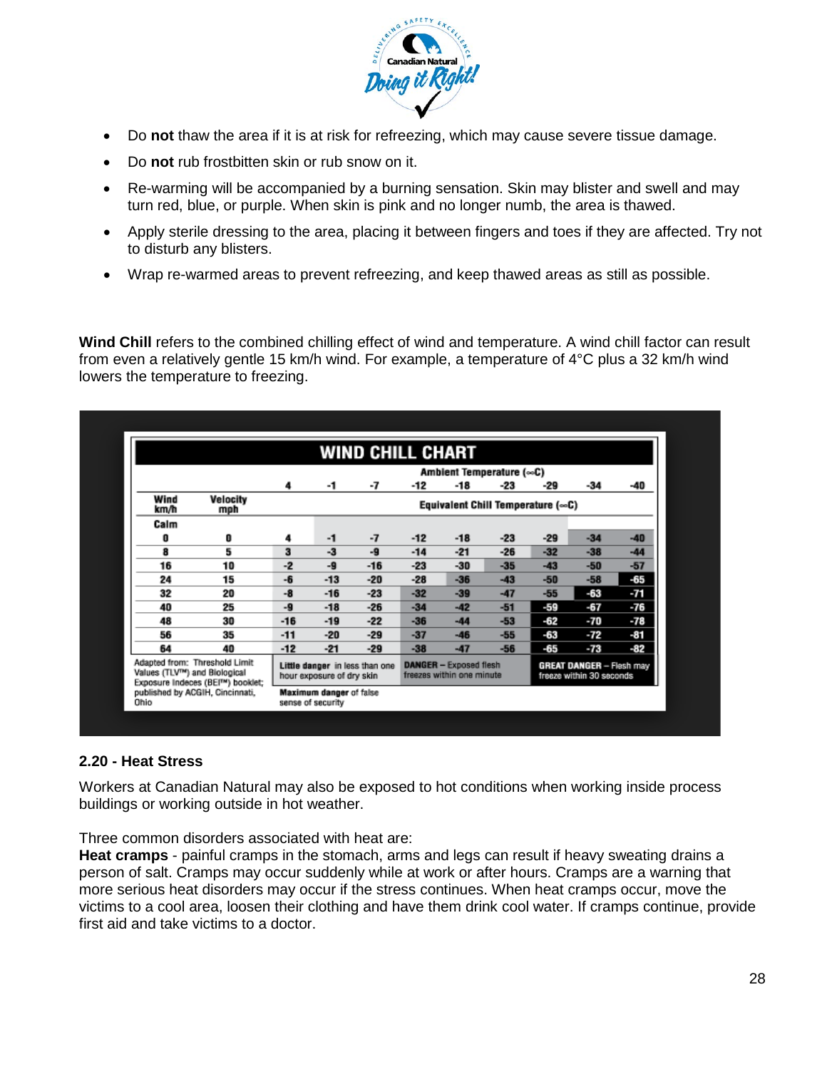- Do **not** thaw the area if it is at risk for refreezing, which may cause severe tissue damage.
- Do **not** rub frostbitten skin or rub snow on it.
- Re-warming will be accompanied by a burning sensation. Skin may blister and swell and may turn red, blue, or purple. When skin is pink and no longer numb, the area is thawed.
- Apply sterile dressing to the area, placing it between fingers and toes if they are affected. Try not to disturb any blisters.
- Wrap re-warmed areas to prevent refreezing, and keep thawed areas as still as possible.

**Wind Chill** refers to the combined chilling effect of wind and temperature. A wind chill factor can result from even a relatively gentle 15 km/h wind. For example, a temperature of 4°C plus a 32 km/h wind lowers the temperature to freezing.

**WIND CHILL CHART**

| | | Ambient Temperature (°C) | | | | | | | | |
|---|---|---|---|---|---|---|---|---|---|---|
| | | 4 | -1 | -7 | -12 | -18 | -23 | -29 | -34 | -40 |
| **Wind km/h** | **Velocity mph** | **Equivalent Chill Temperature (°C)** | | | | | | | | |
| **Calm** | | | | | | | | | | |
| 0 | 0 | 4 | -1 | -7 | -12 | -18 | -23 | -29 | -34 | -40 |
| 8 | 5 | 3 | -3 | -9 | -14 | -21 | -26 | -32 | -38 | -44 |
| 16 | 10 | -2 | -9 | -16 | -23 | -30 | -35 | -43 | -50 | -57 |
| 24 | 15 | -6 | -13 | -20 | -28 | -36 | -43 | -50 | -58 | -65 |
| 32 | 20 | -8 | -16 | -23 | -32 | -39 | -47 | -55 | -63 | -71 |
| 40 | 25 | -9 | -18 | -26 | -34 | -42 | -51 | -59 | -67 | -76 |
| 48 | 30 | -16 | -19 | -22 | -36 | -44 | -53 | -62 | -70 | -78 |
| 56 | 35 | -11 | -20 | -29 | -37 | -46 | -55 | -63 | -72 | -81 |
| 64 | 40 | -12 | -21 | -29 | -38 | -47 | -56 | -65 | -73 | -82 |

Adapted from: Threshold Limit Values (TLV™) and Biological Exposure Indeces (BEI™) booklet; published by ACGIH, Cincinnati, Ohio

**Little danger** in less than one hour exposure of dry skin. **Maximum danger** of false sense of security

**DANGER** – Exposed flesh freezes within one minute

**GREAT DANGER** – Flesh may freeze within 30 seconds

### 2.20 - Heat Stress

Workers at Canadian Natural may also be exposed to hot conditions when working inside process buildings or working outside in hot weather.

Three common disorders associated with heat are:

**Heat cramps** - painful cramps in the stomach, arms and legs can result if heavy sweating drains a person of salt. Cramps may occur suddenly while at work or after hours. Cramps are a warning that more serious heat disorders may occur if the stress continues. When heat cramps occur, move the victims to a cool area, loosen their clothing and have them drink cool water. If cramps continue, provide first aid and take victims to a doctor.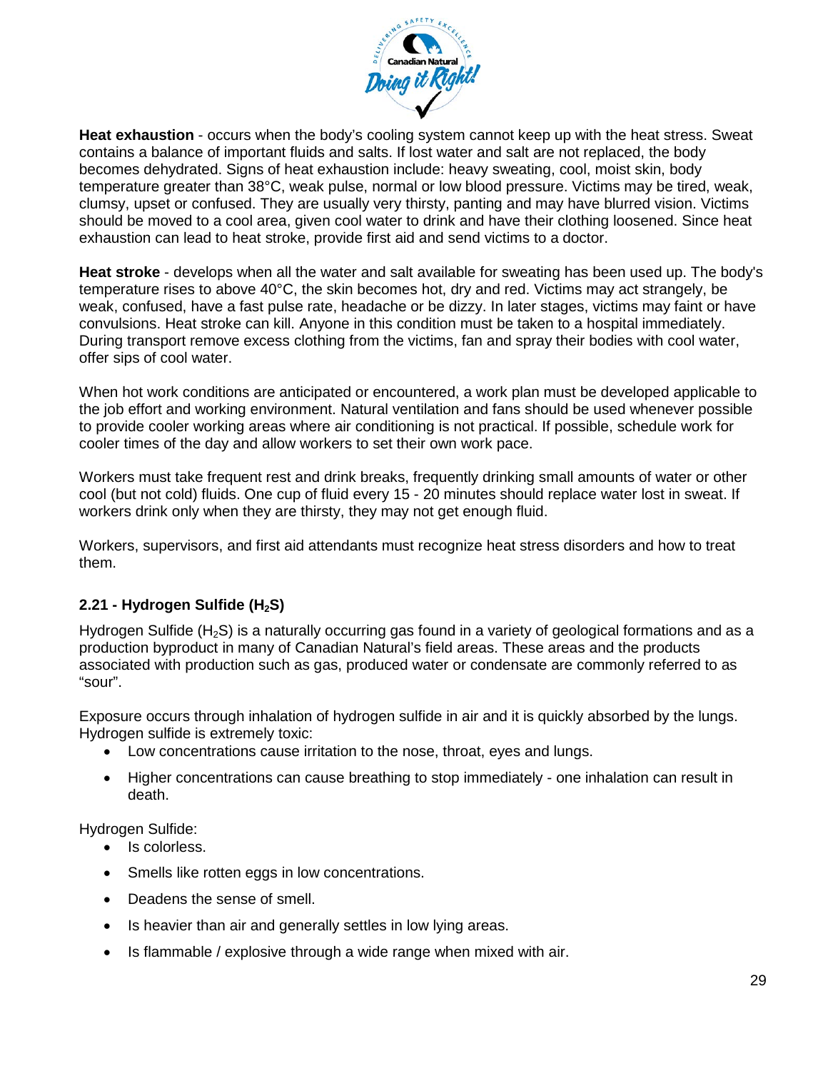**Heat exhaustion** - occurs when the body's cooling system cannot keep up with the heat stress. Sweat contains a balance of important fluids and salts. If lost water and salt are not replaced, the body becomes dehydrated. Signs of heat exhaustion include: heavy sweating, cool, moist skin, body temperature greater than 38°C, weak pulse, normal or low blood pressure. Victims may be tired, weak, clumsy, upset or confused. They are usually very thirsty, panting and may have blurred vision. Victims should be moved to a cool area, given cool water to drink and have their clothing loosened. Since heat exhaustion can lead to heat stroke, provide first aid and send victims to a doctor.

**Heat stroke** - develops when all the water and salt available for sweating has been used up. The body's temperature rises to above 40°C, the skin becomes hot, dry and red. Victims may act strangely, be weak, confused, have a fast pulse rate, headache or be dizzy. In later stages, victims may faint or have convulsions. Heat stroke can kill. Anyone in this condition must be taken to a hospital immediately. During transport remove excess clothing from the victims, fan and spray their bodies with cool water, offer sips of cool water.

When hot work conditions are anticipated or encountered, a work plan must be developed applicable to the job effort and working environment. Natural ventilation and fans should be used whenever possible to provide cooler working areas where air conditioning is not practical. If possible, schedule work for cooler times of the day and allow workers to set their own work pace.

Workers must take frequent rest and drink breaks, frequently drinking small amounts of water or other cool (but not cold) fluids. One cup of fluid every 15 - 20 minutes should replace water lost in sweat. If workers drink only when they are thirsty, they may not get enough fluid.

Workers, supervisors, and first aid attendants must recognize heat stress disorders and how to treat them.

### 2.21 - Hydrogen Sulfide ($H_2S$)

Hydrogen Sulfide ($H_2S$) is a naturally occurring gas found in a variety of geological formations and as a production byproduct in many of Canadian Natural's field areas. These areas and the products associated with production such as gas, produced water or condensate are commonly referred to as "sour".

Exposure occurs through inhalation of hydrogen sulfide in air and it is quickly absorbed by the lungs. Hydrogen sulfide is extremely toxic:

- Low concentrations cause irritation to the nose, throat, eyes and lungs.
- Higher concentrations can cause breathing to stop immediately - one inhalation can result in death.

Hydrogen Sulfide:

- Is colorless.
- Smells like rotten eggs in low concentrations.
- Deadens the sense of smell.
- Is heavier than air and generally settles in low lying areas.
- Is flammable / explosive through a wide range when mixed with air.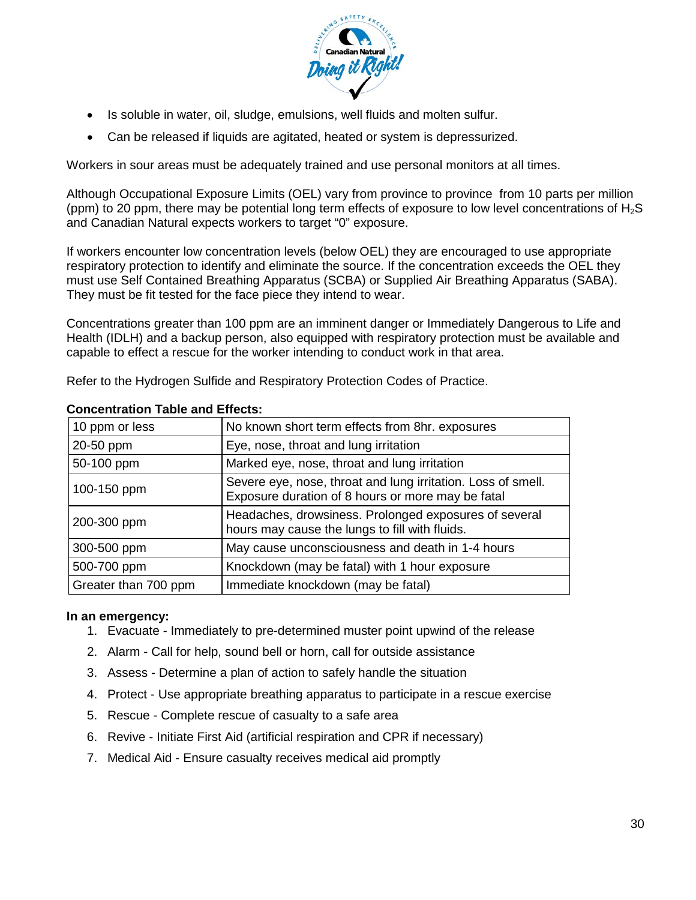- Is soluble in water, oil, sludge, emulsions, well fluids and molten sulfur.
- Can be released if liquids are agitated, heated or system is depressurized.

Workers in sour areas must be adequately trained and use personal monitors at all times.

Although Occupational Exposure Limits (OEL) vary from province to province from 10 parts per million (ppm) to 20 ppm, there may be potential long term effects of exposure to low level concentrations of $H_2S$ and Canadian Natural expects workers to target "0" exposure.

If workers encounter low concentration levels (below OEL) they are encouraged to use appropriate respiratory protection to identify and eliminate the source. If the concentration exceeds the OEL they must use Self Contained Breathing Apparatus (SCBA) or Supplied Air Breathing Apparatus (SABA). They must be fit tested for the face piece they intend to wear.

Concentrations greater than 100 ppm are an imminent danger or Immediately Dangerous to Life and Health (IDLH) and a backup person, also equipped with respiratory protection must be available and capable to effect a rescue for the worker intending to conduct work in that area.

Refer to the Hydrogen Sulfide and Respiratory Protection Codes of Practice.

**Concentration Table and Effects:**

| Concentration | Effects |
|---|---|
| 10 ppm or less | No known short term effects from 8hr. exposures |
| 20-50 ppm | Eye, nose, throat and lung irritation |
| 50-100 ppm | Marked eye, nose, throat and lung irritation |
| 100-150 ppm | Severe eye, nose, throat and lung irritation. Loss of smell. Exposure duration of 8 hours or more may be fatal |
| 200-300 ppm | Headaches, drowsiness. Prolonged exposures of several hours may cause the lungs to fill with fluids. |
| 300-500 ppm | May cause unconsciousness and death in 1-4 hours |
| 500-700 ppm | Knockdown (may be fatal) with 1 hour exposure |
| Greater than 700 ppm | Immediate knockdown (may be fatal) |

**In an emergency:**

1. Evacuate - Immediately to pre-determined muster point upwind of the release
2. Alarm - Call for help, sound bell or horn, call for outside assistance
3. Assess - Determine a plan of action to safely handle the situation
4. Protect - Use appropriate breathing apparatus to participate in a rescue exercise
5. Rescue - Complete rescue of casualty to a safe area
6. Revive - Initiate First Aid (artificial respiration and CPR if necessary)
7. Medical Aid - Ensure casualty receives medical aid promptly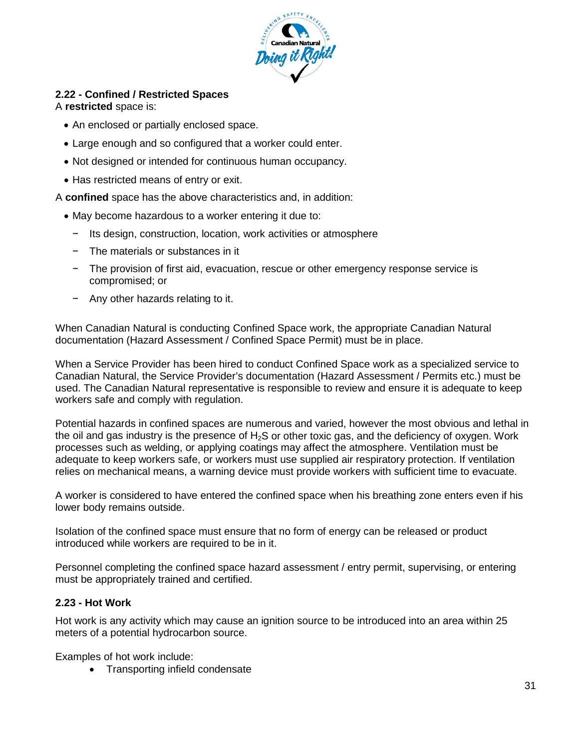## 2.22 - Confined / Restricted Spaces

A **restricted** space is:

- An enclosed or partially enclosed space.
- Large enough and so configured that a worker could enter.
- Not designed or intended for continuous human occupancy.
- Has restricted means of entry or exit.

A **confined** space has the above characteristics and, in addition:

- May become hazardous to a worker entering it due to:
  - Its design, construction, location, work activities or atmosphere
  - The materials or substances in it
  - The provision of first aid, evacuation, rescue or other emergency response service is compromised; or
  - Any other hazards relating to it.

When Canadian Natural is conducting Confined Space work, the appropriate Canadian Natural documentation (Hazard Assessment / Confined Space Permit) must be in place.

When a Service Provider has been hired to conduct Confined Space work as a specialized service to Canadian Natural, the Service Provider's documentation (Hazard Assessment / Permits etc.) must be used. The Canadian Natural representative is responsible to review and ensure it is adequate to keep workers safe and comply with regulation.

Potential hazards in confined spaces are numerous and varied, however the most obvious and lethal in the oil and gas industry is the presence of $H_2S$ or other toxic gas, and the deficiency of oxygen. Work processes such as welding, or applying coatings may affect the atmosphere. Ventilation must be adequate to keep workers safe, or workers must use supplied air respiratory protection. If ventilation relies on mechanical means, a warning device must provide workers with sufficient time to evacuate.

A worker is considered to have entered the confined space when his breathing zone enters even if his lower body remains outside.

Isolation of the confined space must ensure that no form of energy can be released or product introduced while workers are required to be in it.

Personnel completing the confined space hazard assessment / entry permit, supervising, or entering must be appropriately trained and certified.

## 2.23 - Hot Work

Hot work is any activity which may cause an ignition source to be introduced into an area within 25 meters of a potential hydrocarbon source.

Examples of hot work include:

- Transporting infield condensate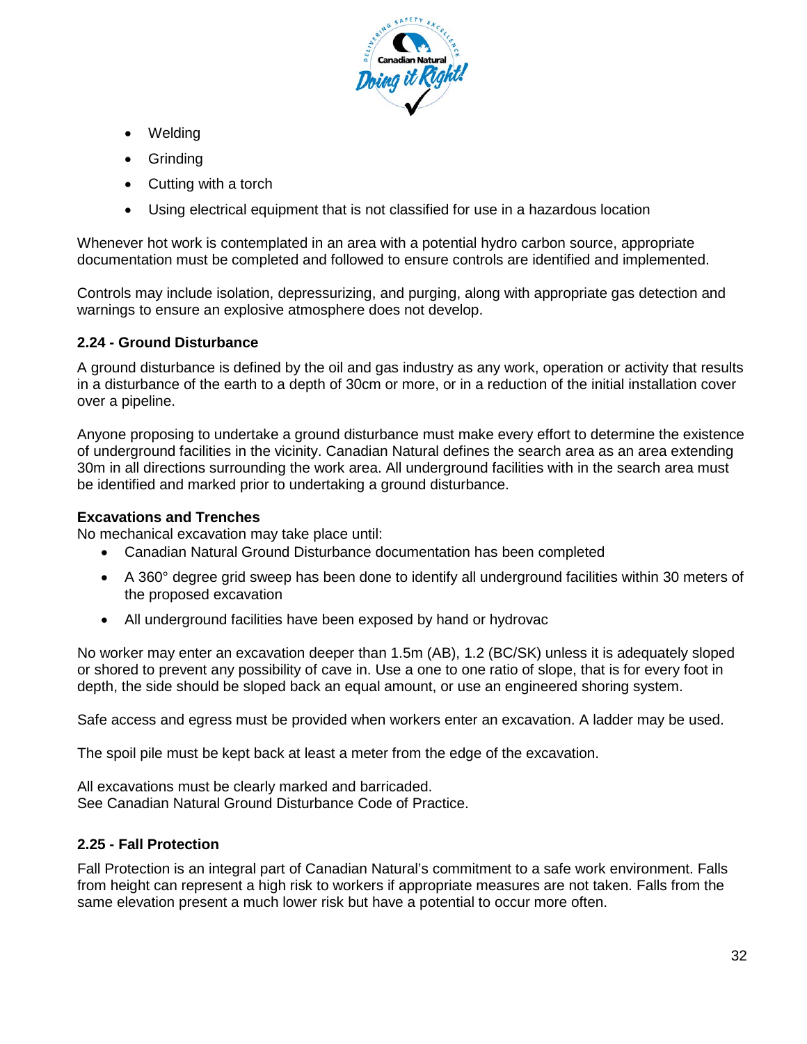- Welding
- Grinding
- Cutting with a torch
- Using electrical equipment that is not classified for use in a hazardous location

Whenever hot work is contemplated in an area with a potential hydro carbon source, appropriate documentation must be completed and followed to ensure controls are identified and implemented.

Controls may include isolation, depressurizing, and purging, along with appropriate gas detection and warnings to ensure an explosive atmosphere does not develop.

### 2.24 - Ground Disturbance

A ground disturbance is defined by the oil and gas industry as any work, operation or activity that results in a disturbance of the earth to a depth of 30cm or more, or in a reduction of the initial installation cover over a pipeline.

Anyone proposing to undertake a ground disturbance must make every effort to determine the existence of underground facilities in the vicinity. Canadian Natural defines the search area as an area extending 30m in all directions surrounding the work area. All underground facilities with in the search area must be identified and marked prior to undertaking a ground disturbance.

**Excavations and Trenches**

No mechanical excavation may take place until:

- Canadian Natural Ground Disturbance documentation has been completed
- A 360° degree grid sweep has been done to identify all underground facilities within 30 meters of the proposed excavation
- All underground facilities have been exposed by hand or hydrovac

No worker may enter an excavation deeper than 1.5m (AB), 1.2 (BC/SK) unless it is adequately sloped or shored to prevent any possibility of cave in. Use a one to one ratio of slope, that is for every foot in depth, the side should be sloped back an equal amount, or use an engineered shoring system.

Safe access and egress must be provided when workers enter an excavation. A ladder may be used.

The spoil pile must be kept back at least a meter from the edge of the excavation.

All excavations must be clearly marked and barricaded.
See Canadian Natural Ground Disturbance Code of Practice.

### 2.25 - Fall Protection

Fall Protection is an integral part of Canadian Natural's commitment to a safe work environment. Falls from height can represent a high risk to workers if appropriate measures are not taken. Falls from the same elevation present a much lower risk but have a potential to occur more often.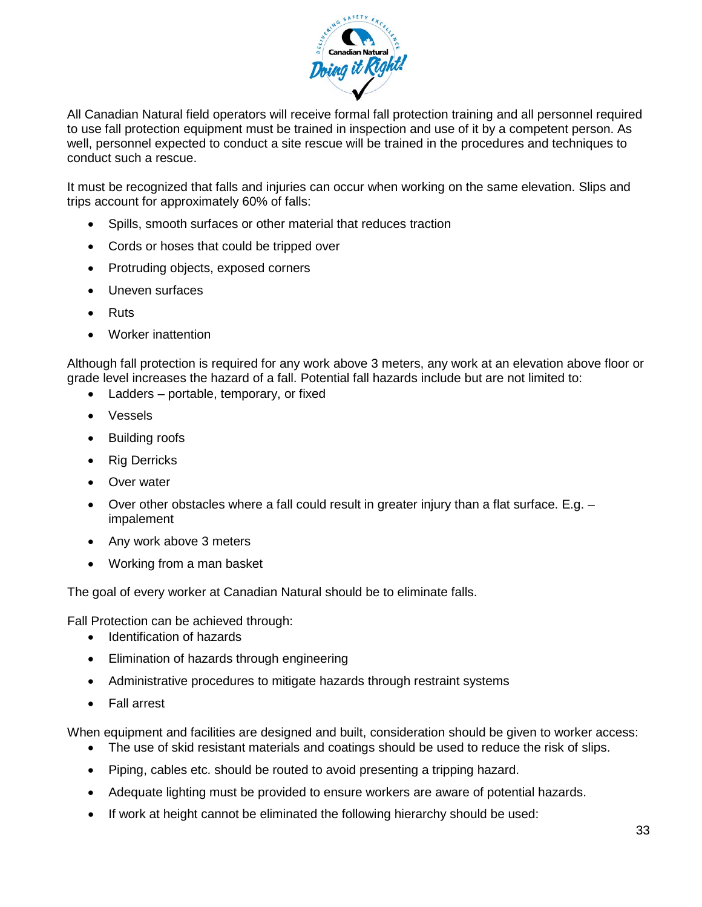All Canadian Natural field operators will receive formal fall protection training and all personnel required to use fall protection equipment must be trained in inspection and use of it by a competent person. As well, personnel expected to conduct a site rescue will be trained in the procedures and techniques to conduct such a rescue.

It must be recognized that falls and injuries can occur when working on the same elevation. Slips and trips account for approximately 60% of falls:

- Spills, smooth surfaces or other material that reduces traction
- Cords or hoses that could be tripped over
- Protruding objects, exposed corners
- Uneven surfaces
- Ruts
- Worker inattention

Although fall protection is required for any work above 3 meters, any work at an elevation above floor or grade level increases the hazard of a fall. Potential fall hazards include but are not limited to:

- Ladders – portable, temporary, or fixed
- Vessels
- Building roofs
- Rig Derricks
- Over water
- Over other obstacles where a fall could result in greater injury than a flat surface. E.g. – impalement
- Any work above 3 meters
- Working from a man basket

The goal of every worker at Canadian Natural should be to eliminate falls.

Fall Protection can be achieved through:

- Identification of hazards
- Elimination of hazards through engineering
- Administrative procedures to mitigate hazards through restraint systems
- Fall arrest

When equipment and facilities are designed and built, consideration should be given to worker access:

- The use of skid resistant materials and coatings should be used to reduce the risk of slips.
- Piping, cables etc. should be routed to avoid presenting a tripping hazard.
- Adequate lighting must be provided to ensure workers are aware of potential hazards.
- If work at height cannot be eliminated the following hierarchy should be used: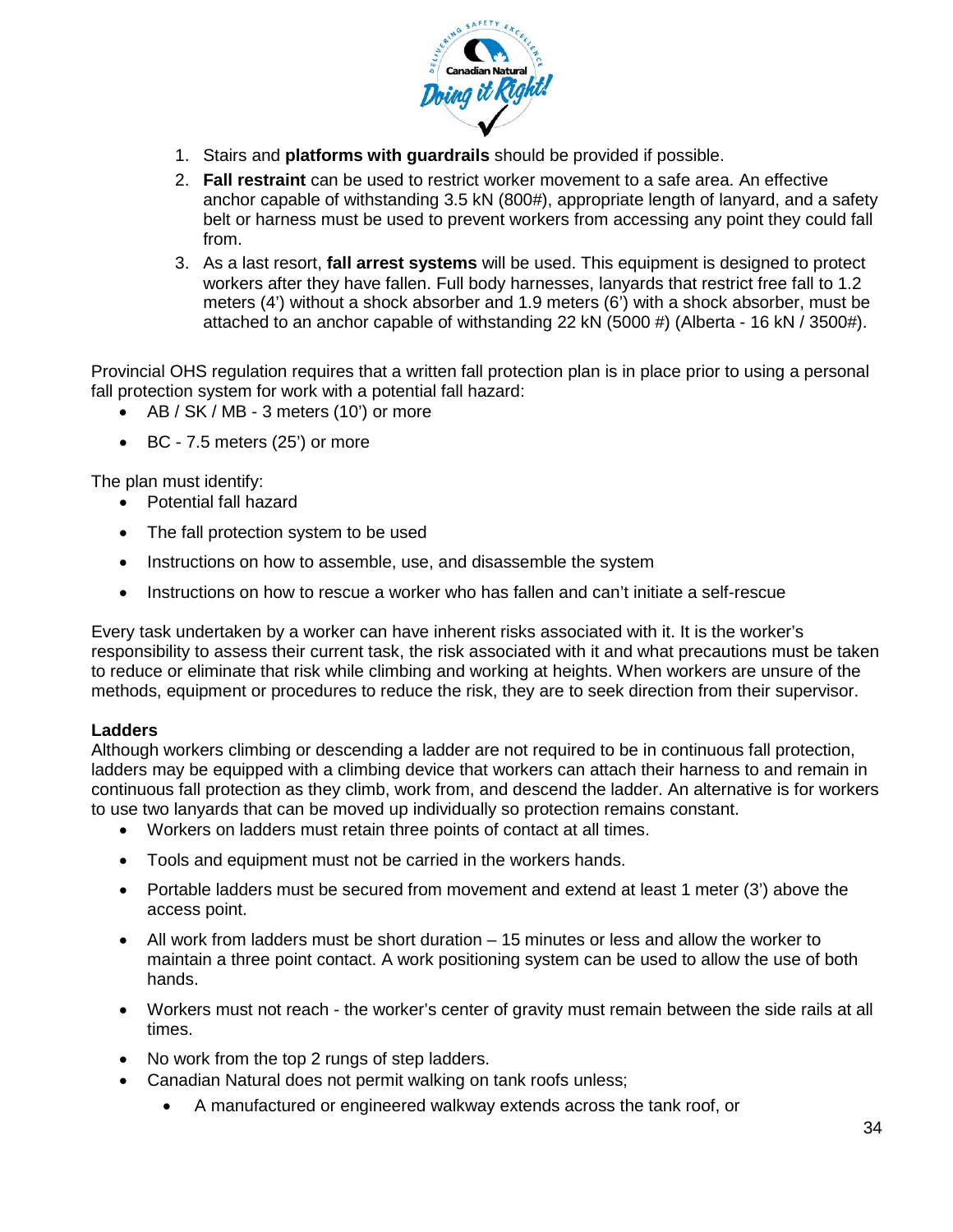1. Stairs and **platforms with guardrails** should be provided if possible.
2. **Fall restraint** can be used to restrict worker movement to a safe area. An effective anchor capable of withstanding 3.5 kN (800#), appropriate length of lanyard, and a safety belt or harness must be used to prevent workers from accessing any point they could fall from.
3. As a last resort, **fall arrest systems** will be used. This equipment is designed to protect workers after they have fallen. Full body harnesses, lanyards that restrict free fall to 1.2 meters (4') without a shock absorber and 1.9 meters (6') with a shock absorber, must be attached to an anchor capable of withstanding 22 kN (5000 #) (Alberta - 16 kN / 3500#).

Provincial OHS regulation requires that a written fall protection plan is in place prior to using a personal fall protection system for work with a potential fall hazard:

- AB / SK / MB - 3 meters (10') or more
- BC - 7.5 meters (25') or more

The plan must identify:

- Potential fall hazard
- The fall protection system to be used
- Instructions on how to assemble, use, and disassemble the system
- Instructions on how to rescue a worker who has fallen and can't initiate a self-rescue

Every task undertaken by a worker can have inherent risks associated with it. It is the worker's responsibility to assess their current task, the risk associated with it and what precautions must be taken to reduce or eliminate that risk while climbing and working at heights. When workers are unsure of the methods, equipment or procedures to reduce the risk, they are to seek direction from their supervisor.

**Ladders**

Although workers climbing or descending a ladder are not required to be in continuous fall protection, ladders may be equipped with a climbing device that workers can attach their harness to and remain in continuous fall protection as they climb, work from, and descend the ladder. An alternative is for workers to use two lanyards that can be moved up individually so protection remains constant.

- Workers on ladders must retain three points of contact at all times.
- Tools and equipment must not be carried in the workers hands.
- Portable ladders must be secured from movement and extend at least 1 meter (3') above the access point.
- All work from ladders must be short duration – 15 minutes or less and allow the worker to maintain a three point contact. A work positioning system can be used to allow the use of both hands.
- Workers must not reach - the worker's center of gravity must remain between the side rails at all times.
- No work from the top 2 rungs of step ladders.
- Canadian Natural does not permit walking on tank roofs unless;
    - A manufactured or engineered walkway extends across the tank roof, or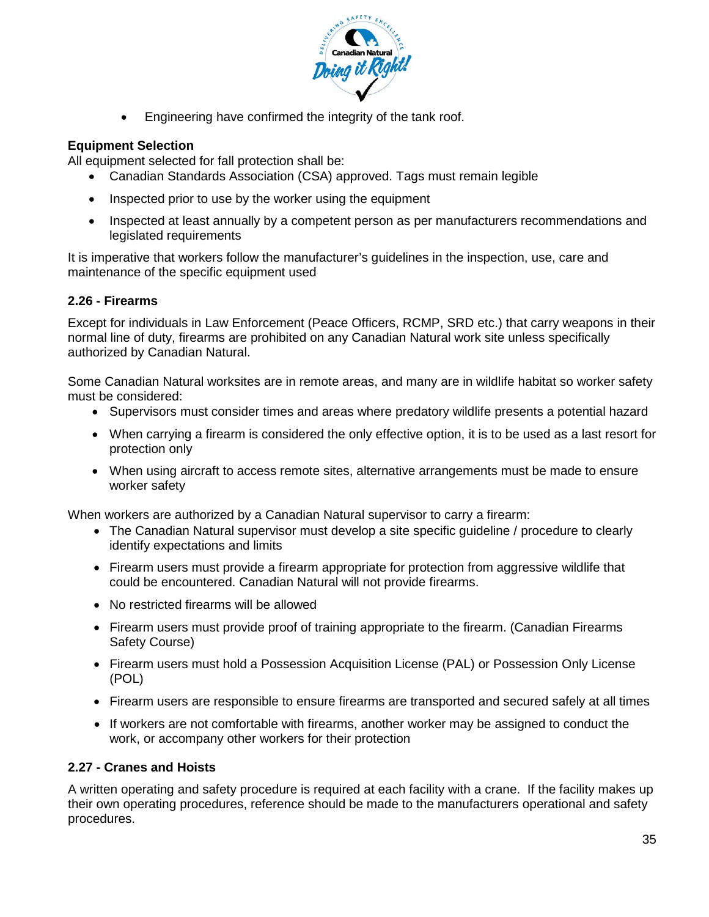- Engineering have confirmed the integrity of the tank roof.

**Equipment Selection**
All equipment selected for fall protection shall be:

- Canadian Standards Association (CSA) approved. Tags must remain legible
- Inspected prior to use by the worker using the equipment
- Inspected at least annually by a competent person as per manufacturers recommendations and legislated requirements

It is imperative that workers follow the manufacturer's guidelines in the inspection, use, care and maintenance of the specific equipment used

### 2.26 - Firearms

Except for individuals in Law Enforcement (Peace Officers, RCMP, SRD etc.) that carry weapons in their normal line of duty, firearms are prohibited on any Canadian Natural work site unless specifically authorized by Canadian Natural.

Some Canadian Natural worksites are in remote areas, and many are in wildlife habitat so worker safety must be considered:

- Supervisors must consider times and areas where predatory wildlife presents a potential hazard
- When carrying a firearm is considered the only effective option, it is to be used as a last resort for protection only
- When using aircraft to access remote sites, alternative arrangements must be made to ensure worker safety

When workers are authorized by a Canadian Natural supervisor to carry a firearm:

- The Canadian Natural supervisor must develop a site specific guideline / procedure to clearly identify expectations and limits
- Firearm users must provide a firearm appropriate for protection from aggressive wildlife that could be encountered. Canadian Natural will not provide firearms.
- No restricted firearms will be allowed
- Firearm users must provide proof of training appropriate to the firearm. (Canadian Firearms Safety Course)
- Firearm users must hold a Possession Acquisition License (PAL) or Possession Only License (POL)
- Firearm users are responsible to ensure firearms are transported and secured safely at all times
- If workers are not comfortable with firearms, another worker may be assigned to conduct the work, or accompany other workers for their protection

### 2.27 - Cranes and Hoists

A written operating and safety procedure is required at each facility with a crane. If the facility makes up their own operating procedures, reference should be made to the manufacturers operational and safety procedures.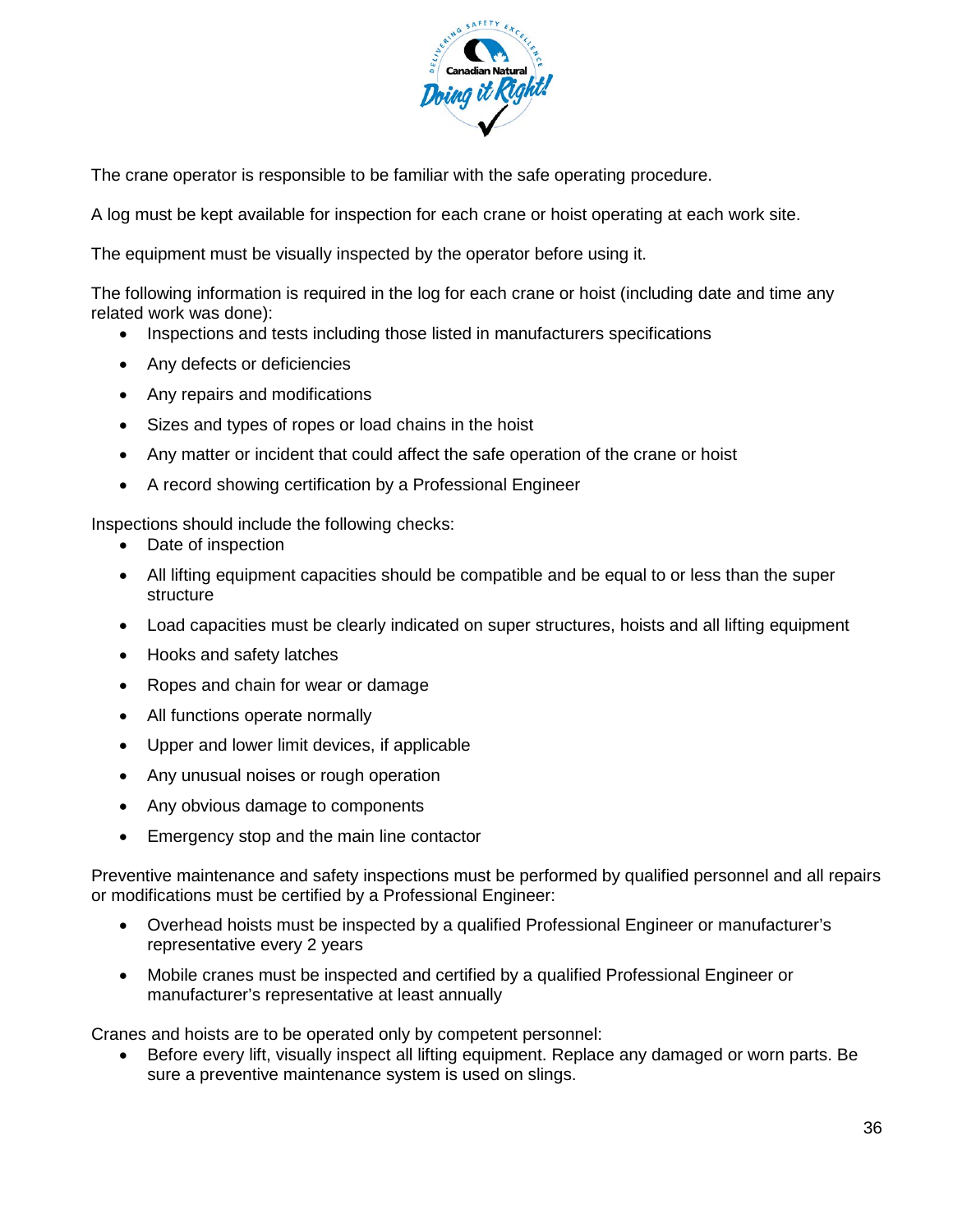The crane operator is responsible to be familiar with the safe operating procedure.

A log must be kept available for inspection for each crane or hoist operating at each work site.

The equipment must be visually inspected by the operator before using it.

The following information is required in the log for each crane or hoist (including date and time any related work was done):

- Inspections and tests including those listed in manufacturers specifications
- Any defects or deficiencies
- Any repairs and modifications
- Sizes and types of ropes or load chains in the hoist
- Any matter or incident that could affect the safe operation of the crane or hoist
- A record showing certification by a Professional Engineer

Inspections should include the following checks:

- Date of inspection
- All lifting equipment capacities should be compatible and be equal to or less than the super structure
- Load capacities must be clearly indicated on super structures, hoists and all lifting equipment
- Hooks and safety latches
- Ropes and chain for wear or damage
- All functions operate normally
- Upper and lower limit devices, if applicable
- Any unusual noises or rough operation
- Any obvious damage to components
- Emergency stop and the main line contactor

Preventive maintenance and safety inspections must be performed by qualified personnel and all repairs or modifications must be certified by a Professional Engineer:

- Overhead hoists must be inspected by a qualified Professional Engineer or manufacturer's representative every 2 years
- Mobile cranes must be inspected and certified by a qualified Professional Engineer or manufacturer's representative at least annually

Cranes and hoists are to be operated only by competent personnel:

- Before every lift, visually inspect all lifting equipment. Replace any damaged or worn parts. Be sure a preventive maintenance system is used on slings.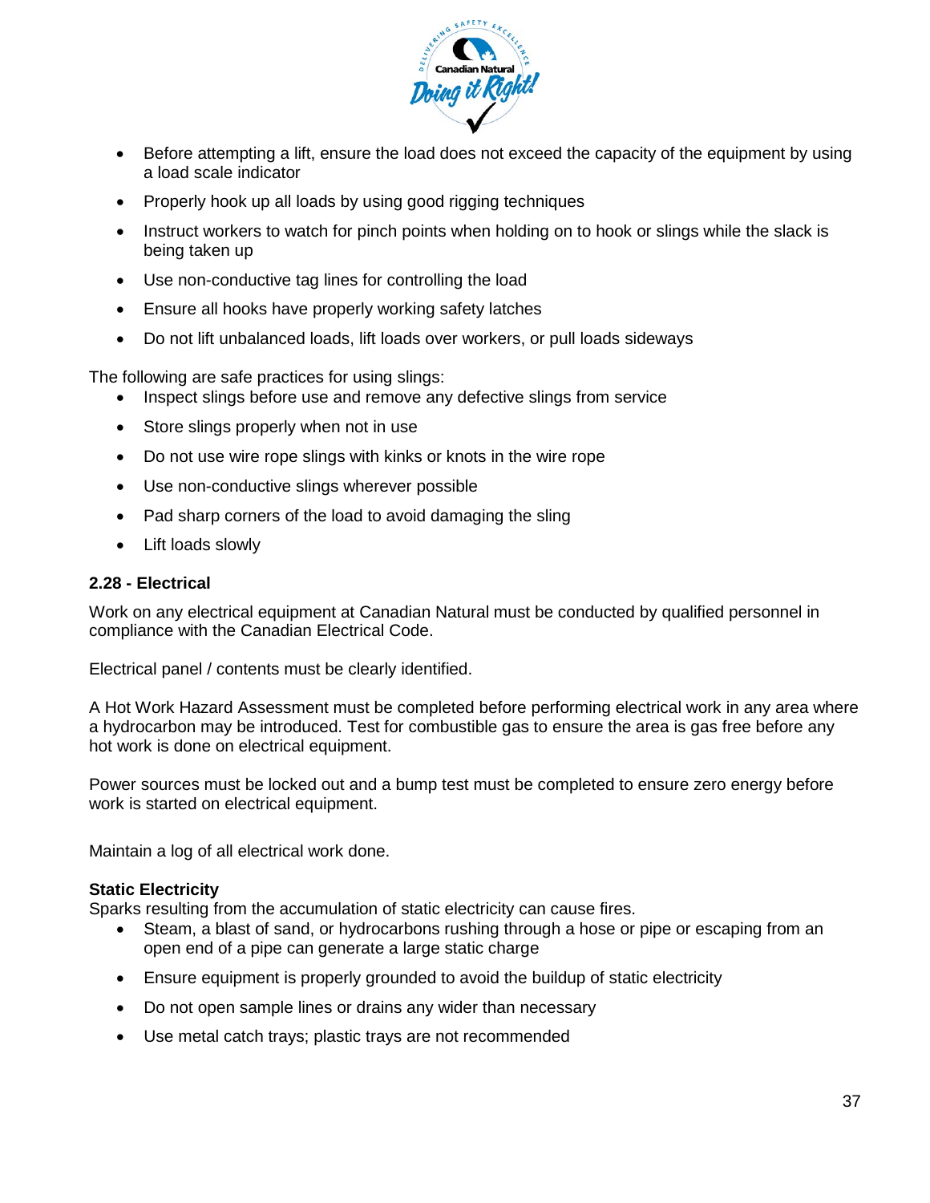- Before attempting a lift, ensure the load does not exceed the capacity of the equipment by using a load scale indicator
- Properly hook up all loads by using good rigging techniques
- Instruct workers to watch for pinch points when holding on to hook or slings while the slack is being taken up
- Use non-conductive tag lines for controlling the load
- Ensure all hooks have properly working safety latches
- Do not lift unbalanced loads, lift loads over workers, or pull loads sideways

The following are safe practices for using slings:

- Inspect slings before use and remove any defective slings from service
- Store slings properly when not in use
- Do not use wire rope slings with kinks or knots in the wire rope
- Use non-conductive slings wherever possible
- Pad sharp corners of the load to avoid damaging the sling
- Lift loads slowly

### 2.28 - Electrical

Work on any electrical equipment at Canadian Natural must be conducted by qualified personnel in compliance with the Canadian Electrical Code.

Electrical panel / contents must be clearly identified.

A Hot Work Hazard Assessment must be completed before performing electrical work in any area where a hydrocarbon may be introduced. Test for combustible gas to ensure the area is gas free before any hot work is done on electrical equipment.

Power sources must be locked out and a bump test must be completed to ensure zero energy before work is started on electrical equipment.

Maintain a log of all electrical work done.

**Static Electricity**

Sparks resulting from the accumulation of static electricity can cause fires.

- Steam, a blast of sand, or hydrocarbons rushing through a hose or pipe or escaping from an open end of a pipe can generate a large static charge
- Ensure equipment is properly grounded to avoid the buildup of static electricity
- Do not open sample lines or drains any wider than necessary
- Use metal catch trays; plastic trays are not recommended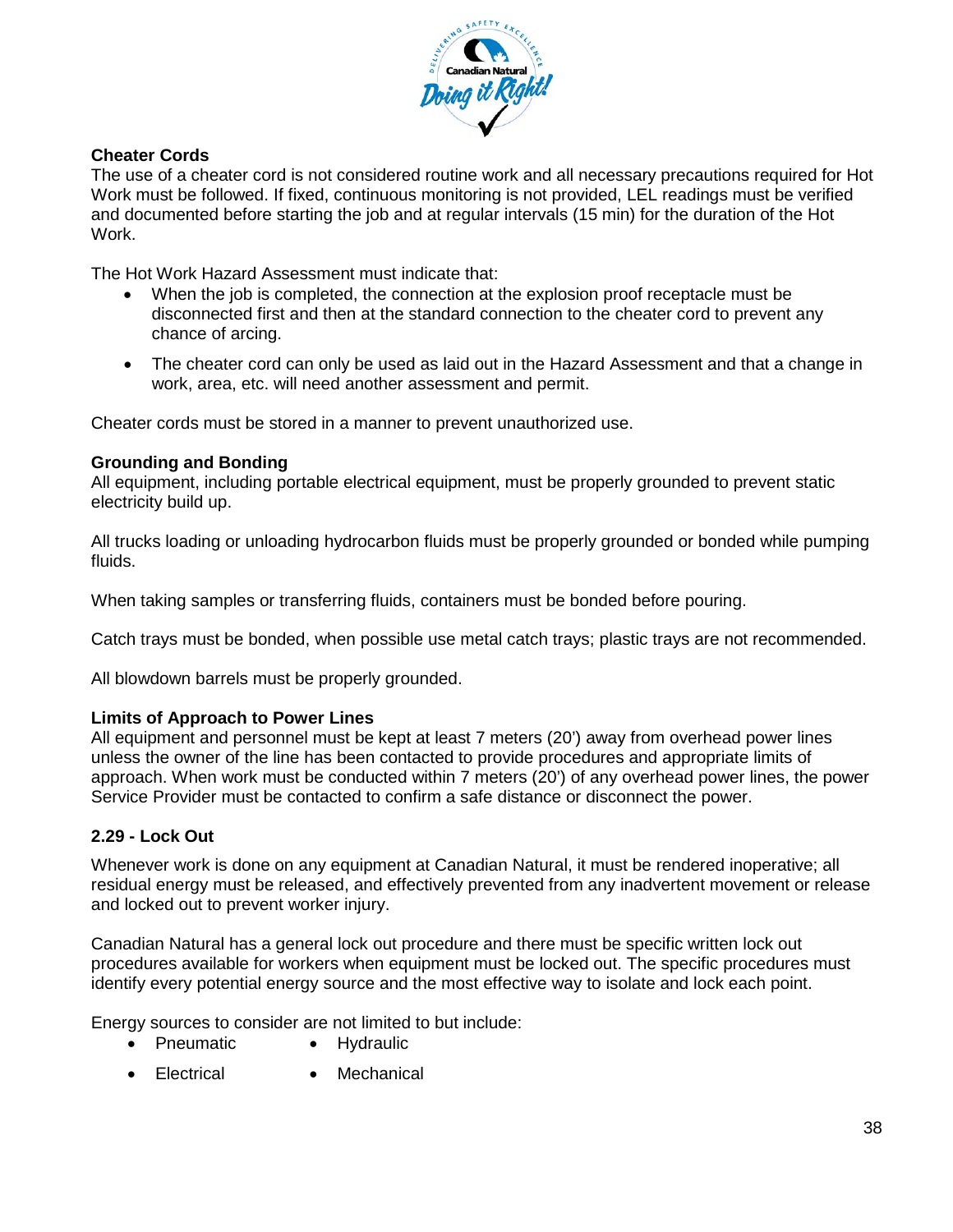### Cheater Cords

The use of a cheater cord is not considered routine work and all necessary precautions required for Hot Work must be followed. If fixed, continuous monitoring is not provided, LEL readings must be verified and documented before starting the job and at regular intervals (15 min) for the duration of the Hot Work.

The Hot Work Hazard Assessment must indicate that:

- When the job is completed, the connection at the explosion proof receptacle must be disconnected first and then at the standard connection to the cheater cord to prevent any chance of arcing.
- The cheater cord can only be used as laid out in the Hazard Assessment and that a change in work, area, etc. will need another assessment and permit.

Cheater cords must be stored in a manner to prevent unauthorized use.

### Grounding and Bonding

All equipment, including portable electrical equipment, must be properly grounded to prevent static electricity build up.

All trucks loading or unloading hydrocarbon fluids must be properly grounded or bonded while pumping fluids.

When taking samples or transferring fluids, containers must be bonded before pouring.

Catch trays must be bonded, when possible use metal catch trays; plastic trays are not recommended.

All blowdown barrels must be properly grounded.

### Limits of Approach to Power Lines

All equipment and personnel must be kept at least 7 meters (20') away from overhead power lines unless the owner of the line has been contacted to provide procedures and appropriate limits of approach. When work must be conducted within 7 meters (20') of any overhead power lines, the power Service Provider must be contacted to confirm a safe distance or disconnect the power.

## 2.29 - Lock Out

Whenever work is done on any equipment at Canadian Natural, it must be rendered inoperative; all residual energy must be released, and effectively prevented from any inadvertent movement or release and locked out to prevent worker injury.

Canadian Natural has a general lock out procedure and there must be specific written lock out procedures available for workers when equipment must be locked out. The specific procedures must identify every potential energy source and the most effective way to isolate and lock each point.

Energy sources to consider are not limited to but include:

- Pneumatic
- Hydraulic
- Electrical
- Mechanical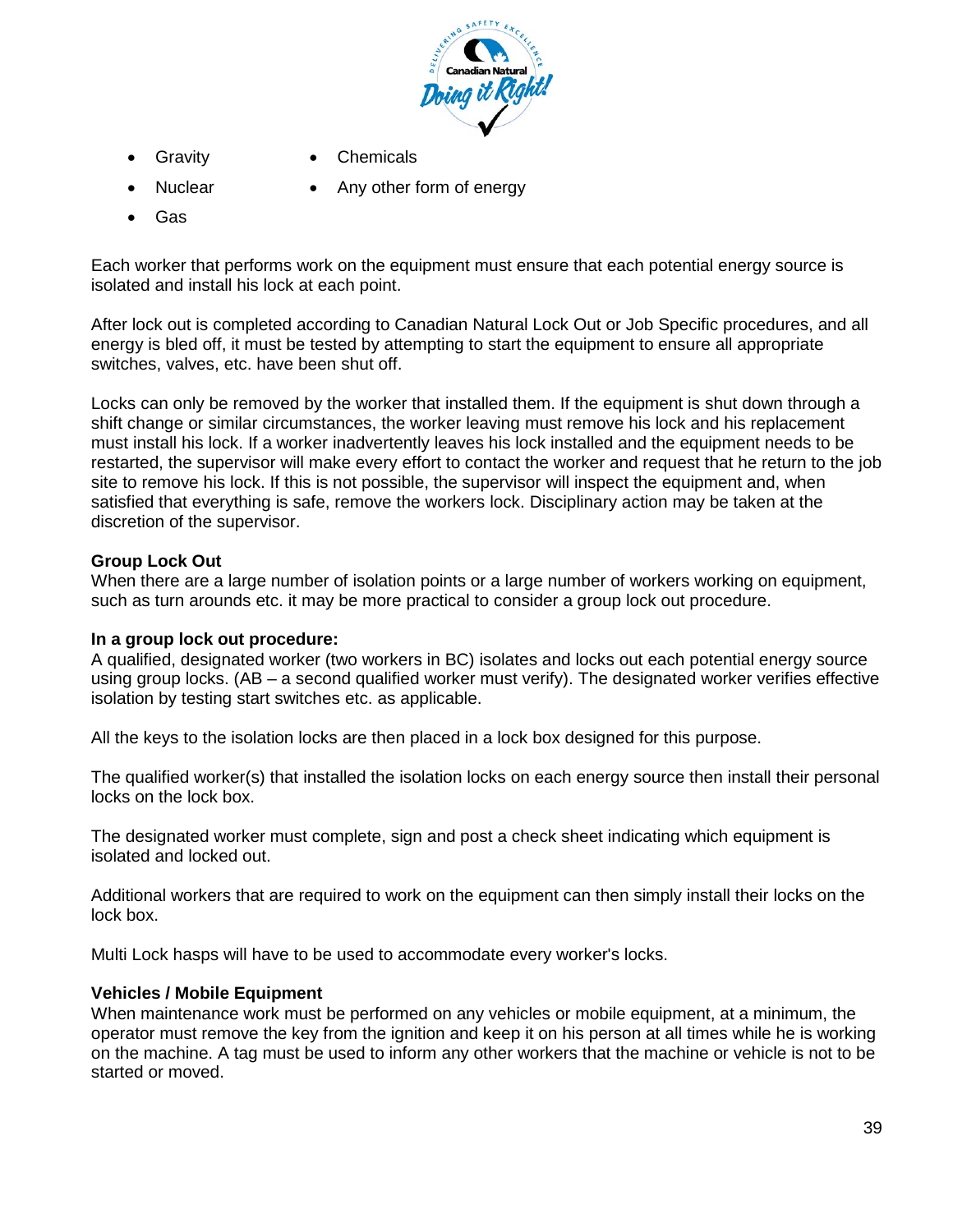- Gravity
- Nuclear
- Gas
- Chemicals
- Any other form of energy

Each worker that performs work on the equipment must ensure that each potential energy source is isolated and install his lock at each point.

After lock out is completed according to Canadian Natural Lock Out or Job Specific procedures, and all energy is bled off, it must be tested by attempting to start the equipment to ensure all appropriate switches, valves, etc. have been shut off.

Locks can only be removed by the worker that installed them. If the equipment is shut down through a shift change or similar circumstances, the worker leaving must remove his lock and his replacement must install his lock. If a worker inadvertently leaves his lock installed and the equipment needs to be restarted, the supervisor will make every effort to contact the worker and request that he return to the job site to remove his lock. If this is not possible, the supervisor will inspect the equipment and, when satisfied that everything is safe, remove the workers lock. Disciplinary action may be taken at the discretion of the supervisor.

**Group Lock Out**

When there are a large number of isolation points or a large number of workers working on equipment, such as turn arounds etc. it may be more practical to consider a group lock out procedure.

**In a group lock out procedure:**

A qualified, designated worker (two workers in BC) isolates and locks out each potential energy source using group locks. (AB – a second qualified worker must verify). The designated worker verifies effective isolation by testing start switches etc. as applicable.

All the keys to the isolation locks are then placed in a lock box designed for this purpose.

The qualified worker(s) that installed the isolation locks on each energy source then install their personal locks on the lock box.

The designated worker must complete, sign and post a check sheet indicating which equipment is isolated and locked out.

Additional workers that are required to work on the equipment can then simply install their locks on the lock box.

Multi Lock hasps will have to be used to accommodate every worker's locks.

**Vehicles / Mobile Equipment**

When maintenance work must be performed on any vehicles or mobile equipment, at a minimum, the operator must remove the key from the ignition and keep it on his person at all times while he is working on the machine. A tag must be used to inform any other workers that the machine or vehicle is not to be started or moved.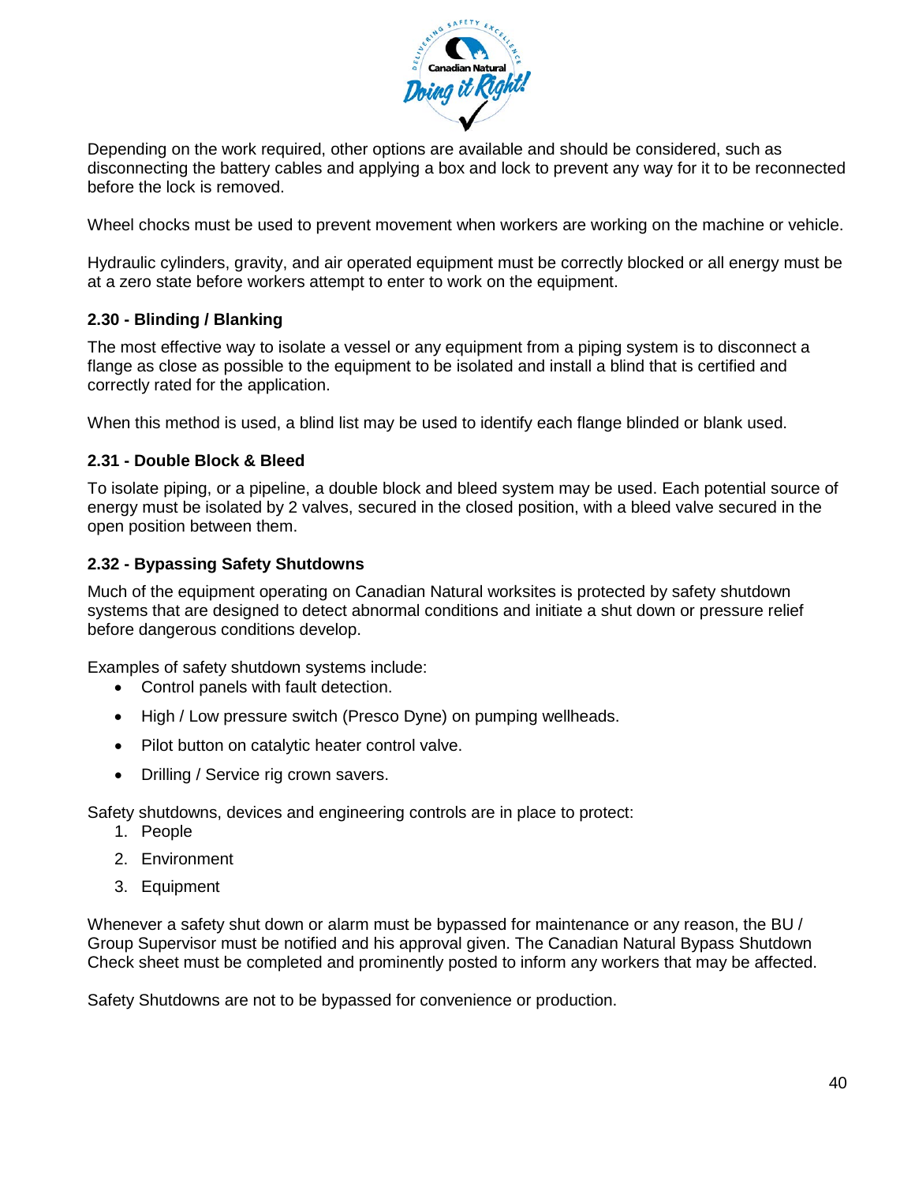Depending on the work required, other options are available and should be considered, such as disconnecting the battery cables and applying a box and lock to prevent any way for it to be reconnected before the lock is removed.

Wheel chocks must be used to prevent movement when workers are working on the machine or vehicle.

Hydraulic cylinders, gravity, and air operated equipment must be correctly blocked or all energy must be at a zero state before workers attempt to enter to work on the equipment.

### 2.30 - Blinding / Blanking

The most effective way to isolate a vessel or any equipment from a piping system is to disconnect a flange as close as possible to the equipment to be isolated and install a blind that is certified and correctly rated for the application.

When this method is used, a blind list may be used to identify each flange blinded or blank used.

### 2.31 - Double Block & Bleed

To isolate piping, or a pipeline, a double block and bleed system may be used. Each potential source of energy must be isolated by 2 valves, secured in the closed position, with a bleed valve secured in the open position between them.

### 2.32 - Bypassing Safety Shutdowns

Much of the equipment operating on Canadian Natural worksites is protected by safety shutdown systems that are designed to detect abnormal conditions and initiate a shut down or pressure relief before dangerous conditions develop.

Examples of safety shutdown systems include:

- Control panels with fault detection.
- High / Low pressure switch (Presco Dyne) on pumping wellheads.
- Pilot button on catalytic heater control valve.
- Drilling / Service rig crown savers.

Safety shutdowns, devices and engineering controls are in place to protect:

1. People
2. Environment
3. Equipment

Whenever a safety shut down or alarm must be bypassed for maintenance or any reason, the BU / Group Supervisor must be notified and his approval given. The Canadian Natural Bypass Shutdown Check sheet must be completed and prominently posted to inform any workers that may be affected.

Safety Shutdowns are not to be bypassed for convenience or production.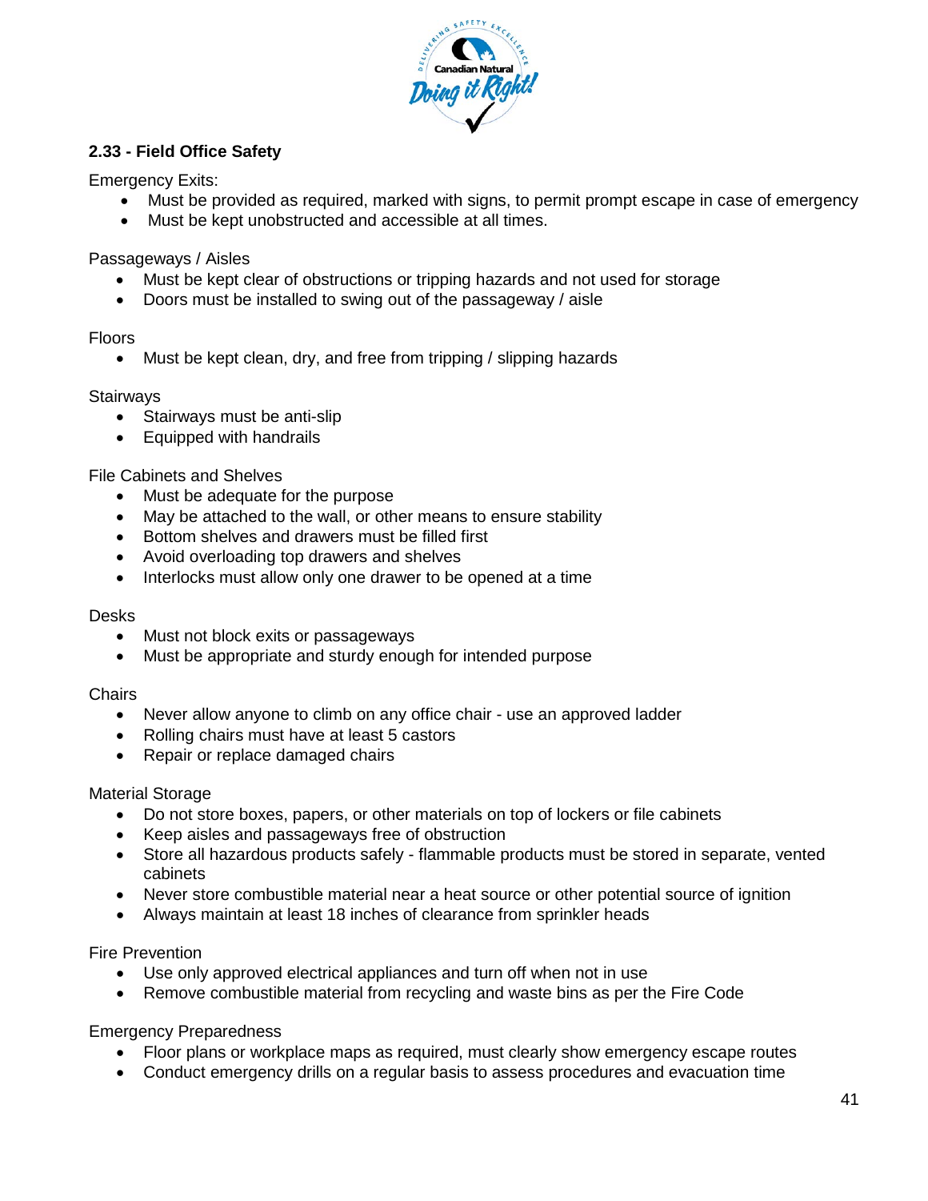## 2.33 - Field Office Safety

Emergency Exits:

- Must be provided as required, marked with signs, to permit prompt escape in case of emergency
- Must be kept unobstructed and accessible at all times.

Passageways / Aisles

- Must be kept clear of obstructions or tripping hazards and not used for storage
- Doors must be installed to swing out of the passageway / aisle

Floors

- Must be kept clean, dry, and free from tripping / slipping hazards

Stairways

- Stairways must be anti-slip
- Equipped with handrails

File Cabinets and Shelves

- Must be adequate for the purpose
- May be attached to the wall, or other means to ensure stability
- Bottom shelves and drawers must be filled first
- Avoid overloading top drawers and shelves
- Interlocks must allow only one drawer to be opened at a time

Desks

- Must not block exits or passageways
- Must be appropriate and sturdy enough for intended purpose

Chairs

- Never allow anyone to climb on any office chair - use an approved ladder
- Rolling chairs must have at least 5 castors
- Repair or replace damaged chairs

Material Storage

- Do not store boxes, papers, or other materials on top of lockers or file cabinets
- Keep aisles and passageways free of obstruction
- Store all hazardous products safely - flammable products must be stored in separate, vented cabinets
- Never store combustible material near a heat source or other potential source of ignition
- Always maintain at least 18 inches of clearance from sprinkler heads

Fire Prevention

- Use only approved electrical appliances and turn off when not in use
- Remove combustible material from recycling and waste bins as per the Fire Code

Emergency Preparedness

- Floor plans or workplace maps as required, must clearly show emergency escape routes
- Conduct emergency drills on a regular basis to assess procedures and evacuation time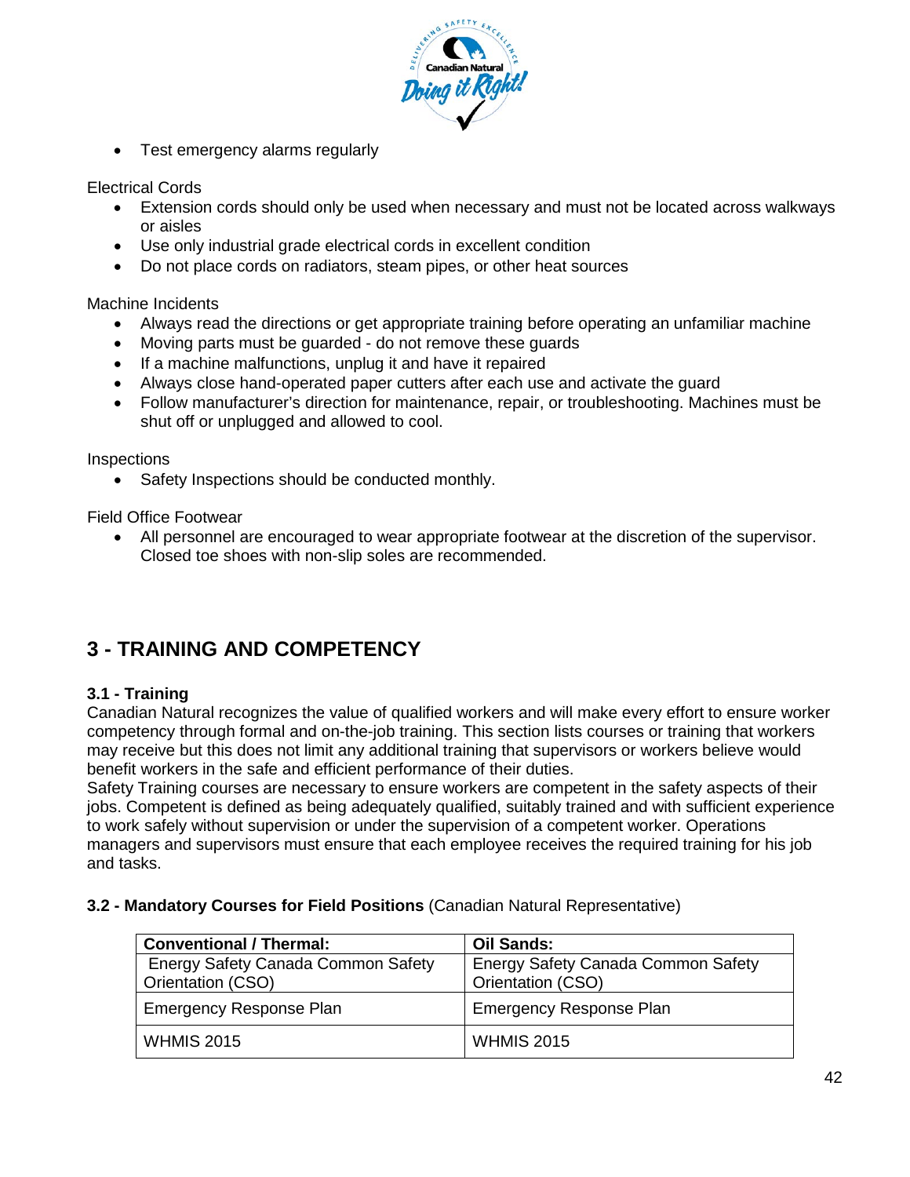- Test emergency alarms regularly

Electrical Cords

- Extension cords should only be used when necessary and must not be located across walkways or aisles
- Use only industrial grade electrical cords in excellent condition
- Do not place cords on radiators, steam pipes, or other heat sources

Machine Incidents

- Always read the directions or get appropriate training before operating an unfamiliar machine
- Moving parts must be guarded - do not remove these guards
- If a machine malfunctions, unplug it and have it repaired
- Always close hand-operated paper cutters after each use and activate the guard
- Follow manufacturer's direction for maintenance, repair, or troubleshooting. Machines must be shut off or unplugged and allowed to cool.

Inspections

- Safety Inspections should be conducted monthly.

Field Office Footwear

- All personnel are encouraged to wear appropriate footwear at the discretion of the supervisor. Closed toe shoes with non-slip soles are recommended.

## 3 - TRAINING AND COMPETENCY

### 3.1 - Training

Canadian Natural recognizes the value of qualified workers and will make every effort to ensure worker competency through formal and on-the-job training. This section lists courses or training that workers may receive but this does not limit any additional training that supervisors or workers believe would benefit workers in the safe and efficient performance of their duties.
Safety Training courses are necessary to ensure workers are competent in the safety aspects of their jobs. Competent is defined as being adequately qualified, suitably trained and with sufficient experience to work safely without supervision or under the supervision of a competent worker. Operations managers and supervisors must ensure that each employee receives the required training for his job and tasks.

### 3.2 - Mandatory Courses for Field Positions (Canadian Natural Representative)

| **Conventional / Thermal:** | **Oil Sands:** |
|---|---|
| Energy Safety Canada Common Safety Orientation (CSO) | Energy Safety Canada Common Safety Orientation (CSO) |
| Emergency Response Plan | Emergency Response Plan |
| WHMIS 2015 | WHMIS 2015 |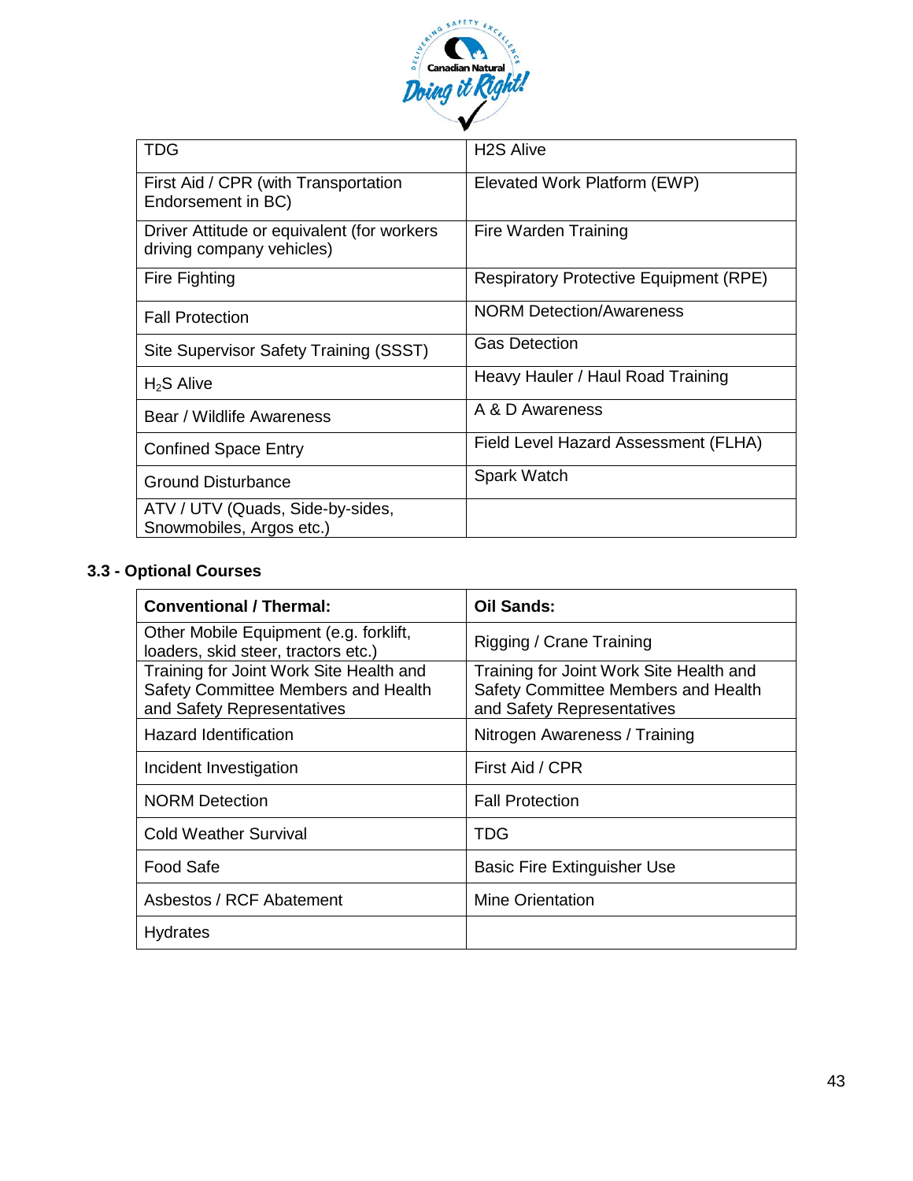| TDG | H2S Alive |
|---|---|
| First Aid / CPR (with Transportation Endorsement in BC) | Elevated Work Platform (EWP) |
| Driver Attitude or equivalent (for workers driving company vehicles) | Fire Warden Training |
| Fire Fighting | Respiratory Protective Equipment (RPE) |
| Fall Protection | NORM Detection/Awareness |
| Site Supervisor Safety Training (SSST) | Gas Detection |
| $H_2S$ Alive | Heavy Hauler / Haul Road Training |
| Bear / Wildlife Awareness | A & D Awareness |
| Confined Space Entry | Field Level Hazard Assessment (FLHA) |
| Ground Disturbance | Spark Watch |
| ATV / UTV (Quads, Side-by-sides, Snowmobiles, Argos etc.) | |

### 3.3 - Optional Courses

| **Conventional / Thermal:** | **Oil Sands:** |
|---|---|
| Other Mobile Equipment (e.g. forklift, loaders, skid steer, tractors etc.) | Rigging / Crane Training |
| Training for Joint Work Site Health and Safety Committee Members and Health and Safety Representatives | Training for Joint Work Site Health and Safety Committee Members and Health and Safety Representatives |
| Hazard Identification | Nitrogen Awareness / Training |
| Incident Investigation | First Aid / CPR |
| NORM Detection | Fall Protection |
| Cold Weather Survival | TDG |
| Food Safe | Basic Fire Extinguisher Use |
| Asbestos / RCF Abatement | Mine Orientation |
| Hydrates | |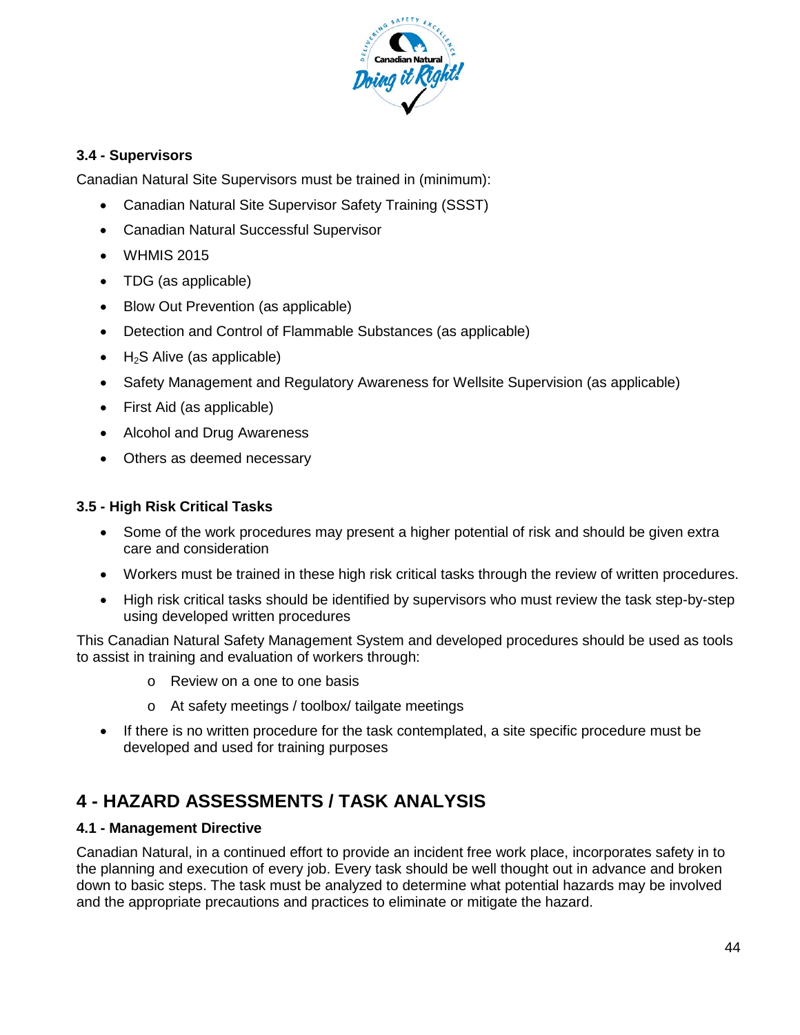### 3.4 - Supervisors

Canadian Natural Site Supervisors must be trained in (minimum):

- Canadian Natural Site Supervisor Safety Training (SSST)
- Canadian Natural Successful Supervisor
- WHMIS 2015
- TDG (as applicable)
- Blow Out Prevention (as applicable)
- Detection and Control of Flammable Substances (as applicable)
- $H_2S$ Alive (as applicable)
- Safety Management and Regulatory Awareness for Wellsite Supervision (as applicable)
- First Aid (as applicable)
- Alcohol and Drug Awareness
- Others as deemed necessary

### 3.5 - High Risk Critical Tasks

- Some of the work procedures may present a higher potential of risk and should be given extra care and consideration
- Workers must be trained in these high risk critical tasks through the review of written procedures.
- High risk critical tasks should be identified by supervisors who must review the task step-by-step using developed written procedures

This Canadian Natural Safety Management System and developed procedures should be used as tools to assist in training and evaluation of workers through:

  - Review on a one to one basis
  - At safety meetings / toolbox/ tailgate meetings

- If there is no written procedure for the task contemplated, a site specific procedure must be developed and used for training purposes

## 4 - HAZARD ASSESSMENTS / TASK ANALYSIS

### 4.1 - Management Directive

Canadian Natural, in a continued effort to provide an incident free work place, incorporates safety in to the planning and execution of every job. Every task should be well thought out in advance and broken down to basic steps. The task must be analyzed to determine what potential hazards may be involved and the appropriate precautions and practices to eliminate or mitigate the hazard.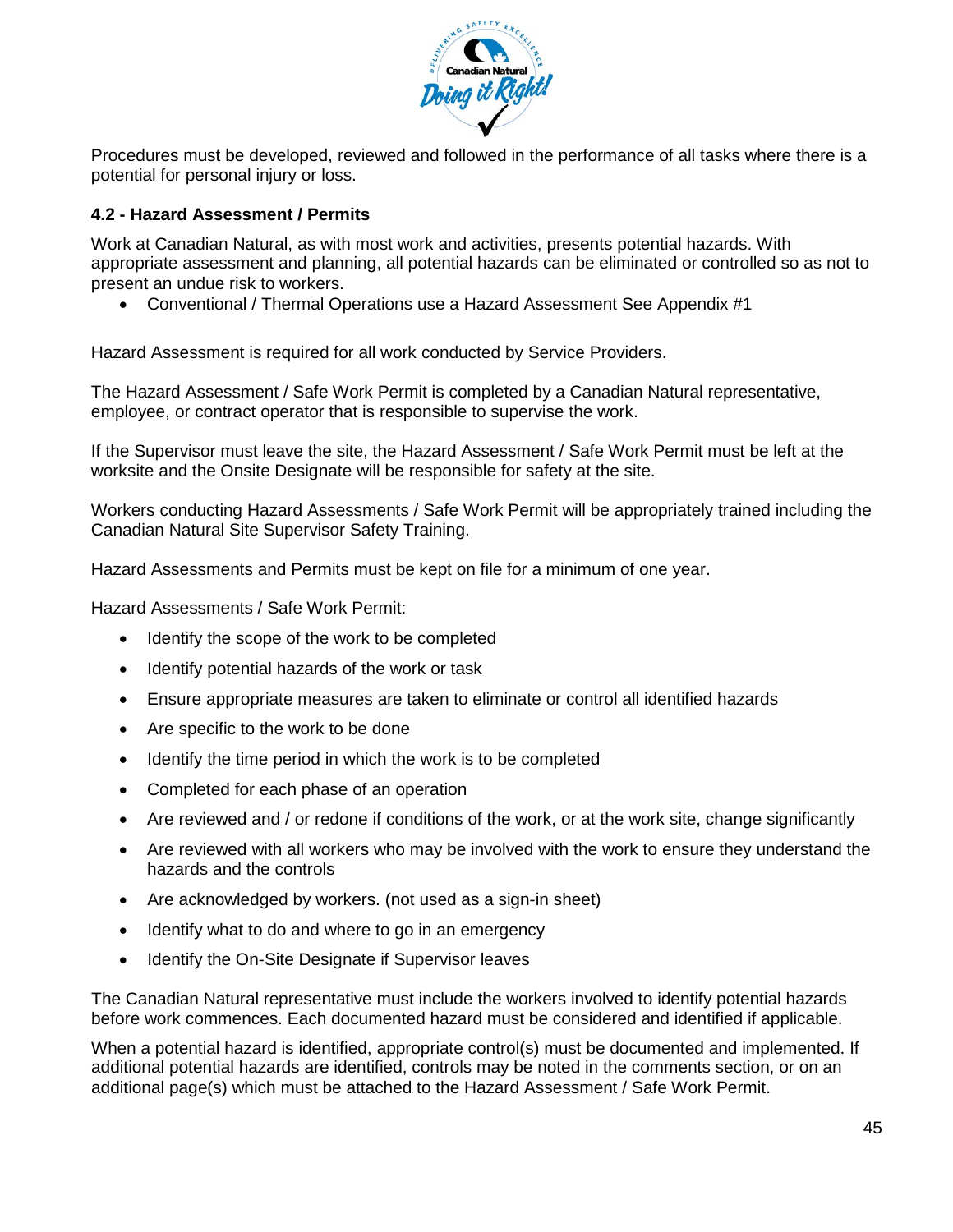Procedures must be developed, reviewed and followed in the performance of all tasks where there is a potential for personal injury or loss.

### 4.2 - Hazard Assessment / Permits

Work at Canadian Natural, as with most work and activities, presents potential hazards. With appropriate assessment and planning, all potential hazards can be eliminated or controlled so as not to present an undue risk to workers.

- Conventional / Thermal Operations use a Hazard Assessment See Appendix #1

Hazard Assessment is required for all work conducted by Service Providers.

The Hazard Assessment / Safe Work Permit is completed by a Canadian Natural representative, employee, or contract operator that is responsible to supervise the work.

If the Supervisor must leave the site, the Hazard Assessment / Safe Work Permit must be left at the worksite and the Onsite Designate will be responsible for safety at the site.

Workers conducting Hazard Assessments / Safe Work Permit will be appropriately trained including the Canadian Natural Site Supervisor Safety Training.

Hazard Assessments and Permits must be kept on file for a minimum of one year.

Hazard Assessments / Safe Work Permit:

- Identify the scope of the work to be completed
- Identify potential hazards of the work or task
- Ensure appropriate measures are taken to eliminate or control all identified hazards
- Are specific to the work to be done
- Identify the time period in which the work is to be completed
- Completed for each phase of an operation
- Are reviewed and / or redone if conditions of the work, or at the work site, change significantly
- Are reviewed with all workers who may be involved with the work to ensure they understand the hazards and the controls
- Are acknowledged by workers. (not used as a sign-in sheet)
- Identify what to do and where to go in an emergency
- Identify the On-Site Designate if Supervisor leaves

The Canadian Natural representative must include the workers involved to identify potential hazards before work commences. Each documented hazard must be considered and identified if applicable.

When a potential hazard is identified, appropriate control(s) must be documented and implemented. If additional potential hazards are identified, controls may be noted in the comments section, or on an additional page(s) which must be attached to the Hazard Assessment / Safe Work Permit.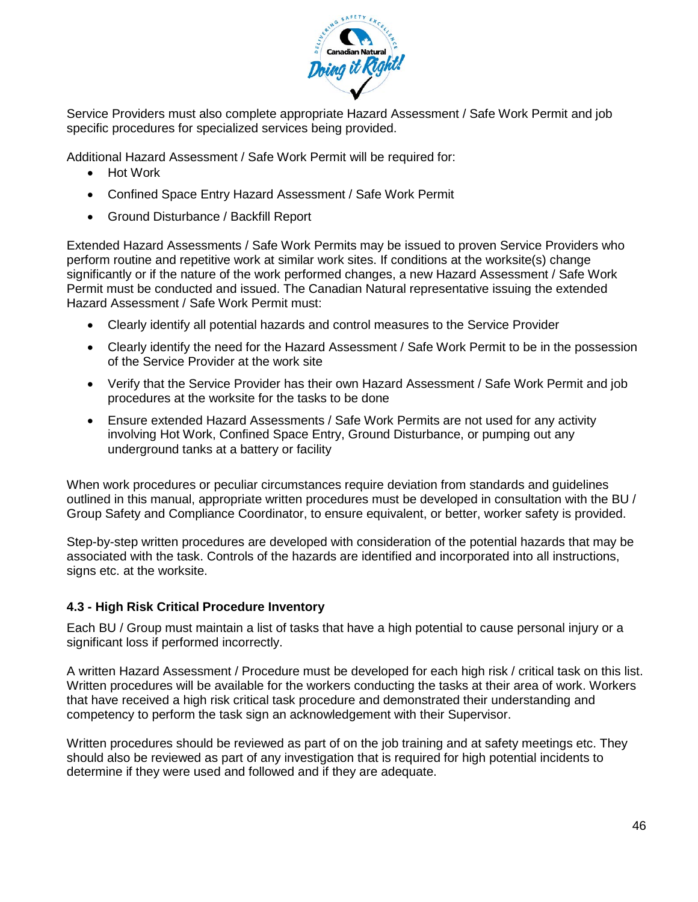Service Providers must also complete appropriate Hazard Assessment / Safe Work Permit and job specific procedures for specialized services being provided.

Additional Hazard Assessment / Safe Work Permit will be required for:

- Hot Work
- Confined Space Entry Hazard Assessment / Safe Work Permit
- Ground Disturbance / Backfill Report

Extended Hazard Assessments / Safe Work Permits may be issued to proven Service Providers who perform routine and repetitive work at similar work sites. If conditions at the worksite(s) change significantly or if the nature of the work performed changes, a new Hazard Assessment / Safe Work Permit must be conducted and issued. The Canadian Natural representative issuing the extended Hazard Assessment / Safe Work Permit must:

- Clearly identify all potential hazards and control measures to the Service Provider
- Clearly identify the need for the Hazard Assessment / Safe Work Permit to be in the possession of the Service Provider at the work site
- Verify that the Service Provider has their own Hazard Assessment / Safe Work Permit and job procedures at the worksite for the tasks to be done
- Ensure extended Hazard Assessments / Safe Work Permits are not used for any activity involving Hot Work, Confined Space Entry, Ground Disturbance, or pumping out any underground tanks at a battery or facility

When work procedures or peculiar circumstances require deviation from standards and guidelines outlined in this manual, appropriate written procedures must be developed in consultation with the BU / Group Safety and Compliance Coordinator, to ensure equivalent, or better, worker safety is provided.

Step-by-step written procedures are developed with consideration of the potential hazards that may be associated with the task. Controls of the hazards are identified and incorporated into all instructions, signs etc. at the worksite.

### 4.3 - High Risk Critical Procedure Inventory

Each BU / Group must maintain a list of tasks that have a high potential to cause personal injury or a significant loss if performed incorrectly.

A written Hazard Assessment / Procedure must be developed for each high risk / critical task on this list. Written procedures will be available for the workers conducting the tasks at their area of work. Workers that have received a high risk critical task procedure and demonstrated their understanding and competency to perform the task sign an acknowledgement with their Supervisor.

Written procedures should be reviewed as part of on the job training and at safety meetings etc. They should also be reviewed as part of any investigation that is required for high potential incidents to determine if they were used and followed and if they are adequate.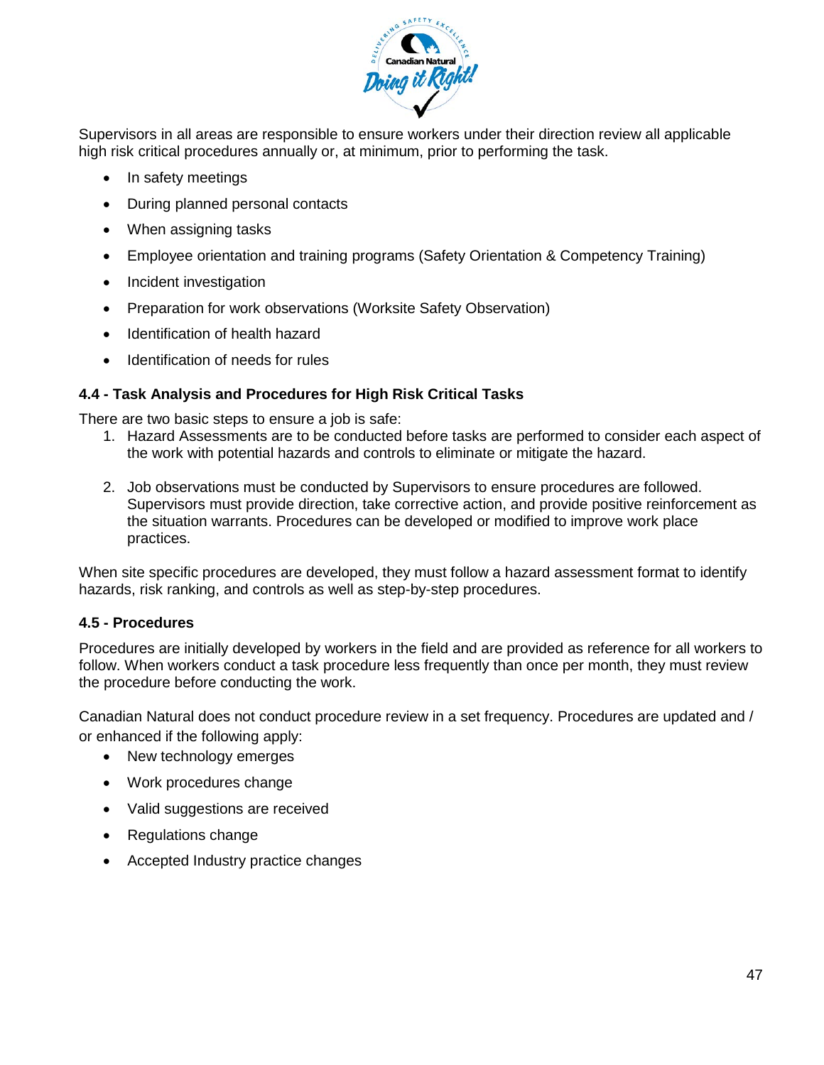Supervisors in all areas are responsible to ensure workers under their direction review all applicable high risk critical procedures annually or, at minimum, prior to performing the task.

- In safety meetings
- During planned personal contacts
- When assigning tasks
- Employee orientation and training programs (Safety Orientation & Competency Training)
- Incident investigation
- Preparation for work observations (Worksite Safety Observation)
- Identification of health hazard
- Identification of needs for rules

### 4.4 - Task Analysis and Procedures for High Risk Critical Tasks

There are two basic steps to ensure a job is safe:

1. Hazard Assessments are to be conducted before tasks are performed to consider each aspect of the work with potential hazards and controls to eliminate or mitigate the hazard.

2. Job observations must be conducted by Supervisors to ensure procedures are followed. Supervisors must provide direction, take corrective action, and provide positive reinforcement as the situation warrants. Procedures can be developed or modified to improve work place practices.

When site specific procedures are developed, they must follow a hazard assessment format to identify hazards, risk ranking, and controls as well as step-by-step procedures.

### 4.5 - Procedures

Procedures are initially developed by workers in the field and are provided as reference for all workers to follow. When workers conduct a task procedure less frequently than once per month, they must review the procedure before conducting the work.

Canadian Natural does not conduct procedure review in a set frequency. Procedures are updated and / or enhanced if the following apply:

- New technology emerges
- Work procedures change
- Valid suggestions are received
- Regulations change
- Accepted Industry practice changes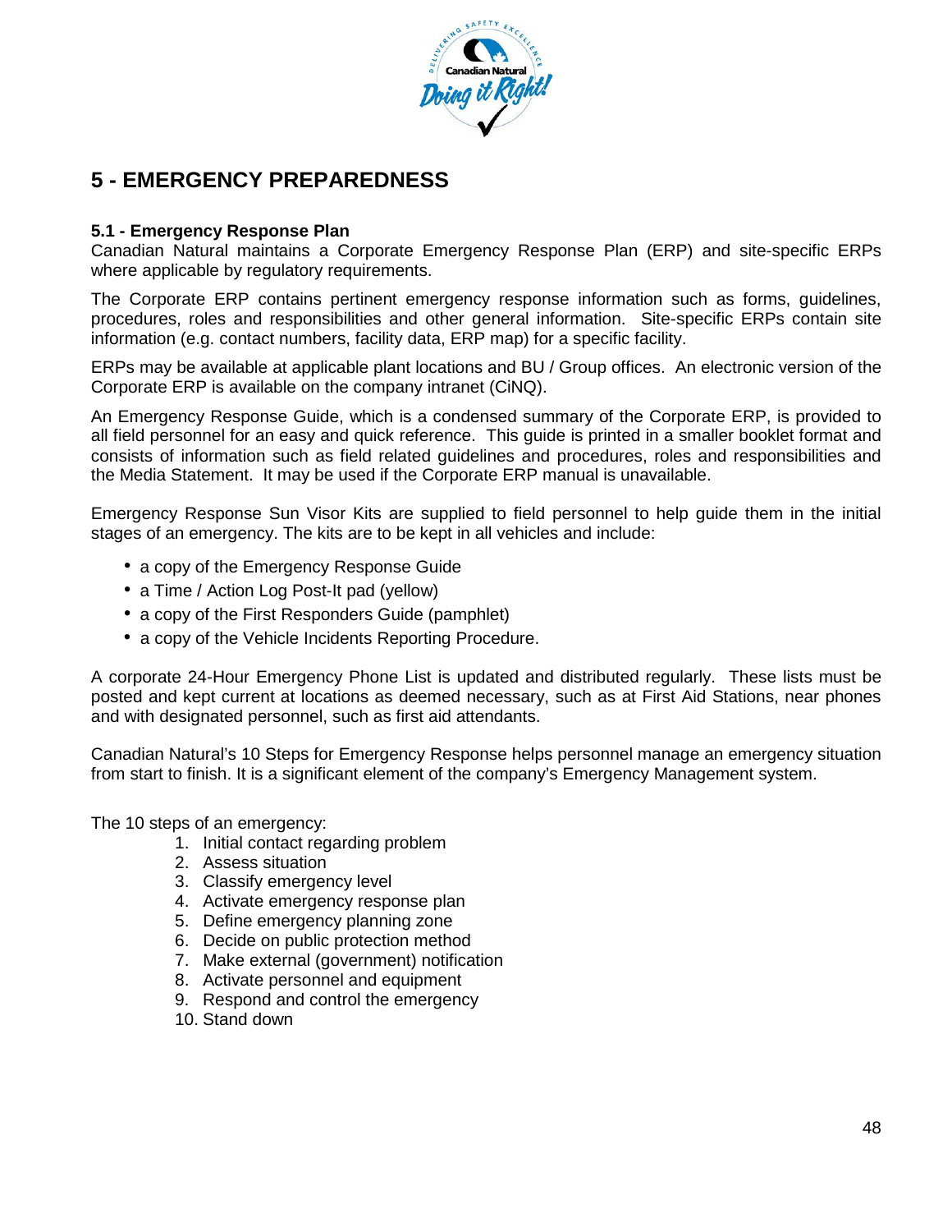# 5 - EMERGENCY PREPAREDNESS

### 5.1 - Emergency Response Plan

Canadian Natural maintains a Corporate Emergency Response Plan (ERP) and site-specific ERPs where applicable by regulatory requirements.

The Corporate ERP contains pertinent emergency response information such as forms, guidelines, procedures, roles and responsibilities and other general information. Site-specific ERPs contain site information (e.g. contact numbers, facility data, ERP map) for a specific facility.

ERPs may be available at applicable plant locations and BU / Group offices. An electronic version of the Corporate ERP is available on the company intranet (CiNQ).

An Emergency Response Guide, which is a condensed summary of the Corporate ERP, is provided to all field personnel for an easy and quick reference. This guide is printed in a smaller booklet format and consists of information such as field related guidelines and procedures, roles and responsibilities and the Media Statement. It may be used if the Corporate ERP manual is unavailable.

Emergency Response Sun Visor Kits are supplied to field personnel to help guide them in the initial stages of an emergency. The kits are to be kept in all vehicles and include:

- a copy of the Emergency Response Guide
- a Time / Action Log Post-It pad (yellow)
- a copy of the First Responders Guide (pamphlet)
- a copy of the Vehicle Incidents Reporting Procedure.

A corporate 24-Hour Emergency Phone List is updated and distributed regularly. These lists must be posted and kept current at locations as deemed necessary, such as at First Aid Stations, near phones and with designated personnel, such as first aid attendants.

Canadian Natural's 10 Steps for Emergency Response helps personnel manage an emergency situation from start to finish. It is a significant element of the company's Emergency Management system.

The 10 steps of an emergency:

1. Initial contact regarding problem
2. Assess situation
3. Classify emergency level
4. Activate emergency response plan
5. Define emergency planning zone
6. Decide on public protection method
7. Make external (government) notification
8. Activate personnel and equipment
9. Respond and control the emergency
10. Stand down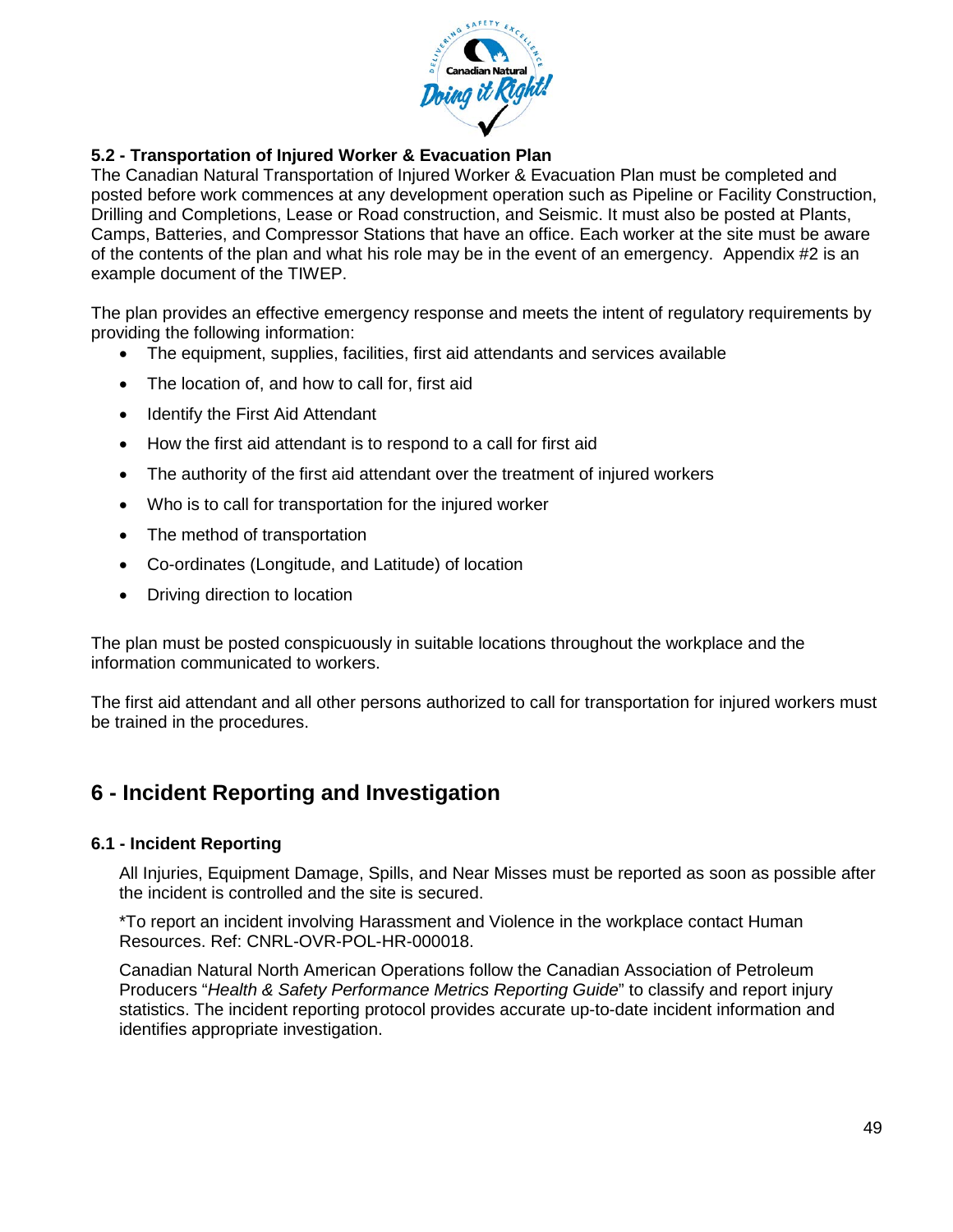### 5.2 - Transportation of Injured Worker & Evacuation Plan

The Canadian Natural Transportation of Injured Worker & Evacuation Plan must be completed and posted before work commences at any development operation such as Pipeline or Facility Construction, Drilling and Completions, Lease or Road construction, and Seismic. It must also be posted at Plants, Camps, Batteries, and Compressor Stations that have an office. Each worker at the site must be aware of the contents of the plan and what his role may be in the event of an emergency. Appendix #2 is an example document of the TIWEP.

The plan provides an effective emergency response and meets the intent of regulatory requirements by providing the following information:

- The equipment, supplies, facilities, first aid attendants and services available
- The location of, and how to call for, first aid
- Identify the First Aid Attendant
- How the first aid attendant is to respond to a call for first aid
- The authority of the first aid attendant over the treatment of injured workers
- Who is to call for transportation for the injured worker
- The method of transportation
- Co-ordinates (Longitude, and Latitude) of location
- Driving direction to location

The plan must be posted conspicuously in suitable locations throughout the workplace and the information communicated to workers.

The first aid attendant and all other persons authorized to call for transportation for injured workers must be trained in the procedures.

## 6 - Incident Reporting and Investigation

### 6.1 - Incident Reporting

All Injuries, Equipment Damage, Spills, and Near Misses must be reported as soon as possible after the incident is controlled and the site is secured.

*To report an incident involving Harassment and Violence in the workplace contact Human Resources. Ref: CNRL-OVR-POL-HR-000018.

Canadian Natural North American Operations follow the Canadian Association of Petroleum Producers "*Health & Safety Performance Metrics Reporting Guide*" to classify and report injury statistics. The incident reporting protocol provides accurate up-to-date incident information and identifies appropriate investigation.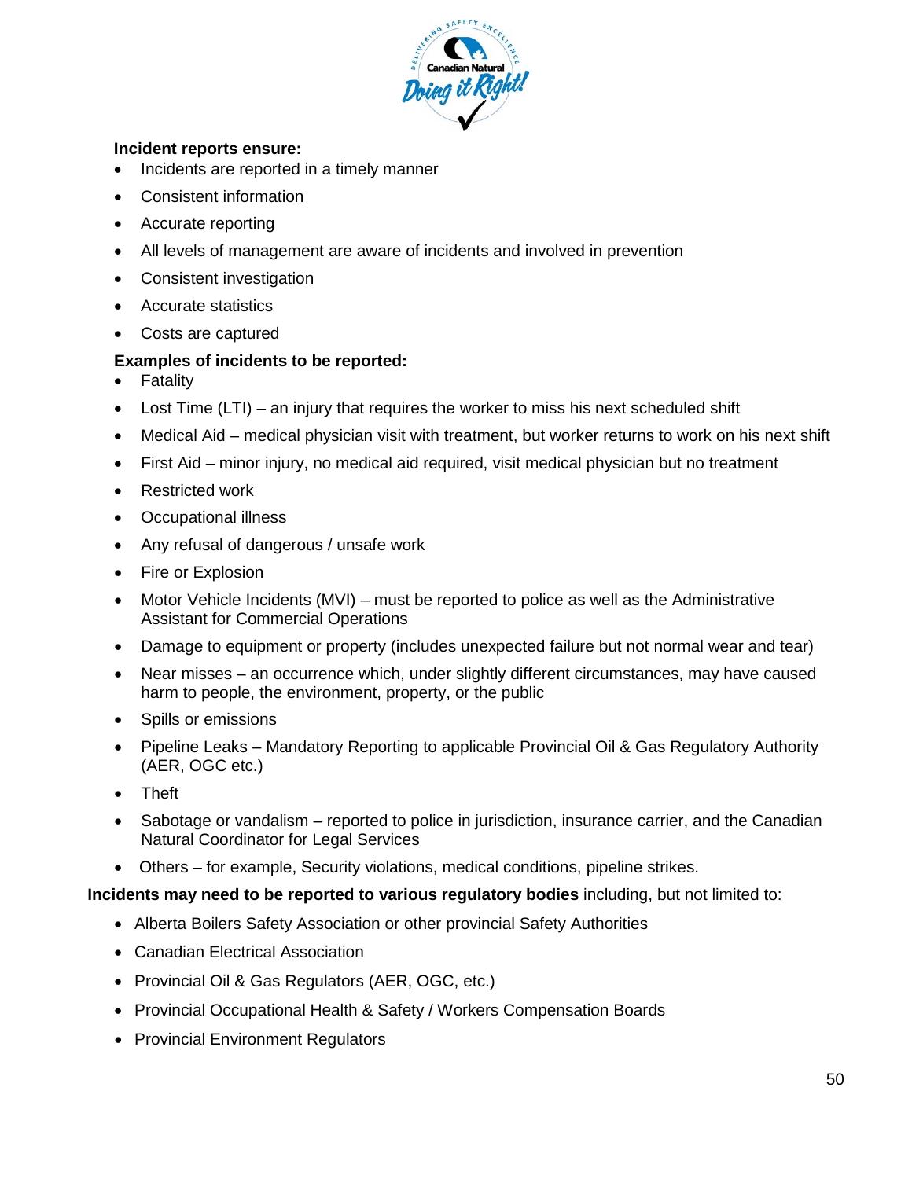**Incident reports ensure:**

- Incidents are reported in a timely manner
- Consistent information
- Accurate reporting
- All levels of management are aware of incidents and involved in prevention
- Consistent investigation
- Accurate statistics
- Costs are captured

**Examples of incidents to be reported:**

- Fatality
- Lost Time (LTI) – an injury that requires the worker to miss his next scheduled shift
- Medical Aid – medical physician visit with treatment, but worker returns to work on his next shift
- First Aid – minor injury, no medical aid required, visit medical physician but no treatment
- Restricted work
- Occupational illness
- Any refusal of dangerous / unsafe work
- Fire or Explosion
- Motor Vehicle Incidents (MVI) – must be reported to police as well as the Administrative Assistant for Commercial Operations
- Damage to equipment or property (includes unexpected failure but not normal wear and tear)
- Near misses – an occurrence which, under slightly different circumstances, may have caused harm to people, the environment, property, or the public
- Spills or emissions
- Pipeline Leaks – Mandatory Reporting to applicable Provincial Oil & Gas Regulatory Authority (AER, OGC etc.)
- Theft
- Sabotage or vandalism – reported to police in jurisdiction, insurance carrier, and the Canadian Natural Coordinator for Legal Services
- Others – for example, Security violations, medical conditions, pipeline strikes.

**Incidents may need to be reported to various regulatory bodies** including, but not limited to:

- Alberta Boilers Safety Association or other provincial Safety Authorities
- Canadian Electrical Association
- Provincial Oil & Gas Regulators (AER, OGC, etc.)
- Provincial Occupational Health & Safety / Workers Compensation Boards
- Provincial Environment Regulators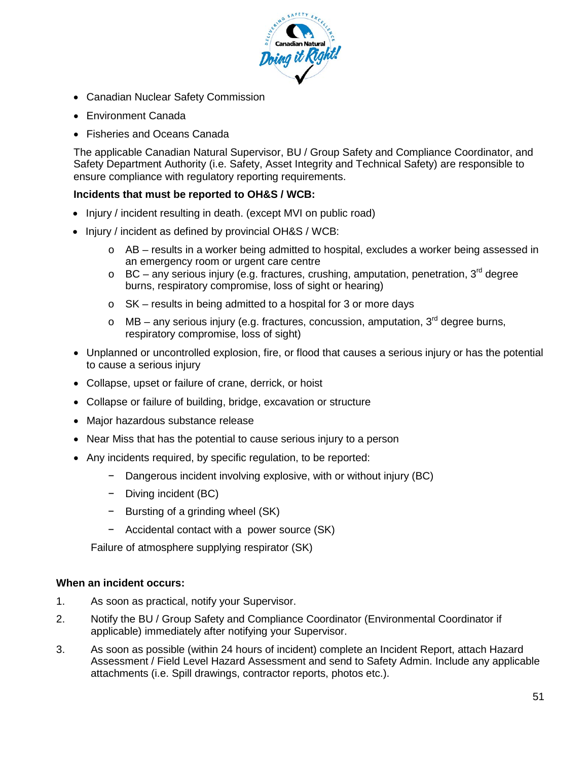- Canadian Nuclear Safety Commission
- Environment Canada
- Fisheries and Oceans Canada

The applicable Canadian Natural Supervisor, BU / Group Safety and Compliance Coordinator, and Safety Department Authority (i.e. Safety, Asset Integrity and Technical Safety) are responsible to ensure compliance with regulatory reporting requirements.

**Incidents that must be reported to OH&S / WCB:**

- Injury / incident resulting in death. (except MVI on public road)
- Injury / incident as defined by provincial OH&S / WCB:
    - AB – results in a worker being admitted to hospital, excludes a worker being assessed in an emergency room or urgent care centre
    - BC – any serious injury (e.g. fractures, crushing, amputation, penetration, 3rd degree burns, respiratory compromise, loss of sight or hearing)
    - SK – results in being admitted to a hospital for 3 or more days
    - MB – any serious injury (e.g. fractures, concussion, amputation, 3rd degree burns, respiratory compromise, loss of sight)
- Unplanned or uncontrolled explosion, fire, or flood that causes a serious injury or has the potential to cause a serious injury
- Collapse, upset or failure of crane, derrick, or hoist
- Collapse or failure of building, bridge, excavation or structure
- Major hazardous substance release
- Near Miss that has the potential to cause serious injury to a person
- Any incidents required, by specific regulation, to be reported:
    - Dangerous incident involving explosive, with or without injury (BC)
    - Diving incident (BC)
    - Bursting of a grinding wheel (SK)
    - Accidental contact with a power source (SK)

  Failure of atmosphere supplying respirator (SK)

**When an incident occurs:**

1. As soon as practical, notify your Supervisor.
2. Notify the BU / Group Safety and Compliance Coordinator (Environmental Coordinator if applicable) immediately after notifying your Supervisor.
3. As soon as possible (within 24 hours of incident) complete an Incident Report, attach Hazard Assessment / Field Level Hazard Assessment and send to Safety Admin. Include any applicable attachments (i.e. Spill drawings, contractor reports, photos etc.).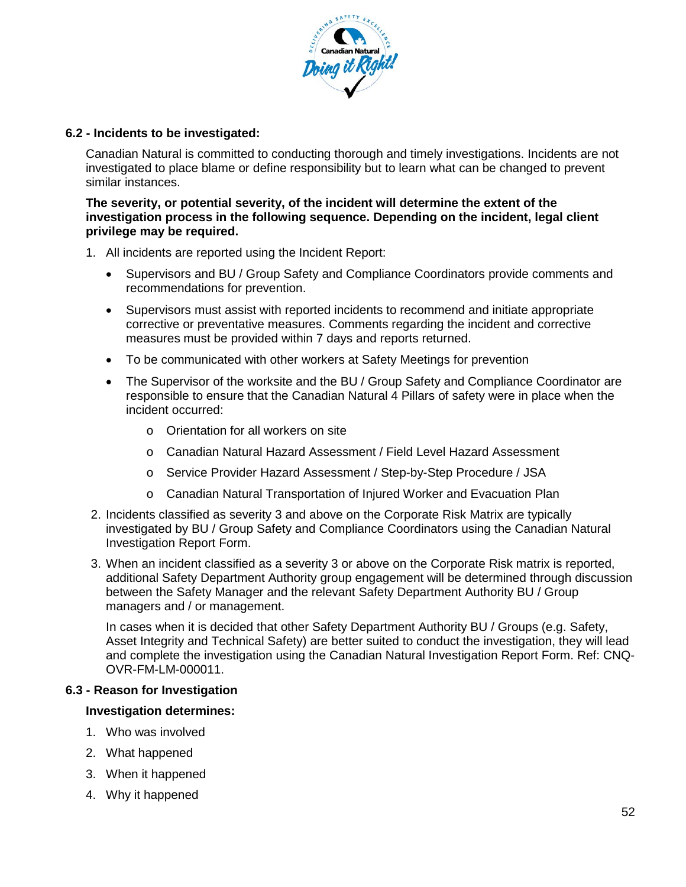### 6.2 - Incidents to be investigated:

Canadian Natural is committed to conducting thorough and timely investigations. Incidents are not investigated to place blame or define responsibility but to learn what can be changed to prevent similar instances.

**The severity, or potential severity, of the incident will determine the extent of the investigation process in the following sequence. Depending on the incident, legal client privilege may be required.**

1. All incidents are reported using the Incident Report:
   - Supervisors and BU / Group Safety and Compliance Coordinators provide comments and recommendations for prevention.
   - Supervisors must assist with reported incidents to recommend and initiate appropriate corrective or preventative measures. Comments regarding the incident and corrective measures must be provided within 7 days and reports returned.
   - To be communicated with other workers at Safety Meetings for prevention
   - The Supervisor of the worksite and the BU / Group Safety and Compliance Coordinator are responsible to ensure that the Canadian Natural 4 Pillars of safety were in place when the incident occurred:
     - Orientation for all workers on site
     - Canadian Natural Hazard Assessment / Field Level Hazard Assessment
     - Service Provider Hazard Assessment / Step-by-Step Procedure / JSA
     - Canadian Natural Transportation of Injured Worker and Evacuation Plan
2. Incidents classified as severity 3 and above on the Corporate Risk Matrix are typically investigated by BU / Group Safety and Compliance Coordinators using the Canadian Natural Investigation Report Form.
3. When an incident classified as a severity 3 or above on the Corporate Risk matrix is reported, additional Safety Department Authority group engagement will be determined through discussion between the Safety Manager and the relevant Safety Department Authority BU / Group managers and / or management.

   In cases when it is decided that other Safety Department Authority BU / Groups (e.g. Safety, Asset Integrity and Technical Safety) are better suited to conduct the investigation, they will lead and complete the investigation using the Canadian Natural Investigation Report Form. Ref: CNQ-OVR-FM-LM-000011.

### 6.3 - Reason for Investigation

**Investigation determines:**

1. Who was involved
2. What happened
3. When it happened
4. Why it happened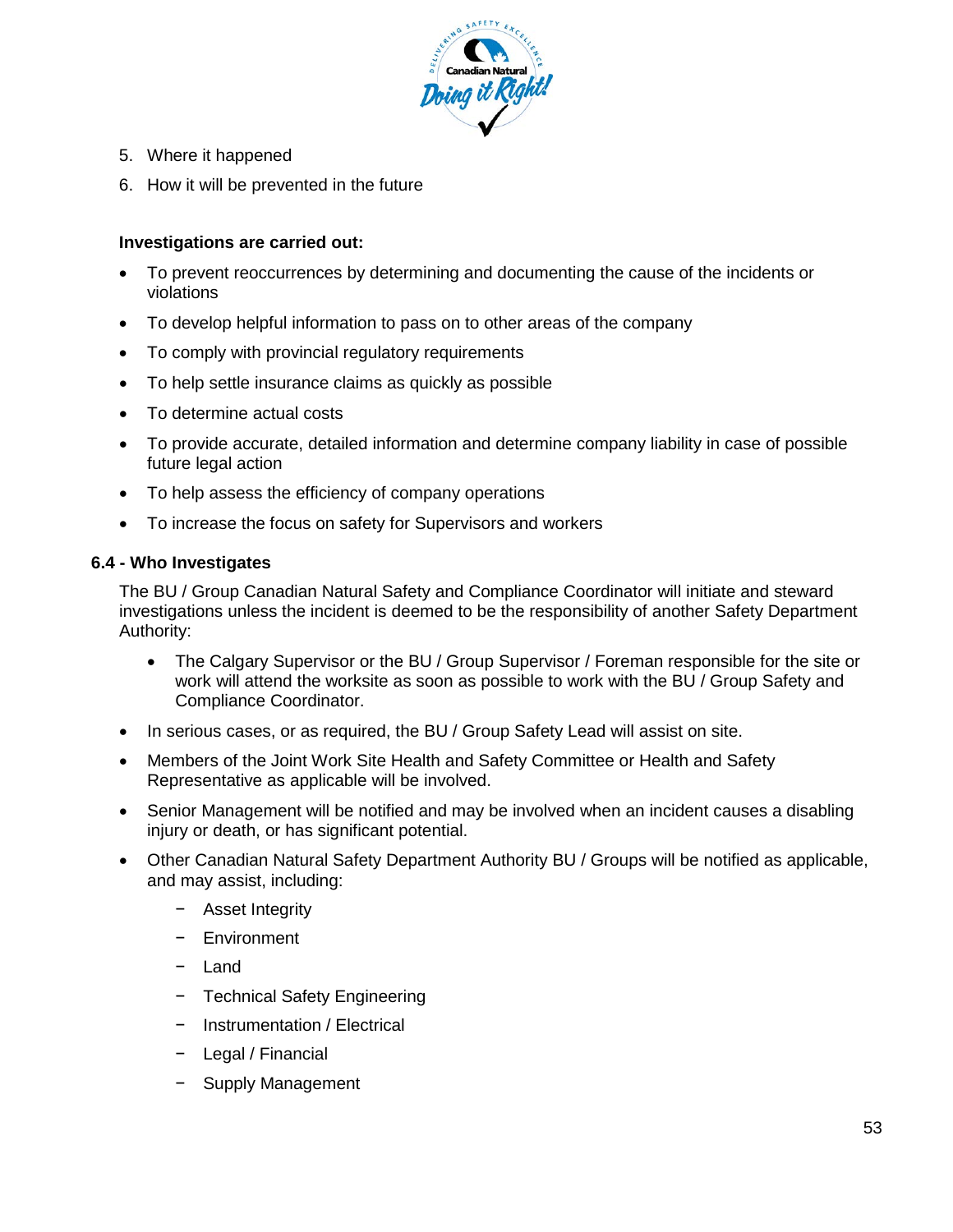5. Where it happened
6. How it will be prevented in the future

**Investigations are carried out:**

- To prevent reoccurrences by determining and documenting the cause of the incidents or violations
- To develop helpful information to pass on to other areas of the company
- To comply with provincial regulatory requirements
- To help settle insurance claims as quickly as possible
- To determine actual costs
- To provide accurate, detailed information and determine company liability in case of possible future legal action
- To help assess the efficiency of company operations
- To increase the focus on safety for Supervisors and workers

### 6.4 - Who Investigates

The BU / Group Canadian Natural Safety and Compliance Coordinator will initiate and steward investigations unless the incident is deemed to be the responsibility of another Safety Department Authority:

- The Calgary Supervisor or the BU / Group Supervisor / Foreman responsible for the site or work will attend the worksite as soon as possible to work with the BU / Group Safety and Compliance Coordinator.
- In serious cases, or as required, the BU / Group Safety Lead will assist on site.
- Members of the Joint Work Site Health and Safety Committee or Health and Safety Representative as applicable will be involved.
- Senior Management will be notified and may be involved when an incident causes a disabling injury or death, or has significant potential.
- Other Canadian Natural Safety Department Authority BU / Groups will be notified as applicable, and may assist, including:
  - Asset Integrity
  - Environment
  - Land
  - Technical Safety Engineering
  - Instrumentation / Electrical
  - Legal / Financial
  - Supply Management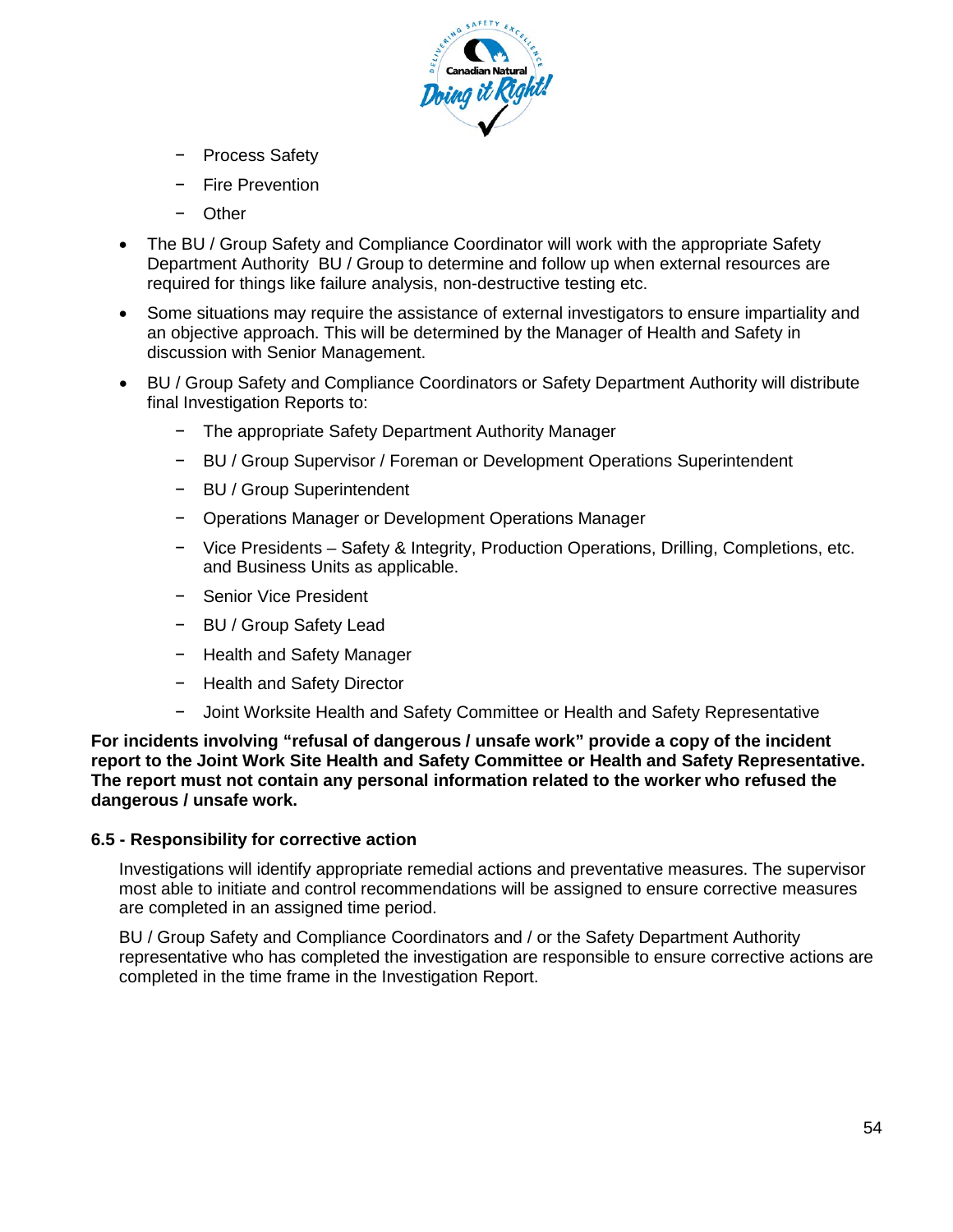- Process Safety
  - Fire Prevention
  - Other

- The BU / Group Safety and Compliance Coordinator will work with the appropriate Safety Department Authority BU / Group to determine and follow up when external resources are required for things like failure analysis, non-destructive testing etc.

- Some situations may require the assistance of external investigators to ensure impartiality and an objective approach. This will be determined by the Manager of Health and Safety in discussion with Senior Management.

- BU / Group Safety and Compliance Coordinators or Safety Department Authority will distribute final Investigation Reports to:
  - The appropriate Safety Department Authority Manager
  - BU / Group Supervisor / Foreman or Development Operations Superintendent
  - BU / Group Superintendent
  - Operations Manager or Development Operations Manager
  - Vice Presidents – Safety & Integrity, Production Operations, Drilling, Completions, etc. and Business Units as applicable.
  - Senior Vice President
  - BU / Group Safety Lead
  - Health and Safety Manager
  - Health and Safety Director
  - Joint Worksite Health and Safety Committee or Health and Safety Representative

**For incidents involving "refusal of dangerous / unsafe work" provide a copy of the incident report to the Joint Work Site Health and Safety Committee or Health and Safety Representative. The report must not contain any personal information related to the worker who refused the dangerous / unsafe work.**

### 6.5 - Responsibility for corrective action

Investigations will identify appropriate remedial actions and preventative measures. The supervisor most able to initiate and control recommendations will be assigned to ensure corrective measures are completed in an assigned time period.

BU / Group Safety and Compliance Coordinators and / or the Safety Department Authority representative who has completed the investigation are responsible to ensure corrective actions are completed in the time frame in the Investigation Report.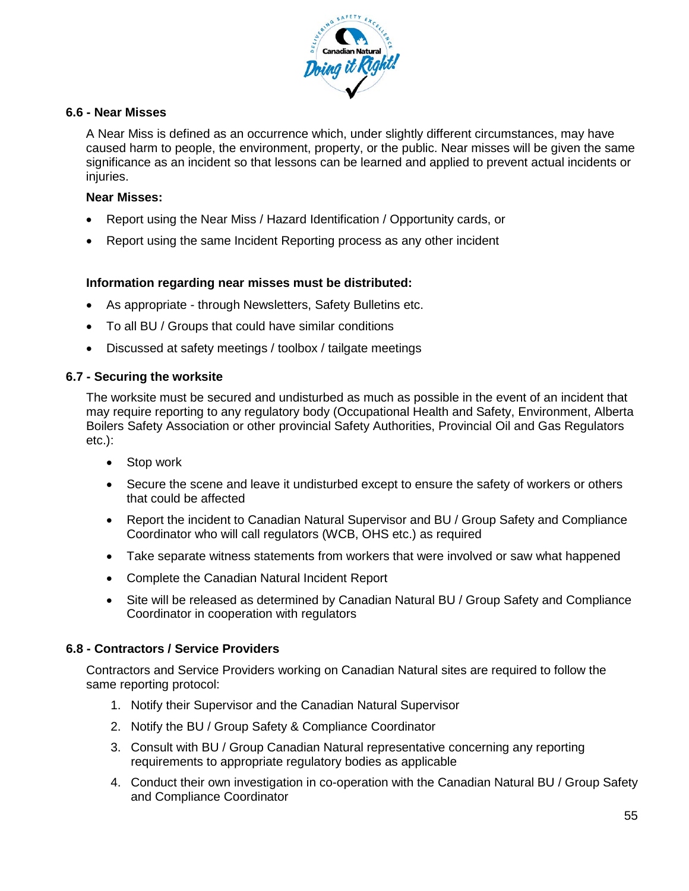### 6.6 - Near Misses

A Near Miss is defined as an occurrence which, under slightly different circumstances, may have caused harm to people, the environment, property, or the public. Near misses will be given the same significance as an incident so that lessons can be learned and applied to prevent actual incidents or injuries.

**Near Misses:**

- Report using the Near Miss / Hazard Identification / Opportunity cards, or
- Report using the same Incident Reporting process as any other incident

**Information regarding near misses must be distributed:**

- As appropriate - through Newsletters, Safety Bulletins etc.
- To all BU / Groups that could have similar conditions
- Discussed at safety meetings / toolbox / tailgate meetings

### 6.7 - Securing the worksite

The worksite must be secured and undisturbed as much as possible in the event of an incident that may require reporting to any regulatory body (Occupational Health and Safety, Environment, Alberta Boilers Safety Association or other provincial Safety Authorities, Provincial Oil and Gas Regulators etc.):

- Stop work
- Secure the scene and leave it undisturbed except to ensure the safety of workers or others that could be affected
- Report the incident to Canadian Natural Supervisor and BU / Group Safety and Compliance Coordinator who will call regulators (WCB, OHS etc.) as required
- Take separate witness statements from workers that were involved or saw what happened
- Complete the Canadian Natural Incident Report
- Site will be released as determined by Canadian Natural BU / Group Safety and Compliance Coordinator in cooperation with regulators

### 6.8 - Contractors / Service Providers

Contractors and Service Providers working on Canadian Natural sites are required to follow the same reporting protocol:

1. Notify their Supervisor and the Canadian Natural Supervisor
2. Notify the BU / Group Safety & Compliance Coordinator
3. Consult with BU / Group Canadian Natural representative concerning any reporting requirements to appropriate regulatory bodies as applicable
4. Conduct their own investigation in co-operation with the Canadian Natural BU / Group Safety and Compliance Coordinator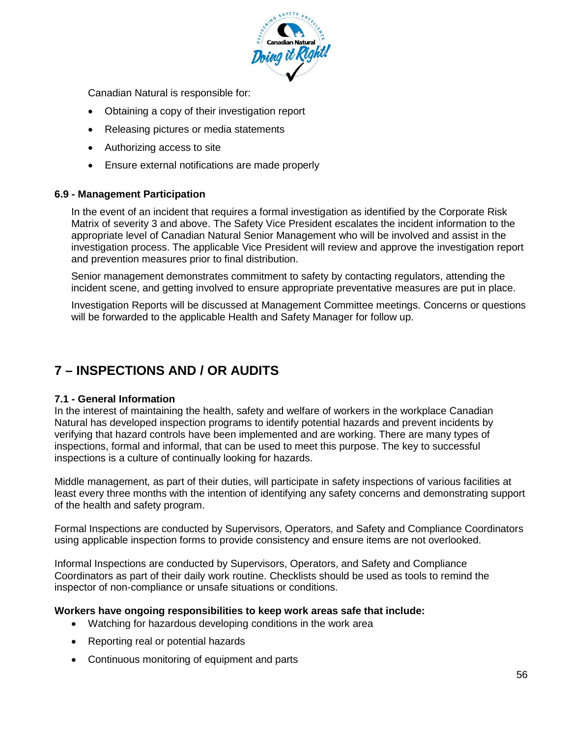Canadian Natural is responsible for:

- Obtaining a copy of their investigation report
- Releasing pictures or media statements
- Authorizing access to site
- Ensure external notifications are made properly

### 6.9 - Management Participation

In the event of an incident that requires a formal investigation as identified by the Corporate Risk Matrix of severity 3 and above. The Safety Vice President escalates the incident information to the appropriate level of Canadian Natural Senior Management who will be involved and assist in the investigation process. The applicable Vice President will review and approve the investigation report and prevention measures prior to final distribution.

Senior management demonstrates commitment to safety by contacting regulators, attending the incident scene, and getting involved to ensure appropriate preventative measures are put in place.

Investigation Reports will be discussed at Management Committee meetings. Concerns or questions will be forwarded to the applicable Health and Safety Manager for follow up.

## 7 – INSPECTIONS AND / OR AUDITS

### 7.1 - General Information

In the interest of maintaining the health, safety and welfare of workers in the workplace Canadian Natural has developed inspection programs to identify potential hazards and prevent incidents by verifying that hazard controls have been implemented and are working. There are many types of inspections, formal and informal, that can be used to meet this purpose. The key to successful inspections is a culture of continually looking for hazards.

Middle management, as part of their duties, will participate in safety inspections of various facilities at least every three months with the intention of identifying any safety concerns and demonstrating support of the health and safety program.

Formal Inspections are conducted by Supervisors, Operators, and Safety and Compliance Coordinators using applicable inspection forms to provide consistency and ensure items are not overlooked.

Informal Inspections are conducted by Supervisors, Operators, and Safety and Compliance Coordinators as part of their daily work routine. Checklists should be used as tools to remind the inspector of non-compliance or unsafe situations or conditions.

**Workers have ongoing responsibilities to keep work areas safe that include:**

- Watching for hazardous developing conditions in the work area
- Reporting real or potential hazards
- Continuous monitoring of equipment and parts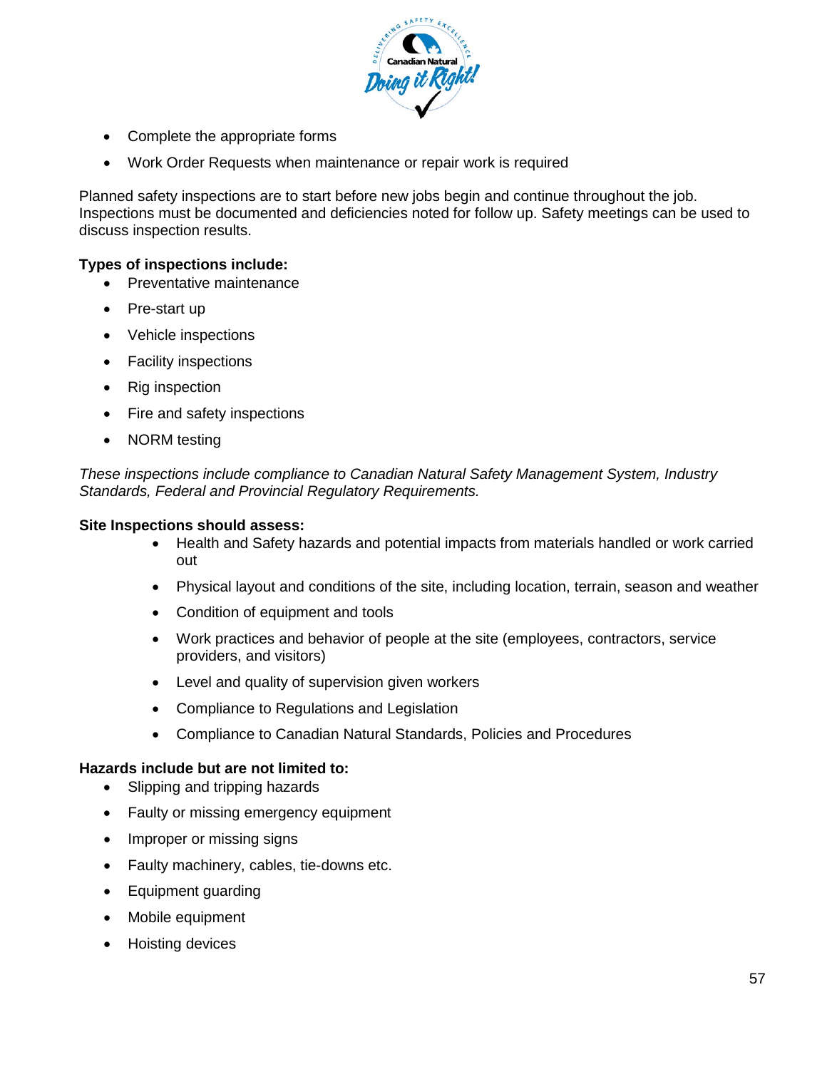- Complete the appropriate forms
- Work Order Requests when maintenance or repair work is required

Planned safety inspections are to start before new jobs begin and continue throughout the job. Inspections must be documented and deficiencies noted for follow up. Safety meetings can be used to discuss inspection results.

**Types of inspections include:**

- Preventative maintenance
- Pre-start up
- Vehicle inspections
- Facility inspections
- Rig inspection
- Fire and safety inspections
- NORM testing

*These inspections include compliance to Canadian Natural Safety Management System, Industry Standards, Federal and Provincial Regulatory Requirements.*

**Site Inspections should assess:**

- Health and Safety hazards and potential impacts from materials handled or work carried out
- Physical layout and conditions of the site, including location, terrain, season and weather
- Condition of equipment and tools
- Work practices and behavior of people at the site (employees, contractors, service providers, and visitors)
- Level and quality of supervision given workers
- Compliance to Regulations and Legislation
- Compliance to Canadian Natural Standards, Policies and Procedures

**Hazards include but are not limited to:**

- Slipping and tripping hazards
- Faulty or missing emergency equipment
- Improper or missing signs
- Faulty machinery, cables, tie-downs etc.
- Equipment guarding
- Mobile equipment
- Hoisting devices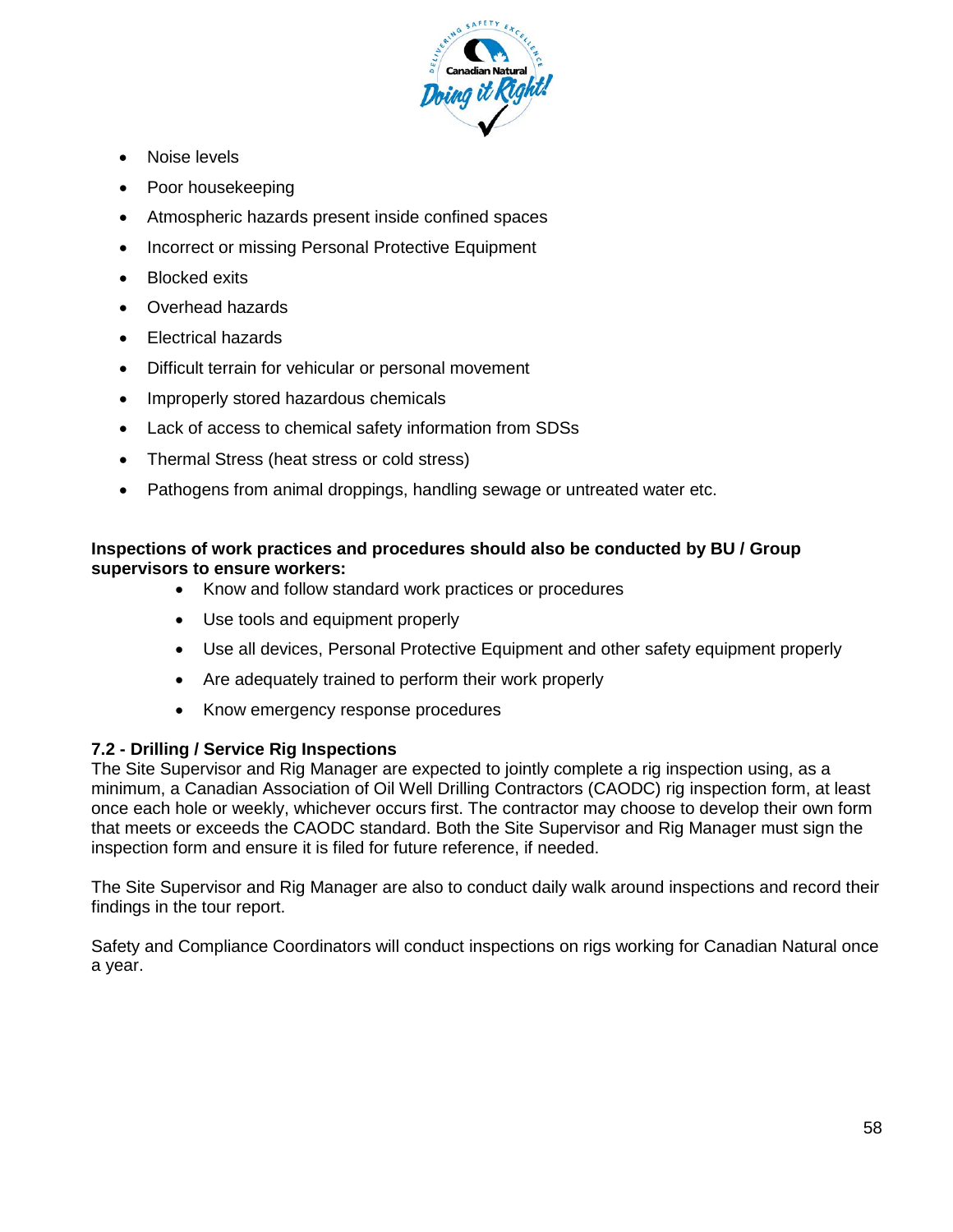- Noise levels
- Poor housekeeping
- Atmospheric hazards present inside confined spaces
- Incorrect or missing Personal Protective Equipment
- Blocked exits
- Overhead hazards
- Electrical hazards
- Difficult terrain for vehicular or personal movement
- Improperly stored hazardous chemicals
- Lack of access to chemical safety information from SDSs
- Thermal Stress (heat stress or cold stress)
- Pathogens from animal droppings, handling sewage or untreated water etc.

**Inspections of work practices and procedures should also be conducted by BU / Group supervisors to ensure workers:**

- Know and follow standard work practices or procedures
- Use tools and equipment properly
- Use all devices, Personal Protective Equipment and other safety equipment properly
- Are adequately trained to perform their work properly
- Know emergency response procedures

### 7.2 - Drilling / Service Rig Inspections

The Site Supervisor and Rig Manager are expected to jointly complete a rig inspection using, as a minimum, a Canadian Association of Oil Well Drilling Contractors (CAODC) rig inspection form, at least once each hole or weekly, whichever occurs first. The contractor may choose to develop their own form that meets or exceeds the CAODC standard. Both the Site Supervisor and Rig Manager must sign the inspection form and ensure it is filed for future reference, if needed.

The Site Supervisor and Rig Manager are also to conduct daily walk around inspections and record their findings in the tour report.

Safety and Compliance Coordinators will conduct inspections on rigs working for Canadian Natural once a year.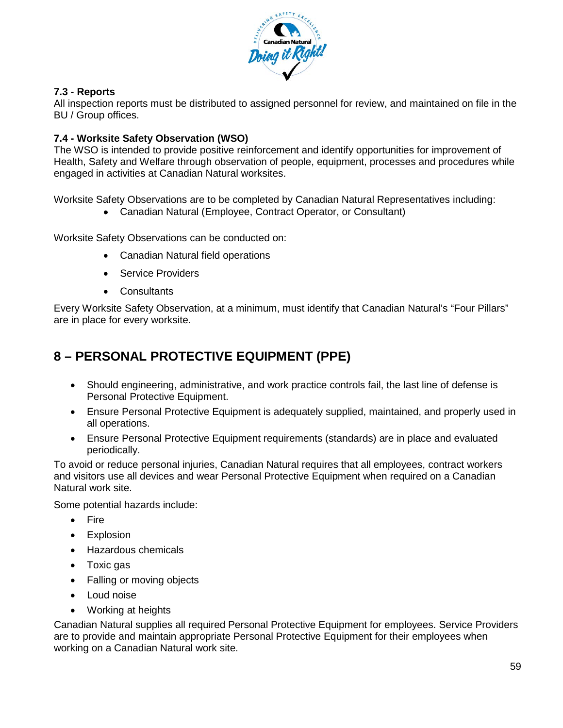### 7.3 - Reports

All inspection reports must be distributed to assigned personnel for review, and maintained on file in the BU / Group offices.

### 7.4 - Worksite Safety Observation (WSO)

The WSO is intended to provide positive reinforcement and identify opportunities for improvement of Health, Safety and Welfare through observation of people, equipment, processes and procedures while engaged in activities at Canadian Natural worksites.

Worksite Safety Observations are to be completed by Canadian Natural Representatives including:

- Canadian Natural (Employee, Contract Operator, or Consultant)

Worksite Safety Observations can be conducted on:

- Canadian Natural field operations
- Service Providers
- Consultants

Every Worksite Safety Observation, at a minimum, must identify that Canadian Natural's "Four Pillars" are in place for every worksite.

## 8 – PERSONAL PROTECTIVE EQUIPMENT (PPE)

- Should engineering, administrative, and work practice controls fail, the last line of defense is Personal Protective Equipment.
- Ensure Personal Protective Equipment is adequately supplied, maintained, and properly used in all operations.
- Ensure Personal Protective Equipment requirements (standards) are in place and evaluated periodically.

To avoid or reduce personal injuries, Canadian Natural requires that all employees, contract workers and visitors use all devices and wear Personal Protective Equipment when required on a Canadian Natural work site.

Some potential hazards include:

- Fire
- Explosion
- Hazardous chemicals
- Toxic gas
- Falling or moving objects
- Loud noise
- Working at heights

Canadian Natural supplies all required Personal Protective Equipment for employees. Service Providers are to provide and maintain appropriate Personal Protective Equipment for their employees when working on a Canadian Natural work site.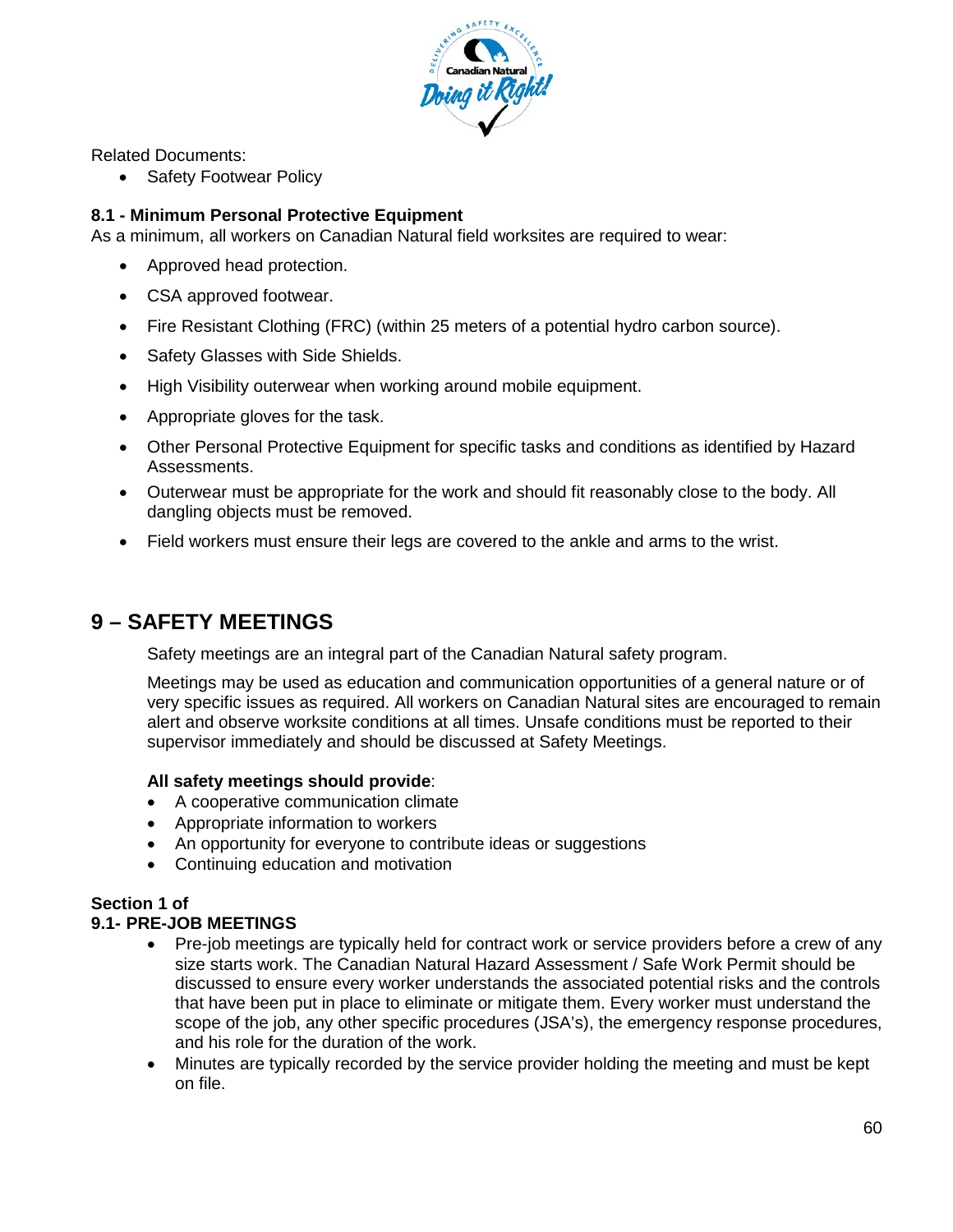Related Documents:

- Safety Footwear Policy

### 8.1 - Minimum Personal Protective Equipment

As a minimum, all workers on Canadian Natural field worksites are required to wear:

- Approved head protection.
- CSA approved footwear.
- Fire Resistant Clothing (FRC) (within 25 meters of a potential hydro carbon source).
- Safety Glasses with Side Shields.
- High Visibility outerwear when working around mobile equipment.
- Appropriate gloves for the task.
- Other Personal Protective Equipment for specific tasks and conditions as identified by Hazard Assessments.
- Outerwear must be appropriate for the work and should fit reasonably close to the body. All dangling objects must be removed.
- Field workers must ensure their legs are covered to the ankle and arms to the wrist.

## 9 – SAFETY MEETINGS

Safety meetings are an integral part of the Canadian Natural safety program.

Meetings may be used as education and communication opportunities of a general nature or of very specific issues as required. All workers on Canadian Natural sites are encouraged to remain alert and observe worksite conditions at all times. Unsafe conditions must be reported to their supervisor immediately and should be discussed at Safety Meetings.

**All safety meetings should provide**:

- A cooperative communication climate
- Appropriate information to workers
- An opportunity for everyone to contribute ideas or suggestions
- Continuing education and motivation

**Section 1 of**

### 9.1- PRE-JOB MEETINGS

- Pre-job meetings are typically held for contract work or service providers before a crew of any size starts work. The Canadian Natural Hazard Assessment / Safe Work Permit should be discussed to ensure every worker understands the associated potential risks and the controls that have been put in place to eliminate or mitigate them. Every worker must understand the scope of the job, any other specific procedures (JSA's), the emergency response procedures, and his role for the duration of the work.
- Minutes are typically recorded by the service provider holding the meeting and must be kept on file.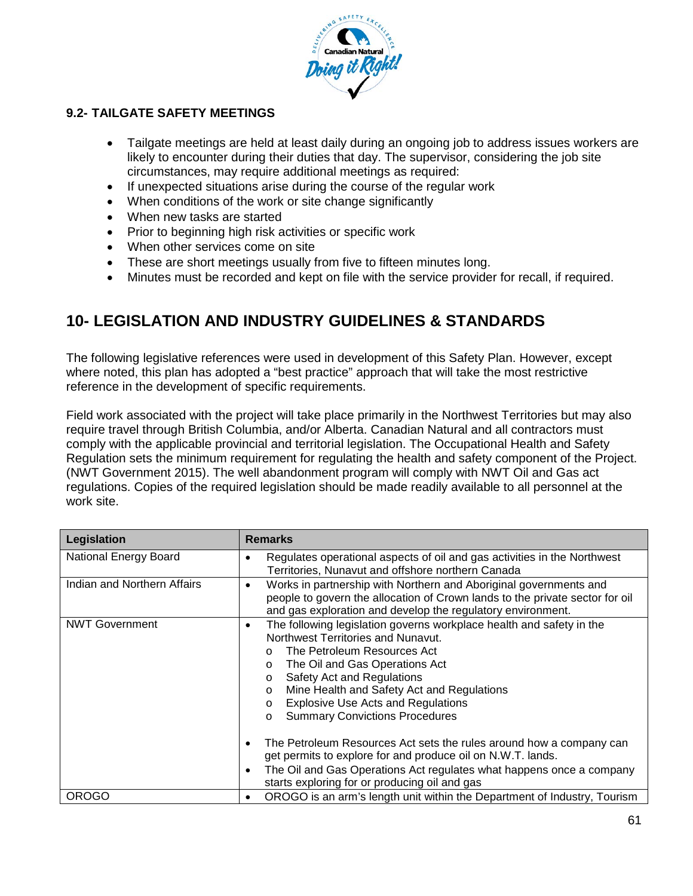### 9.2- TAILGATE SAFETY MEETINGS

- Tailgate meetings are held at least daily during an ongoing job to address issues workers are likely to encounter during their duties that day. The supervisor, considering the job site circumstances, may require additional meetings as required:
- If unexpected situations arise during the course of the regular work
- When conditions of the work or site change significantly
- When new tasks are started
- Prior to beginning high risk activities or specific work
- When other services come on site
- These are short meetings usually from five to fifteen minutes long.
- Minutes must be recorded and kept on file with the service provider for recall, if required.

## 10- LEGISLATION AND INDUSTRY GUIDELINES & STANDARDS

The following legislative references were used in development of this Safety Plan. However, except where noted, this plan has adopted a "best practice" approach that will take the most restrictive reference in the development of specific requirements.

Field work associated with the project will take place primarily in the Northwest Territories but may also require travel through British Columbia, and/or Alberta. Canadian Natural and all contractors must comply with the applicable provincial and territorial legislation. The Occupational Health and Safety Regulation sets the minimum requirement for regulating the health and safety component of the Project. (NWT Government 2015). The well abandonment program will comply with NWT Oil and Gas act regulations. Copies of the required legislation should be made readily available to all personnel at the work site.

| Legislation | Remarks |
|---|---|
| National Energy Board | • Regulates operational aspects of oil and gas activities in the Northwest Territories, Nunavut and offshore northern Canada |
| Indian and Northern Affairs | • Works in partnership with Northern and Aboriginal governments and people to govern the allocation of Crown lands to the private sector for oil and gas exploration and develop the regulatory environment. |
| NWT Government | • The following legislation governs workplace health and safety in the Northwest Territories and Nunavut.<br>o The Petroleum Resources Act<br>o The Oil and Gas Operations Act<br>o Safety Act and Regulations<br>o Mine Health and Safety Act and Regulations<br>o Explosive Use Acts and Regulations<br>o Summary Convictions Procedures<br><br>• The Petroleum Resources Act sets the rules around how a company can get permits to explore for and produce oil on N.W.T. lands.<br>• The Oil and Gas Operations Act regulates what happens once a company starts exploring for or producing oil and gas |
| OROGO | • OROGO is an arm's length unit within the Department of Industry, Tourism |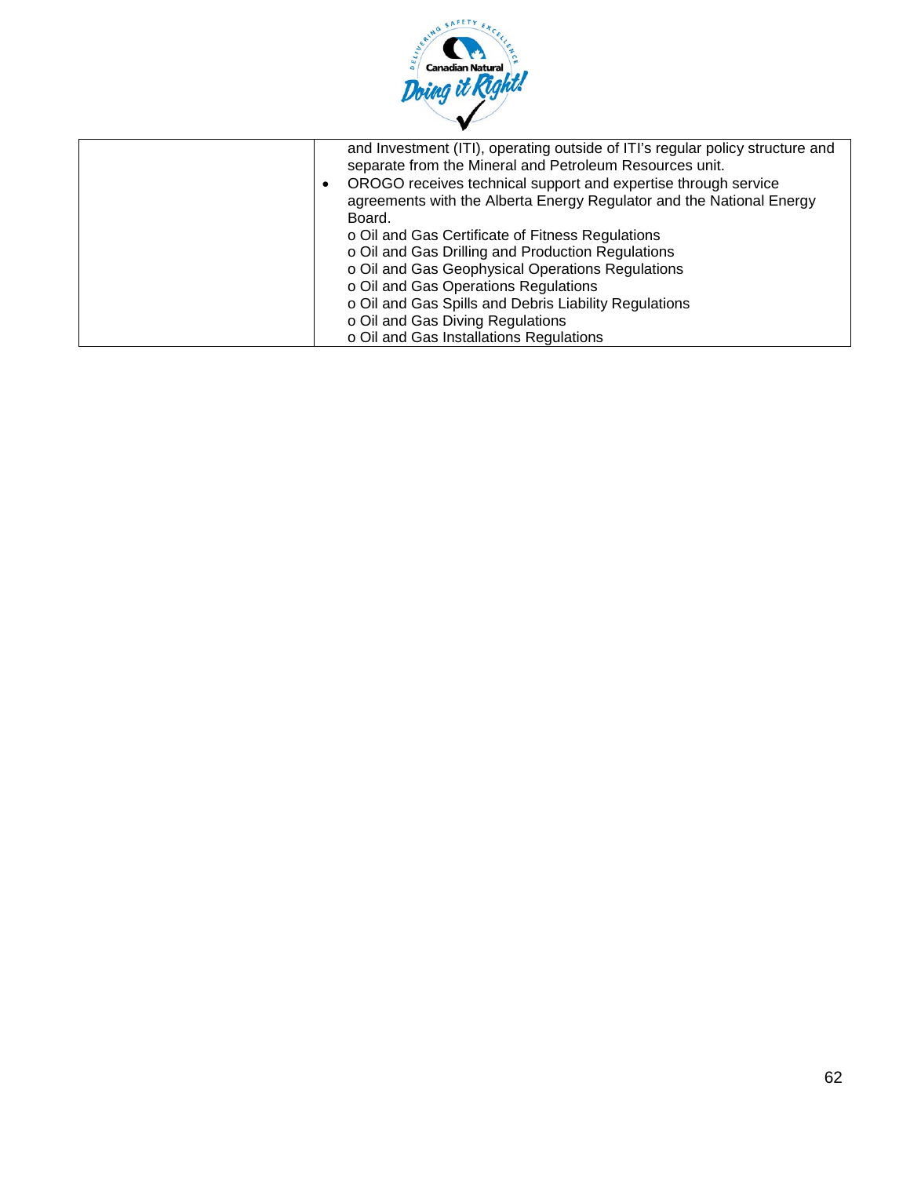|  | and Investment (ITI), operating outside of ITI's regular policy structure and separate from the Mineral and Petroleum Resources unit.<br>• OROGO receives technical support and expertise through service agreements with the Alberta Energy Regulator and the National Energy Board.<br>o Oil and Gas Certificate of Fitness Regulations<br>o Oil and Gas Drilling and Production Regulations<br>o Oil and Gas Geophysical Operations Regulations<br>o Oil and Gas Operations Regulations<br>o Oil and Gas Spills and Debris Liability Regulations<br>o Oil and Gas Diving Regulations<br>o Oil and Gas Installations Regulations |
|---|---|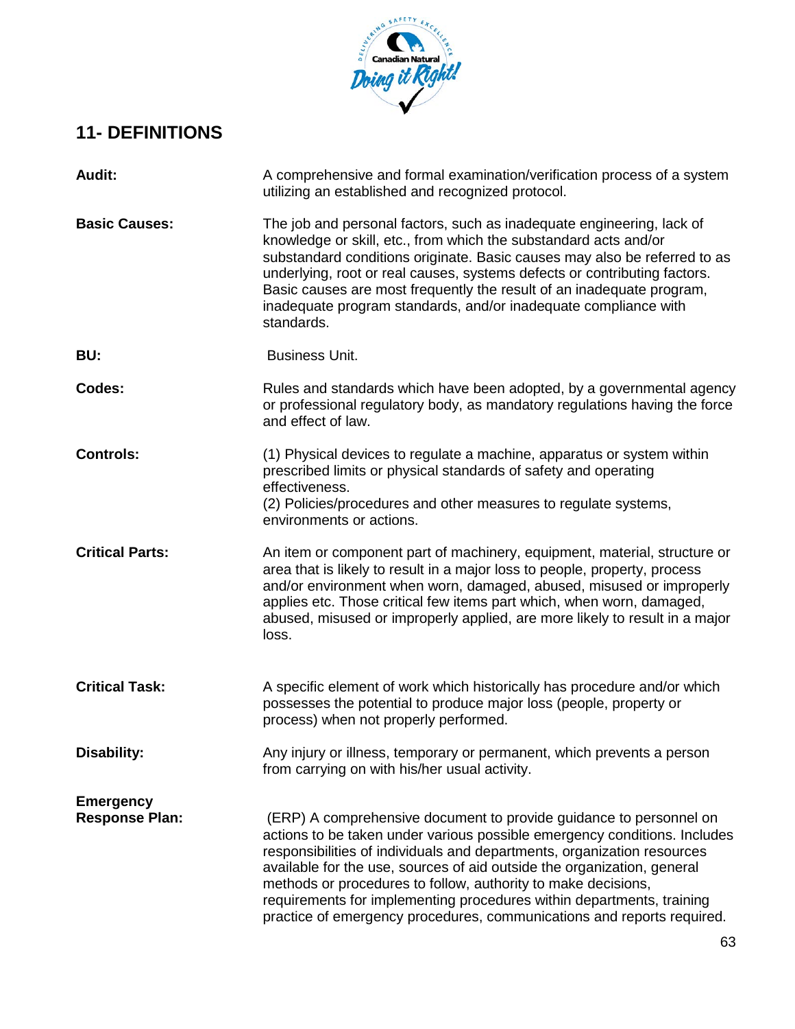## 11- DEFINITIONS

**Audit:** A comprehensive and formal examination/verification process of a system utilizing an established and recognized protocol.

**Basic Causes:** The job and personal factors, such as inadequate engineering, lack of knowledge or skill, etc., from which the substandard acts and/or substandard conditions originate. Basic causes may also be referred to as underlying, root or real causes, systems defects or contributing factors. Basic causes are most frequently the result of an inadequate program, inadequate program standards, and/or inadequate compliance with standards.

**BU:** Business Unit.

**Codes:** Rules and standards which have been adopted, by a governmental agency or professional regulatory body, as mandatory regulations having the force and effect of law.

**Controls:** (1) Physical devices to regulate a machine, apparatus or system within prescribed limits or physical standards of safety and operating effectiveness.
(2) Policies/procedures and other measures to regulate systems, environments or actions.

**Critical Parts:** An item or component part of machinery, equipment, material, structure or area that is likely to result in a major loss to people, property, process and/or environment when worn, damaged, abused, misused or improperly applies etc. Those critical few items part which, when worn, damaged, abused, misused or improperly applied, are more likely to result in a major loss.

**Critical Task:** A specific element of work which historically has procedure and/or which possesses the potential to produce major loss (people, property or process) when not properly performed.

**Disability:** Any injury or illness, temporary or permanent, which prevents a person from carrying on with his/her usual activity.

**Emergency Response Plan:** (ERP) A comprehensive document to provide guidance to personnel on actions to be taken under various possible emergency conditions. Includes responsibilities of individuals and departments, organization resources available for the use, sources of aid outside the organization, general methods or procedures to follow, authority to make decisions, requirements for implementing procedures within departments, training practice of emergency procedures, communications and reports required.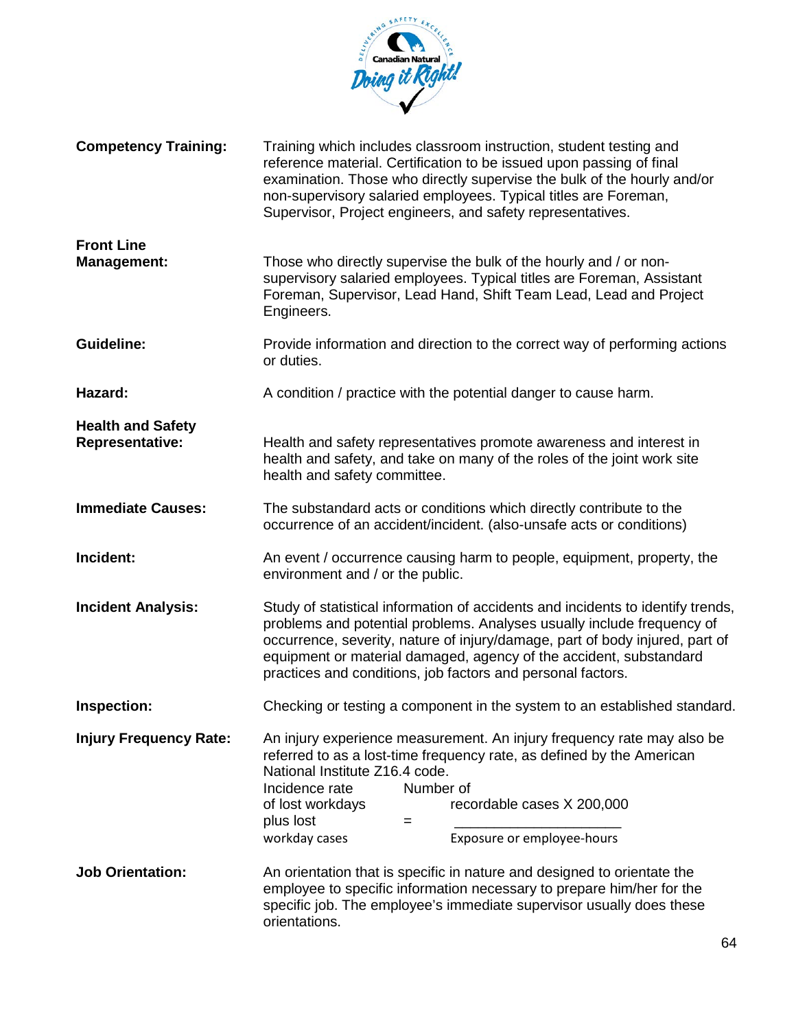**Competency Training:** Training which includes classroom instruction, student testing and reference material. Certification to be issued upon passing of final examination. Those who directly supervise the bulk of the hourly and/or non-supervisory salaried employees. Typical titles are Foreman, Supervisor, Project engineers, and safety representatives.

**Front Line Management:** Those who directly supervise the bulk of the hourly and / or non-supervisory salaried employees. Typical titles are Foreman, Assistant Foreman, Supervisor, Lead Hand, Shift Team Lead, Lead and Project Engineers.

**Guideline:** Provide information and direction to the correct way of performing actions or duties.

**Hazard:** A condition / practice with the potential danger to cause harm.

**Health and Safety Representative:** Health and safety representatives promote awareness and interest in health and safety, and take on many of the roles of the joint work site health and safety committee.

**Immediate Causes:** The substandard acts or conditions which directly contribute to the occurrence of an accident/incident. (also-unsafe acts or conditions)

**Incident:** An event / occurrence causing harm to people, equipment, property, the environment and / or the public.

**Incident Analysis:** Study of statistical information of accidents and incidents to identify trends, problems and potential problems. Analyses usually include frequency of occurrence, severity, nature of injury/damage, part of body injured, part of equipment or material damaged, agency of the accident, substandard practices and conditions, job factors and personal factors.

**Inspection:** Checking or testing a component in the system to an established standard.

**Injury Frequency Rate:** An injury experience measurement. An injury frequency rate may also be referred to as a lost-time frequency rate, as defined by the American National Institute Z16.4 code.

$$\text{Incidence rate of lost workdays plus lost workday cases} = \frac{\text{Number of recordable cases} \times 200{,}000}{\text{Exposure or employee-hours}}$$

**Job Orientation:** An orientation that is specific in nature and designed to orientate the employee to specific information necessary to prepare him/her for the specific job. The employee's immediate supervisor usually does these orientations.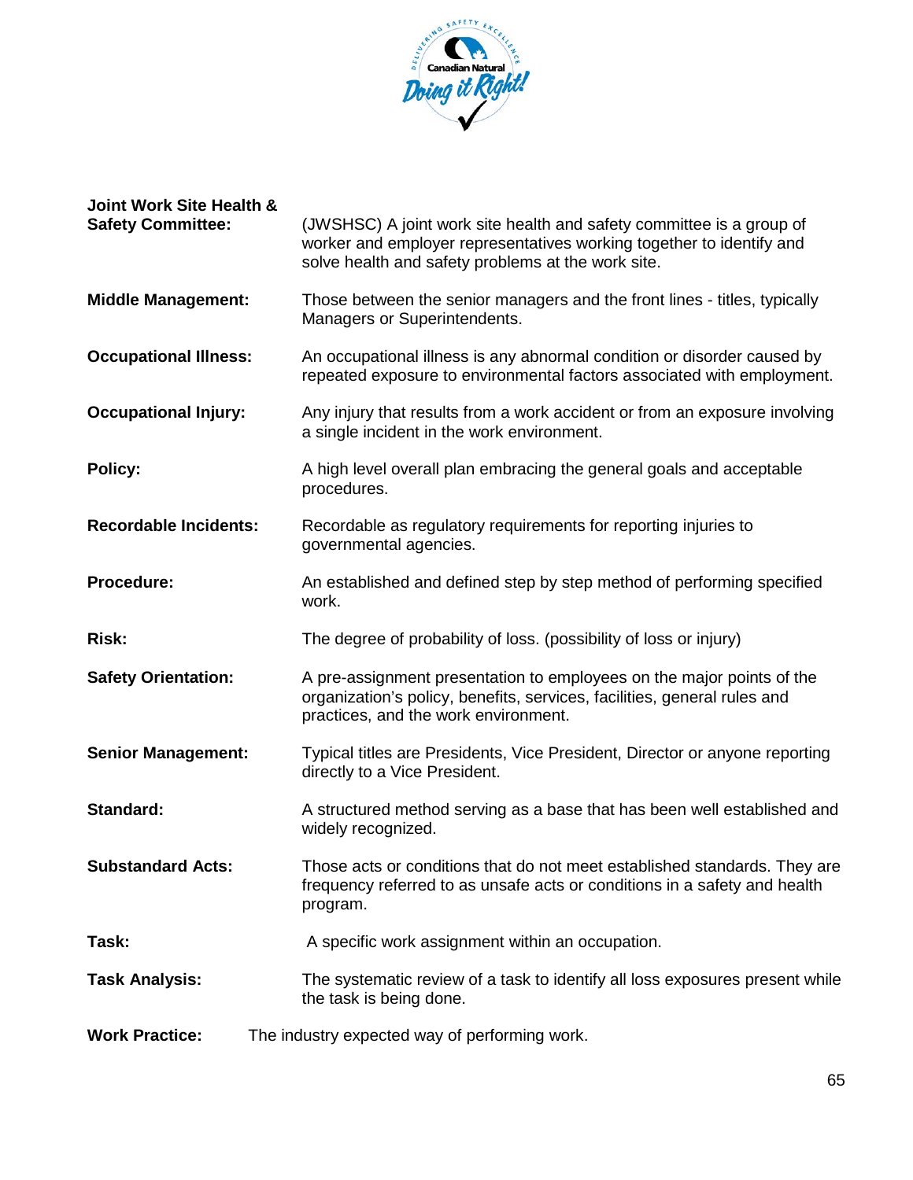**Joint Work Site Health & Safety Committee:** (JWSHSC) A joint work site health and safety committee is a group of worker and employer representatives working together to identify and solve health and safety problems at the work site.

**Middle Management:** Those between the senior managers and the front lines - titles, typically Managers or Superintendents.

**Occupational Illness:** An occupational illness is any abnormal condition or disorder caused by repeated exposure to environmental factors associated with employment.

**Occupational Injury:** Any injury that results from a work accident or from an exposure involving a single incident in the work environment.

**Policy:** A high level overall plan embracing the general goals and acceptable procedures.

**Recordable Incidents:** Recordable as regulatory requirements for reporting injuries to governmental agencies.

**Procedure:** An established and defined step by step method of performing specified work.

**Risk:** The degree of probability of loss. (possibility of loss or injury)

**Safety Orientation:** A pre-assignment presentation to employees on the major points of the organization's policy, benefits, services, facilities, general rules and practices, and the work environment.

**Senior Management:** Typical titles are Presidents, Vice President, Director or anyone reporting directly to a Vice President.

**Standard:** A structured method serving as a base that has been well established and widely recognized.

**Substandard Acts:** Those acts or conditions that do not meet established standards. They are frequency referred to as unsafe acts or conditions in a safety and health program.

**Task:** A specific work assignment within an occupation.

**Task Analysis:** The systematic review of a task to identify all loss exposures present while the task is being done.

**Work Practice:** The industry expected way of performing work.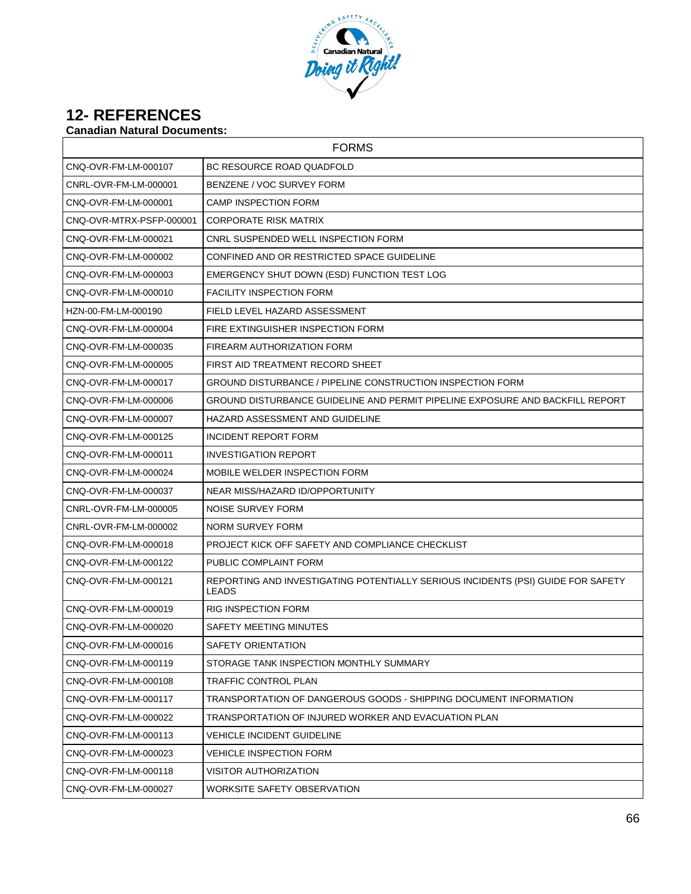## 12- REFERENCES

**Canadian Natural Documents:**

| FORMS | |
|---|---|
| CNQ-OVR-FM-LM-000107 | BC RESOURCE ROAD QUADFOLD |
| CNRL-OVR-FM-LM-000001 | BENZENE / VOC SURVEY FORM |
| CNQ-OVR-FM-LM-000001 | CAMP INSPECTION FORM |
| CNQ-OVR-MTRX-PSFP-000001 | CORPORATE RISK MATRIX |
| CNQ-OVR-FM-LM-000021 | CNRL SUSPENDED WELL INSPECTION FORM |
| CNQ-OVR-FM-LM-000002 | CONFINED AND OR RESTRICTED SPACE GUIDELINE |
| CNQ-OVR-FM-LM-000003 | EMERGENCY SHUT DOWN (ESD) FUNCTION TEST LOG |
| CNQ-OVR-FM-LM-000010 | FACILITY INSPECTION FORM |
| HZN-00-FM-LM-000190 | FIELD LEVEL HAZARD ASSESSMENT |
| CNQ-OVR-FM-LM-000004 | FIRE EXTINGUISHER INSPECTION FORM |
| CNQ-OVR-FM-LM-000035 | FIREARM AUTHORIZATION FORM |
| CNQ-OVR-FM-LM-000005 | FIRST AID TREATMENT RECORD SHEET |
| CNQ-OVR-FM-LM-000017 | GROUND DISTURBANCE / PIPELINE CONSTRUCTION INSPECTION FORM |
| CNQ-OVR-FM-LM-000006 | GROUND DISTURBANCE GUIDELINE AND PERMIT PIPELINE EXPOSURE AND BACKFILL REPORT |
| CNQ-OVR-FM-LM-000007 | HAZARD ASSESSMENT AND GUIDELINE |
| CNQ-OVR-FM-LM-000125 | INCIDENT REPORT FORM |
| CNQ-OVR-FM-LM-000011 | INVESTIGATION REPORT |
| CNQ-OVR-FM-LM-000024 | MOBILE WELDER INSPECTION FORM |
| CNQ-OVR-FM-LM-000037 | NEAR MISS/HAZARD ID/OPPORTUNITY |
| CNRL-OVR-FM-LM-000005 | NOISE SURVEY FORM |
| CNRL-OVR-FM-LM-000002 | NORM SURVEY FORM |
| CNQ-OVR-FM-LM-000018 | PROJECT KICK OFF SAFETY AND COMPLIANCE CHECKLIST |
| CNQ-OVR-FM-LM-000122 | PUBLIC COMPLAINT FORM |
| CNQ-OVR-FM-LM-000121 | REPORTING AND INVESTIGATING POTENTIALLY SERIOUS INCIDENTS (PSI) GUIDE FOR SAFETY LEADS |
| CNQ-OVR-FM-LM-000019 | RIG INSPECTION FORM |
| CNQ-OVR-FM-LM-000020 | SAFETY MEETING MINUTES |
| CNQ-OVR-FM-LM-000016 | SAFETY ORIENTATION |
| CNQ-OVR-FM-LM-000119 | STORAGE TANK INSPECTION MONTHLY SUMMARY |
| CNQ-OVR-FM-LM-000108 | TRAFFIC CONTROL PLAN |
| CNQ-OVR-FM-LM-000117 | TRANSPORTATION OF DANGEROUS GOODS - SHIPPING DOCUMENT INFORMATION |
| CNQ-OVR-FM-LM-000022 | TRANSPORTATION OF INJURED WORKER AND EVACUATION PLAN |
| CNQ-OVR-FM-LM-000113 | VEHICLE INCIDENT GUIDELINE |
| CNQ-OVR-FM-LM-000023 | VEHICLE INSPECTION FORM |
| CNQ-OVR-FM-LM-000118 | VISITOR AUTHORIZATION |
| CNQ-OVR-FM-LM-000027 | WORKSITE SAFETY OBSERVATION |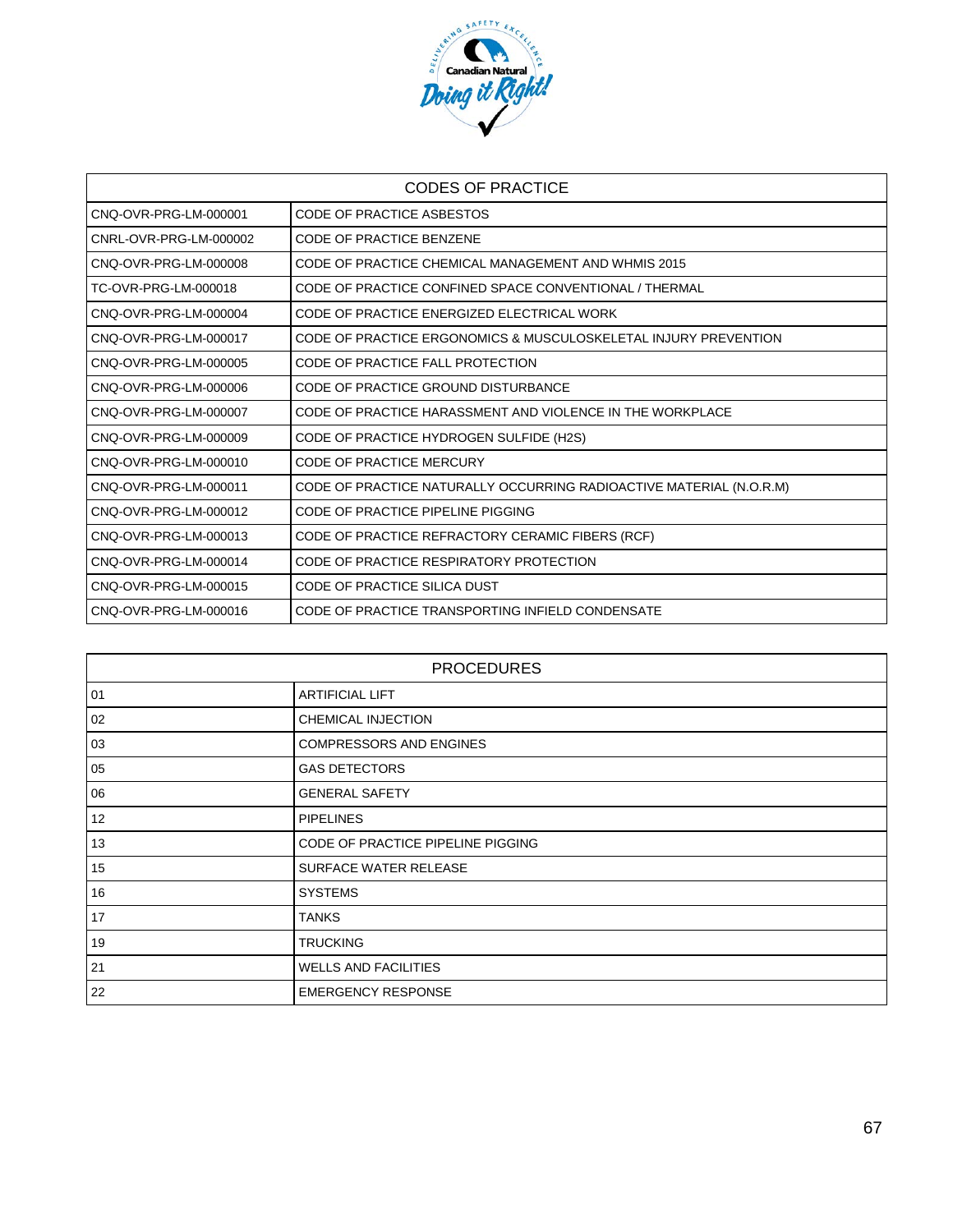| CODES OF PRACTICE | |
|---|---|
| CNQ-OVR-PRG-LM-000001 | CODE OF PRACTICE ASBESTOS |
| CNRL-OVR-PRG-LM-000002 | CODE OF PRACTICE BENZENE |
| CNQ-OVR-PRG-LM-000008 | CODE OF PRACTICE CHEMICAL MANAGEMENT AND WHMIS 2015 |
| TC-OVR-PRG-LM-000018 | CODE OF PRACTICE CONFINED SPACE CONVENTIONAL / THERMAL |
| CNQ-OVR-PRG-LM-000004 | CODE OF PRACTICE ENERGIZED ELECTRICAL WORK |
| CNQ-OVR-PRG-LM-000017 | CODE OF PRACTICE ERGONOMICS & MUSCULOSKELETAL INJURY PREVENTION |
| CNQ-OVR-PRG-LM-000005 | CODE OF PRACTICE FALL PROTECTION |
| CNQ-OVR-PRG-LM-000006 | CODE OF PRACTICE GROUND DISTURBANCE |
| CNQ-OVR-PRG-LM-000007 | CODE OF PRACTICE HARASSMENT AND VIOLENCE IN THE WORKPLACE |
| CNQ-OVR-PRG-LM-000009 | CODE OF PRACTICE HYDROGEN SULFIDE (H2S) |
| CNQ-OVR-PRG-LM-000010 | CODE OF PRACTICE MERCURY |
| CNQ-OVR-PRG-LM-000011 | CODE OF PRACTICE NATURALLY OCCURRING RADIOACTIVE MATERIAL (N.O.R.M) |
| CNQ-OVR-PRG-LM-000012 | CODE OF PRACTICE PIPELINE PIGGING |
| CNQ-OVR-PRG-LM-000013 | CODE OF PRACTICE REFRACTORY CERAMIC FIBERS (RCF) |
| CNQ-OVR-PRG-LM-000014 | CODE OF PRACTICE RESPIRATORY PROTECTION |
| CNQ-OVR-PRG-LM-000015 | CODE OF PRACTICE SILICA DUST |
| CNQ-OVR-PRG-LM-000016 | CODE OF PRACTICE TRANSPORTING INFIELD CONDENSATE |

| PROCEDURES | |
|---|---|
| 01 | ARTIFICIAL LIFT |
| 02 | CHEMICAL INJECTION |
| 03 | COMPRESSORS AND ENGINES |
| 05 | GAS DETECTORS |
| 06 | GENERAL SAFETY |
| 12 | PIPELINES |
| 13 | CODE OF PRACTICE PIPELINE PIGGING |
| 15 | SURFACE WATER RELEASE |
| 16 | SYSTEMS |
| 17 | TANKS |
| 19 | TRUCKING |
| 21 | WELLS AND FACILITIES |
| 22 | EMERGENCY RESPONSE |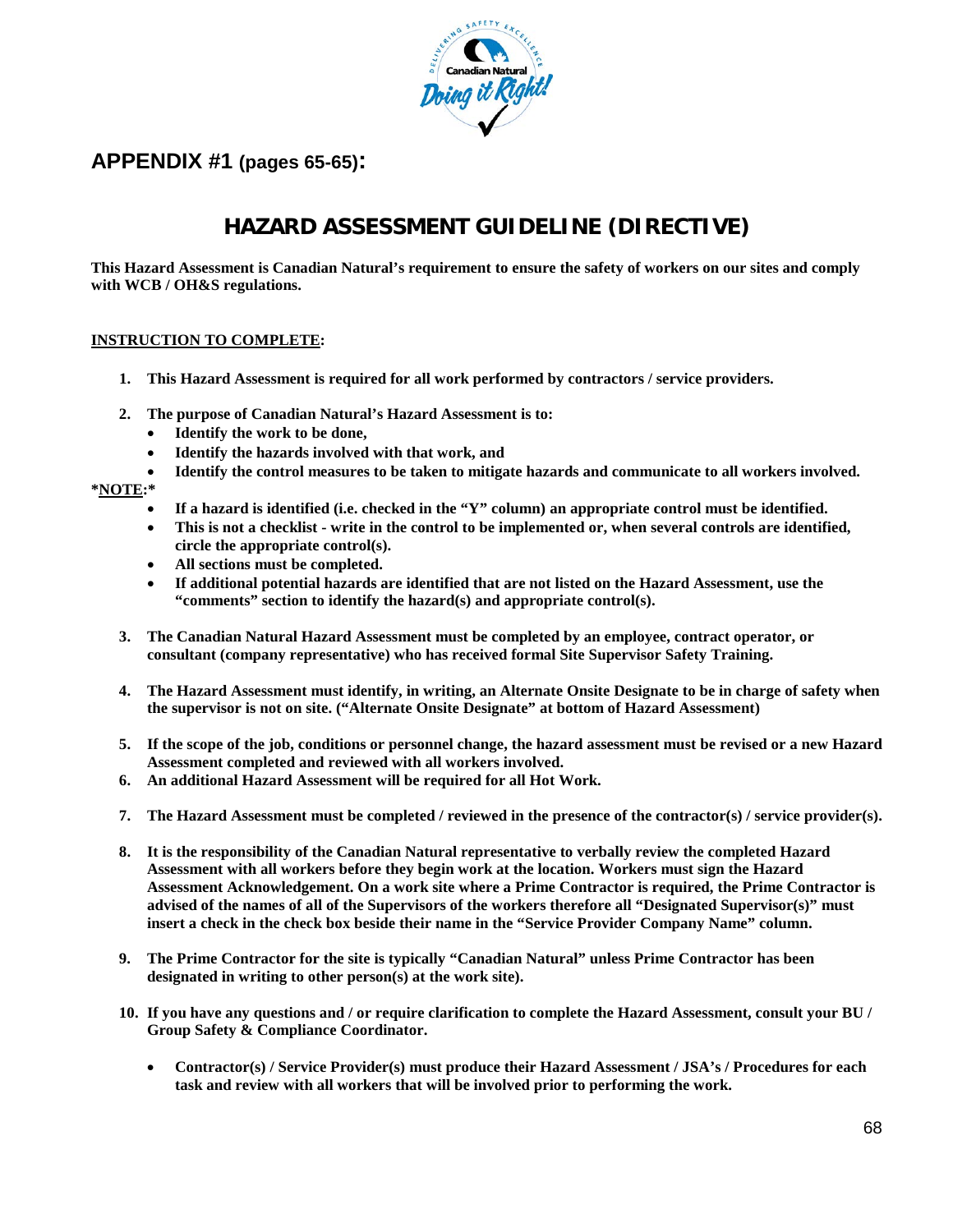## APPENDIX #1 (pages 65-65):

# HAZARD ASSESSMENT GUIDELINE (DIRECTIVE)

**This Hazard Assessment is Canadian Natural's requirement to ensure the safety of workers on our sites and comply with WCB / OH&S regulations.**

**INSTRUCTION TO COMPLETE:**

1. **This Hazard Assessment is required for all work performed by contractors / service providers.**
2. **The purpose of Canadian Natural's Hazard Assessment is to:**
   - **Identify the work to be done,**
   - **Identify the hazards involved with that work, and**
   - **Identify the control measures to be taken to mitigate hazards and communicate to all workers involved.**

**\*NOTE:\***

- **If a hazard is identified (i.e. checked in the "Y" column) an appropriate control must be identified.**
- **This is not a checklist - write in the control to be implemented or, when several controls are identified, circle the appropriate control(s).**
- **All sections must be completed.**
- **If additional potential hazards are identified that are not listed on the Hazard Assessment, use the "comments" section to identify the hazard(s) and appropriate control(s).**

3. **The Canadian Natural Hazard Assessment must be completed by an employee, contract operator, or consultant (company representative) who has received formal Site Supervisor Safety Training.**
4. **The Hazard Assessment must identify, in writing, an Alternate Onsite Designate to be in charge of safety when the supervisor is not on site. ("Alternate Onsite Designate" at bottom of Hazard Assessment)**
5. **If the scope of the job, conditions or personnel change, the hazard assessment must be revised or a new Hazard Assessment completed and reviewed with all workers involved.**
6. **An additional Hazard Assessment will be required for all Hot Work.**
7. **The Hazard Assessment must be completed / reviewed in the presence of the contractor(s) / service provider(s).**
8. **It is the responsibility of the Canadian Natural representative to verbally review the completed Hazard Assessment with all workers before they begin work at the location. Workers must sign the Hazard Assessment Acknowledgement. On a work site where a Prime Contractor is required, the Prime Contractor is advised of the names of all of the Supervisors of the workers therefore all "Designated Supervisor(s)" must insert a check in the check box beside their name in the "Service Provider Company Name" column.**
9. **The Prime Contractor for the site is typically "Canadian Natural" unless Prime Contractor has been designated in writing to other person(s) at the work site).**
10. **If you have any questions and / or require clarification to complete the Hazard Assessment, consult your BU / Group Safety & Compliance Coordinator.**
    - **Contractor(s) / Service Provider(s) must produce their Hazard Assessment / JSA's / Procedures for each task and review with all workers that will be involved prior to performing the work.**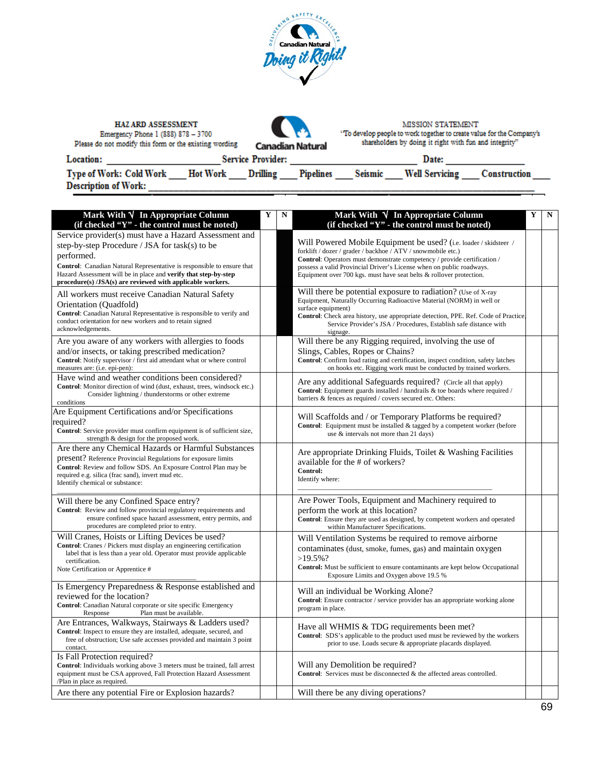DELIVERING SAFETY EXCELLENCE
Canadian Natural
Doing it Right!

**HAZARD ASSESSMENT**
Emergency Phone 1 (888) 878 – 3700
Please do not modify this form or the existing wording

Canadian Natural

**MISSION STATEMENT**
"To develop people to work together to create value for the Company's shareholders by doing it right with fun and integrity"

**Location:** ____________________ **Service Provider:** ____________________ **Date:** ______________

**Type of Work:** Cold Work ___ Hot Work ___ Drilling ___ Pipelines ___ Seismic ___ Well Servicing ___ Construction ___

**Description of Work:** ______________________________________________________________

| Mark With √ In Appropriate Column (if checked "Y" - the control must be noted) | Y | N | Mark With √ In Appropriate Column (if checked "Y" - the control must be noted) | Y | N |
|---|---|---|---|---|---|
| Service provider(s) must have a Hazard Assessment and step-by-step Procedure / JSA for task(s) to be performed. **Control**: Canadian Natural Representative is responsible to ensure that Hazard Assessment will be in place and **verify that step-by-step procedure(s) /JSA(s) are reviewed with applicable workers.** | | | Will Powered Mobile Equipment be used? (i.e. loader / skidsteer / forklift / dozer / grader / backhoe / ATV / snowmobile etc.) **Control**: Operators must demonstrate competency / provide certification / possess a valid Provincial Driver's License when on public roadways. Equipment over 700 kgs. must have seat belts & rollover protection. | | |
| All workers must receive Canadian Natural Safety Orientation (Quadfold) **Control**: Canadian Natural Representative is responsible to verify and conduct orientation for new workers and to retain signed acknowledgements. | | | Will there be potential exposure to radiation? (Use of X-ray Equipment, Naturally Occurring Radioactive Material (NORM) in well or surface equipment) **Control**: Check area history, use appropriate detection, PPE. Ref. Code of Practice, Service Provider's JSA / Procedures, Establish safe distance with signage. | | |
| Are you aware of any workers with allergies to foods and/or insects, or taking prescribed medication? **Control**: Notify supervisor / first aid attendant what or where control measures are: (i.e. epi-pen): | | | Will there be any Rigging required, involving the use of Slings, Cables, Ropes or Chains? **Control**: Confirm load rating and certification, inspect condition, safety latches on hooks etc. Rigging work must be conducted by trained workers. | | |
| Have wind and weather conditions been considered? **Control**: Monitor direction of wind (dust, exhaust, trees, windsock etc.) Consider lightning / thunderstorms or other extreme conditions | | | Are any additional Safeguards required? (Circle all that apply) **Control**: Equipment guards installed / handrails & toe boards where required / barriers & fences as required / covers secured etc. Others: | | |
| Are Equipment Certifications and/or Specifications required? **Control**: Service provider must confirm equipment is of sufficient size, strength & design for the proposed work. | | | Will Scaffolds and / or Temporary Platforms be required? **Control**: Equipment must be installed & tagged by a competent worker (before use & intervals not more than 21 days) | | |
| Are there any Chemical Hazards or Harmful Substances present? Reference Provincial Regulations for exposure limits **Control**: Review and follow SDS. An Exposure Control Plan may be required e.g. silica (frac sand), invert mud etc. Identify chemical or substance: ____________ | | | Are appropriate Drinking Fluids, Toilet & Washing Facilities available for the # of workers? **Control:** Identify where: ____________ | | |
| Will there be any Confined Space entry? **Control**: Review and follow provincial regulatory requirements and ensure confined space hazard assessment, entry permits, and procedures are completed prior to entry. | | | Are Power Tools, Equipment and Machinery required to perform the work at this location? **Control**: Ensure they are used as designed, by competent workers and operated within Manufacturer Specifications. | | |
| Will Cranes, Hoists or Lifting Devices be used? **Control**: Cranes / Pickers must display an engineering certification label that is less than a year old. Operator must provide applicable certification. Note Certification or Apprentice # ____________ | | | Will Ventilation Systems be required to remove airborne contaminates (dust, smoke, fumes, gas) and maintain oxygen >19.5%? **Control:** Must be sufficient to ensure contaminants are kept below Occupational Exposure Limits and Oxygen above 19.5 % | | |
| Is Emergency Preparedness & Response established and reviewed for the location? **Control**: Canadian Natural corporate or site specific Emergency Response Plan must be available. | | | Will an individual be Working Alone? **Control**: Ensure contractor / service provider has an appropriate working alone program in place. | | |
| Are Entrances, Walkways, Stairways & Ladders used? **Control**: Inspect to ensure they are installed, adequate, secured, and free of obstruction; Use safe accesses provided and maintain 3 point contact. | | | Have all WHMIS & TDG requirements been met? **Control**: SDS's applicable to the product used must be reviewed by the workers prior to use. Loads secure & appropriate placards displayed. | | |
| Is Fall Protection required? **Control**: Individuals working above 3 meters must be trained, fall arrest equipment must be CSA approved, Fall Protection Hazard Assessment /Plan in place as required. | | | Will any Demolition be required? **Control**: Services must be disconnected & the affected areas controlled. | | |
| Are there any potential Fire or Explosion hazards? | | | Will there be any diving operations? | | |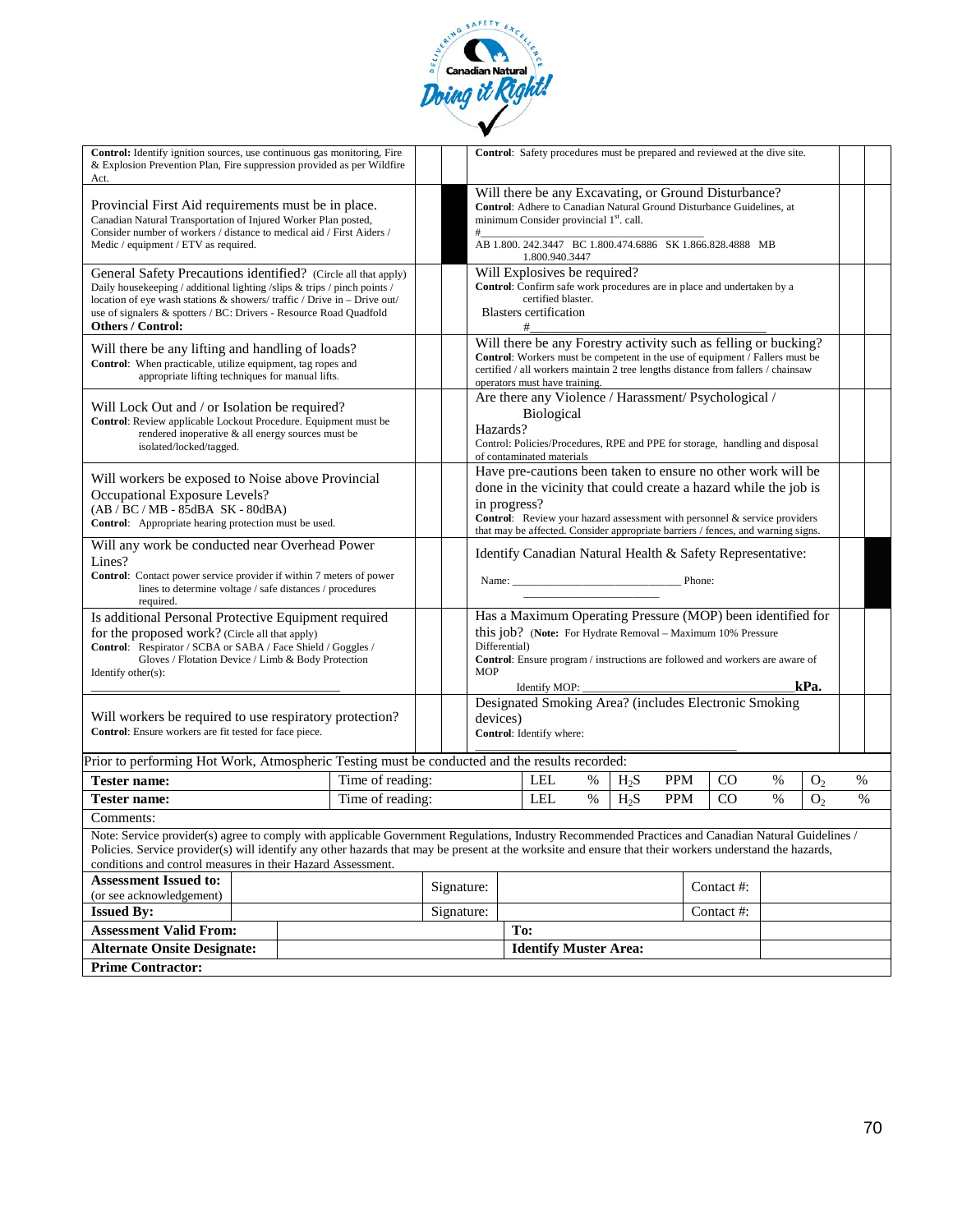| | | | | | |
|---|---|---|---|---|---|
| **Control:** Identify ignition sources, use continuous gas monitoring, Fire & Explosion Prevention Plan, Fire suppression provided as per Wildfire Act. | | | **Control**: Safety procedures must be prepared and reviewed at the dive site. | | |
| Provincial First Aid requirements must be in place. Canadian Natural Transportation of Injured Worker Plan posted, Consider number of workers / distance to medical aid / First Aiders / Medic / equipment / ETV as required. | | | Will there be any Excavating, or Ground Disturbance? **Control**: Adhere to Canadian Natural Ground Disturbance Guidelines, at minimum Consider provincial 1st. call. #\_\_\_\_\_\_\_\_\_\_ AB 1.800. 242.3447 BC 1.800.474.6886 SK 1.866.828.4888 MB 1.800.940.3447 | | |
| General Safety Precautions identified? (Circle all that apply) Daily housekeeping / additional lighting /slips & trips / pinch points / location of eye wash stations & showers/ traffic / Drive in – Drive out/ use of signalers & spotters / BC: Drivers - Resource Road Quadfold **Others / Control:** | | | Will Explosives be required? **Control**: Confirm safe work procedures are in place and undertaken by a certified blaster. Blasters certification #\_\_\_\_\_\_\_\_\_\_ | | |
| Will there be any lifting and handling of loads? **Control**: When practicable, utilize equipment, tag ropes and appropriate lifting techniques for manual lifts. | | | Will there be any Forestry activity such as felling or bucking? **Control**: Workers must be competent in the use of equipment / Fallers must be certified / all workers maintain 2 tree lengths distance from fallers / chainsaw operators must have training. | | |
| Will Lock Out and / or Isolation be required? **Control**: Review applicable Lockout Procedure. Equipment must be rendered inoperative & all energy sources must be isolated/locked/tagged. | | | Are there any Violence / Harassment/ Psychological / Biological Hazards? Control: Policies/Procedures, RPE and PPE for storage, handling and disposal of contaminated materials | | |
| Will workers be exposed to Noise above Provincial Occupational Exposure Levels? (AB / BC / MB - 85dBA SK - 80dBA) **Control**: Appropriate hearing protection must be used. | | | Have pre-cautions been taken to ensure no other work will be done in the vicinity that could create a hazard while the job is in progress? **Control**: Review your hazard assessment with personnel & service providers that may be affected. Consider appropriate barriers / fences, and warning signs. | | |
| Will any work be conducted near Overhead Power Lines? **Control**: Contact power service provider if within 7 meters of power lines to determine voltage / safe distances / procedures required. | | | Identify Canadian Natural Health & Safety Representative: Name: \_\_\_\_\_\_\_\_\_\_ Phone: \_\_\_\_\_\_\_\_\_\_ | | |
| Is additional Personal Protective Equipment required for the proposed work? (Circle all that apply) **Control**: Respirator / SCBA or SABA / Face Shield / Goggles / Gloves / Flotation Device / Limb & Body Protection Identify other(s): \_\_\_\_\_\_\_\_\_\_ | | | Has a Maximum Operating Pressure (MOP) been identified for this job? (**Note:** For Hydrate Removal – Maximum 10% Pressure Differential) **Control**: Ensure program / instructions are followed and workers are aware of MOP Identify MOP: \_\_\_\_\_\_\_\_\_\_ **kPa.** | | |
| Will workers be required to use respiratory protection? **Control**: Ensure workers are fit tested for face piece. | | | Designated Smoking Area? (includes Electronic Smoking devices) **Control**: Identify where: \_\_\_\_\_\_\_\_\_\_ | | |

Prior to performing Hot Work, Atmospheric Testing must be conducted and the results recorded:

| | | | | | | | | | |
|---|---|---|---|---|---|---|---|---|---|
| **Tester name:** | Time of reading: | LEL | % | $H_2S$ | PPM | CO | % | $O_2$ | % |
| **Tester name:** | Time of reading: | LEL | % | $H_2S$ | PPM | CO | % | $O_2$ | % |

Comments:

Note: Service provider(s) agree to comply with applicable Government Regulations, Industry Recommended Practices and Canadian Natural Guidelines / Policies. Service provider(s) will identify any other hazards that may be present at the worksite and ensure that their workers understand the hazards, conditions and control measures in their Hazard Assessment.

| | | | | | |
|---|---|---|---|---|---|
| **Assessment Issued to:** (or see acknowledgement) | | Signature: | | Contact #: | |
| **Issued By:** | | Signature: | | Contact #: | |

| | | | |
|---|---|---|---|
| **Assessment Valid From:** | | **To:** | |
| **Alternate Onsite Designate:** | | **Identify Muster Area:** | |
| **Prime Contractor:** | | | |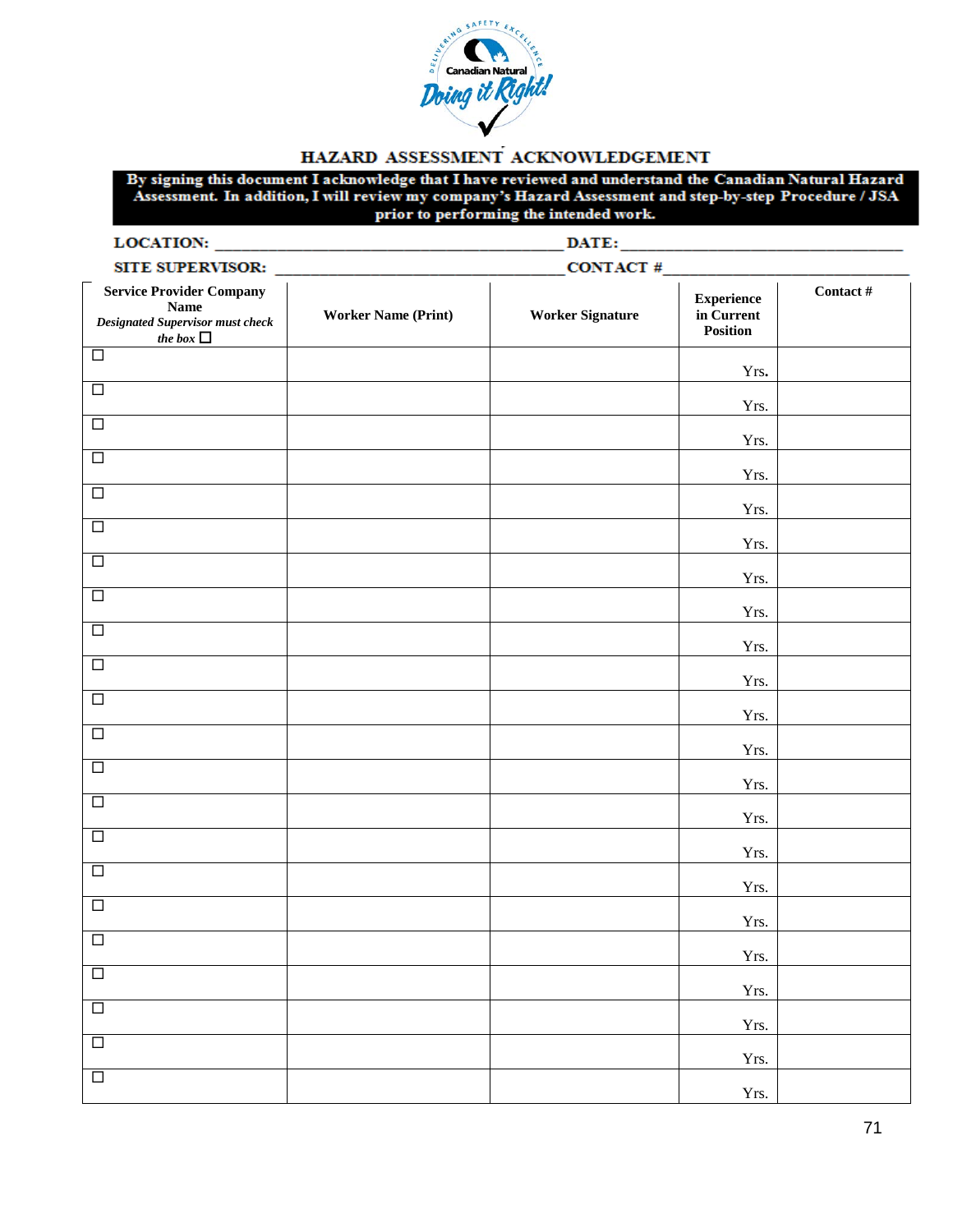# HAZARD ASSESSMENT ACKNOWLEDGEMENT

**By signing this document I acknowledge that I have reviewed and understand the Canadian Natural Hazard Assessment. In addition, I will review my company's Hazard Assessment and step-by-step Procedure / JSA prior to performing the intended work.**

**LOCATION:** ______________________________ **DATE:** ______________________________

**SITE SUPERVISOR:** ______________________________ **CONTACT #** ______________________________

| **Service Provider Company Name** *Designated Supervisor must check the box* ☐ | **Worker Name (Print)** | **Worker Signature** | **Experience in Current Position** | **Contact #** |
|---|---|---|---|---|
| ☐ | | | Yrs. | |
| ☐ | | | Yrs. | |
| ☐ | | | Yrs. | |
| ☐ | | | Yrs. | |
| ☐ | | | Yrs. | |
| ☐ | | | Yrs. | |
| ☐ | | | Yrs. | |
| ☐ | | | Yrs. | |
| ☐ | | | Yrs. | |
| ☐ | | | Yrs. | |
| ☐ | | | Yrs. | |
| ☐ | | | Yrs. | |
| ☐ | | | Yrs. | |
| ☐ | | | Yrs. | |
| ☐ | | | Yrs. | |
| ☐ | | | Yrs. | |
| ☐ | | | Yrs. | |
| ☐ | | | Yrs. | |
| ☐ | | | Yrs. | |
| ☐ | | | Yrs. | |
| ☐ | | | Yrs. | |
| ☐ | | | Yrs. | |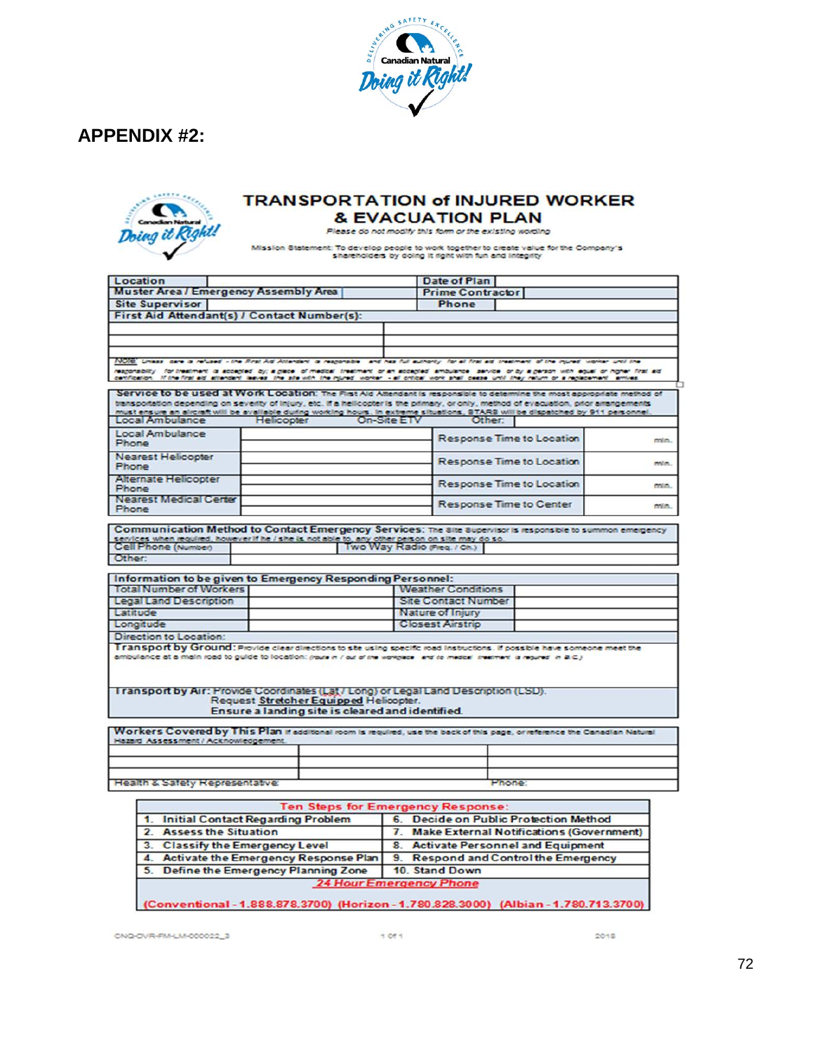## APPENDIX #2:

# TRANSPORTATION of INJURED WORKER & EVACUATION PLAN

*Please do not modify this form or the existing wording*

Mission Statement: To develop people to work together to create value for the Company's shareholders by doing it right with fun and integrity

| Location | | Date of Plan | |
|---|---|---|---|
| Muster Area / Emergency Assembly Area | | Prime Contractor | |
| Site Supervisor | | Phone | |

**First Aid Attendant(s) / Contact Number(s):**

| | |
|---|---|
| | |
| | |
| | |

NOTE: Unless care is refused - the First Aid Attendant is responsible and has full authority for all first aid treatment of the injured worker until the responsibility for treatment is accepted by: a place of medical treatment or an accepted ambulance service or by a person with equal or higher first aid certification. If the first aid attendant leaves the site with the injured worker - all critical work shall cease until they return or a replacement arrives.

**Service to be used at Work Location:** The First Aid Attendant is responsible to determine the most appropriate method of transportation depending on severity of injury, etc. If a helicopter is the primary, or only, method of evacuation, prior arrangements must ensure an aircraft will be available during working hours. In extreme situations, STARS will be dispatched by 911 personnel.

Local Ambulance | Helicopter | On-Site ETV | Other:

| | | | |
|---|---|---|---|
| Local Ambulance Phone | | Response Time to Location | min. |
| Nearest Helicopter Phone | | Response Time to Location | min. |
| Alternate Helicopter Phone | | Response Time to Location | min. |
| Nearest Medical Center Phone | | Response Time to Center | min. |

**Communication Method to Contact Emergency Services:** The site supervisor is responsible to summon emergency services when required, however if he / she is not able to, any other person on site may do so.

| | | | |
|---|---|---|---|
| Cell Phone (Number) | | Two Way Radio (Freq. / Ch.) | |
| Other: | | | |

**Information to be given to Emergency Responding Personnel:**

| | | | |
|---|---|---|---|
| Total Number of Workers | | Weather Conditions | |
| Legal Land Description | | Site Contact Number | |
| Latitude | | Nature of Injury | |
| Longitude | | Closest Airstrip | |

**Direction to Location:**

**Transport by Ground:** Provide clear directions to site using specific road instructions. If possible have someone meet the ambulance at a main road to guide to location: (route in / out of the workplace and to medical treatment is required in B.C.)

**Transport by Air:** Provide Coordinates (Lat / Long) or Legal Land Description (LSD).
Request Stretcher Equipped Helicopter.
Ensure a landing site is cleared and identified.

**Workers Covered by This Plan** If additional room is required, use the back of this page, or reference the Canadian Natural Hazard Assessment / Acknowledgement.

| | | |
|---|---|---|
| | | |
| | | |
| Health & Safety Representative: | | Phone: |

| Ten Steps for Emergency Response: | |
|---|---|
| 1. Initial Contact Regarding Problem | 6. Decide on Public Protection Method |
| 2. Assess the Situation | 7. Make External Notifications (Government) |
| 3. Classify the Emergency Level | 8. Activate Personnel and Equipment |
| 4. Activate the Emergency Response Plan | 9. Respond and Control the Emergency |
| 5. Define the Emergency Planning Zone | 10. Stand Down |

**24 Hour Emergency Phone**

(Conventional - 1.888.878.3700) (Horizon - 1.780.828.3000) (Albian - 1.780.713.3700)

CNQ-OVR-FM-LM-000022_3 1 of 1 2018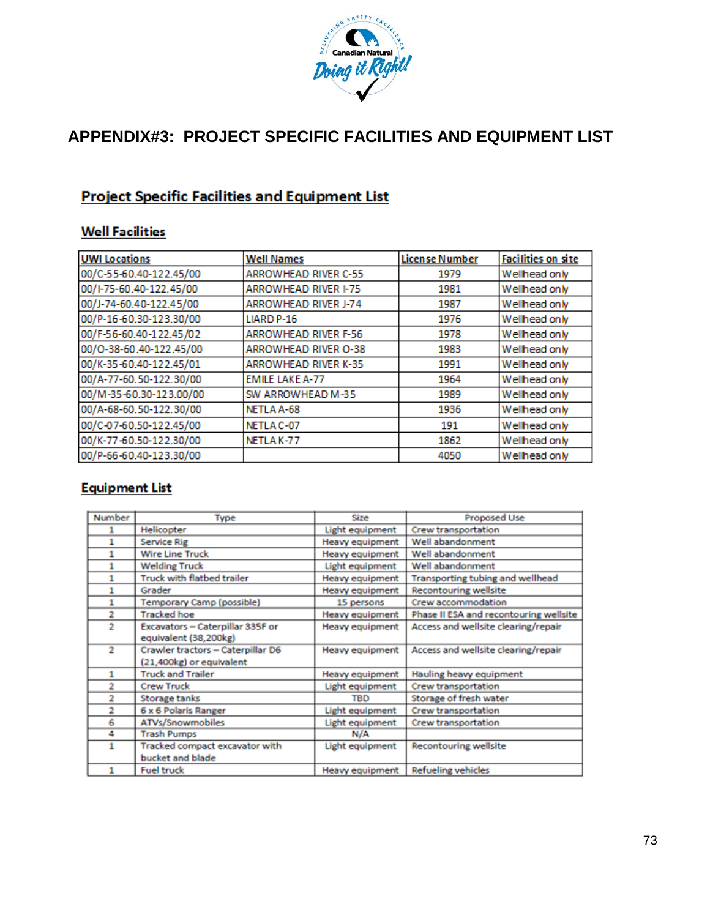# APPENDIX#3: PROJECT SPECIFIC FACILITIES AND EQUIPMENT LIST

## Project Specific Facilities and Equipment List

### Well Facilities

| UWI Locations | Well Names | License Number | Facilities on site |
|---|---|---|---|
| 00/C-55-60.40-122.45/00 | ARROWHEAD RIVER C-55 | 1979 | Wellhead only |
| 00/I-75-60.40-122.45/00 | ARROWHEAD RIVER I-75 | 1981 | Wellhead only |
| 00/J-74-60.40-122.45/00 | ARROWHEAD RIVER J-74 | 1987 | Wellhead only |
| 00/P-16-60.30-123.30/00 | LIARD P-16 | 1976 | Wellhead only |
| 00/F-56-60.40-122.45/02 | ARROWHEAD RIVER F-56 | 1978 | Wellhead only |
| 00/O-38-60.40-122.45/00 | ARROWHEAD RIVER O-38 | 1983 | Wellhead only |
| 00/K-35-60.40-122.45/01 | ARROWHEAD RIVER K-35 | 1991 | Wellhead only |
| 00/A-77-60.50-122.30/00 | EMILE LAKE A-77 | 1964 | Wellhead only |
| 00/M-35-60.30-123.00/00 | SW ARROWHEAD M-35 | 1989 | Wellhead only |
| 00/A-68-60.50-122.30/00 | NETLA A-68 | 1936 | Wellhead only |
| 00/C-07-60.50-122.45/00 | NETLA C-07 | 191 | Wellhead only |
| 00/K-77-60.50-122.30/00 | NETLA K-77 | 1862 | Wellhead only |
| 00/P-66-60.40-123.30/00 | | 4050 | Wellhead only |

### Equipment List

| Number | Type | Size | Proposed Use |
|---|---|---|---|
| 1 | Helicopter | Light equipment | Crew transportation |
| 1 | Service Rig | Heavy equipment | Well abandonment |
| 1 | Wire Line Truck | Heavy equipment | Well abandonment |
| 1 | Welding Truck | Light equipment | Well abandonment |
| 1 | Truck with flatbed trailer | Heavy equipment | Transporting tubing and wellhead |
| 1 | Grader | Heavy equipment | Recontouring wellsite |
| 1 | Temporary Camp (possible) | 15 persons | Crew accommodation |
| 2 | Tracked hoe | Heavy equipment | Phase II ESA and recontouring wellsite |
| 2 | Excavators – Caterpillar 335F or equivalent (38,200kg) | Heavy equipment | Access and wellsite clearing/repair |
| 2 | Crawler tractors – Caterpillar D6 (21,400kg) or equivalent | Heavy equipment | Access and wellsite clearing/repair |
| 1 | Truck and Trailer | Heavy equipment | Hauling heavy equipment |
| 2 | Crew Truck | Light equipment | Crew transportation |
| 2 | Storage tanks | TBD | Storage of fresh water |
| 2 | 6 x 6 Polaris Ranger | Light equipment | Crew transportation |
| 6 | ATVs/Snowmobiles | Light equipment | Crew transportation |
| 4 | Trash Pumps | N/A | |
| 1 | Tracked compact excavator with bucket and blade | Light equipment | Recontouring wellsite |
| 1 | Fuel truck | Heavy equipment | Refueling vehicles |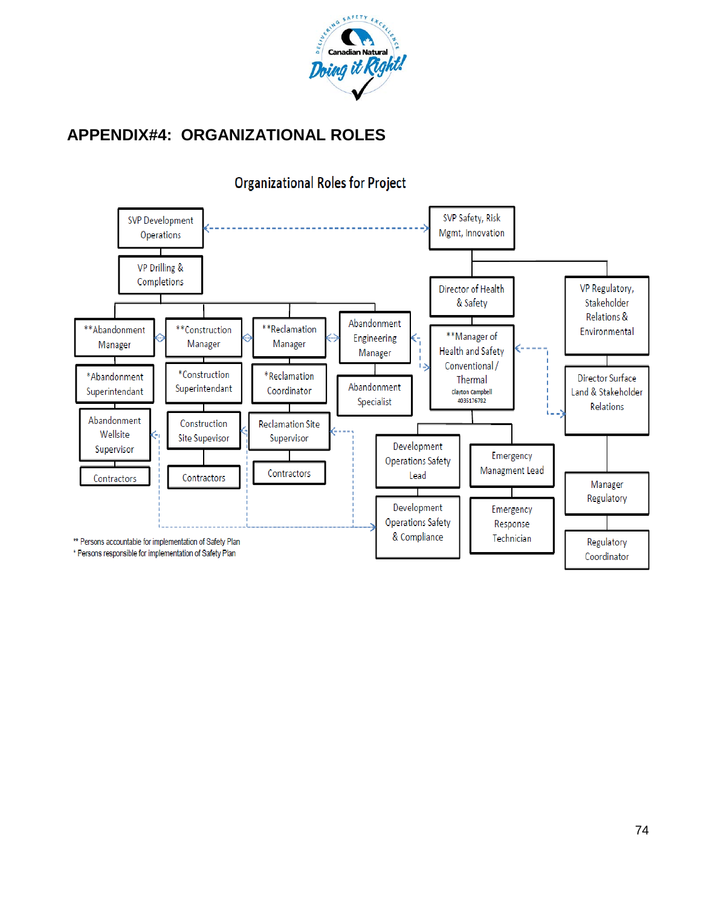# APPENDIX#4: ORGANIZATIONAL ROLES

Organizational Roles for Project

SVP Development Operations

SVP Safety, Risk Mgmt, Innovation

VP Drilling & Completions

Director of Health & Safety

VP Regulatory, Stakeholder Relations & Environmental

**Abandonment Manager

**Construction Manager

**Reclamation Manager

Abandonment Engineering Manager

**Manager of Health and Safety Conventional / Thermal
Clayton Campbell
4035176782

*Abandonment Superintendant

*Construction Superintendant

*Reclamation Coordinator

Abandonment Specialist

Director Surface Land & Stakeholder Relations

Abandonment Wellsite Supervisor

Construction Site Supevisor

Reclamation Site Supervisor

Development Operations Safety Lead

Emergency Managment Lead

Contractors

Contractors

Contractors

Development Operations Safety & Compliance

Emergency Response Technician

Manager Regulatory

Regulatory Coordinator

** Persons accountable for implementation of Safety Plan
* Persons responsible for implementation of Safety Plan